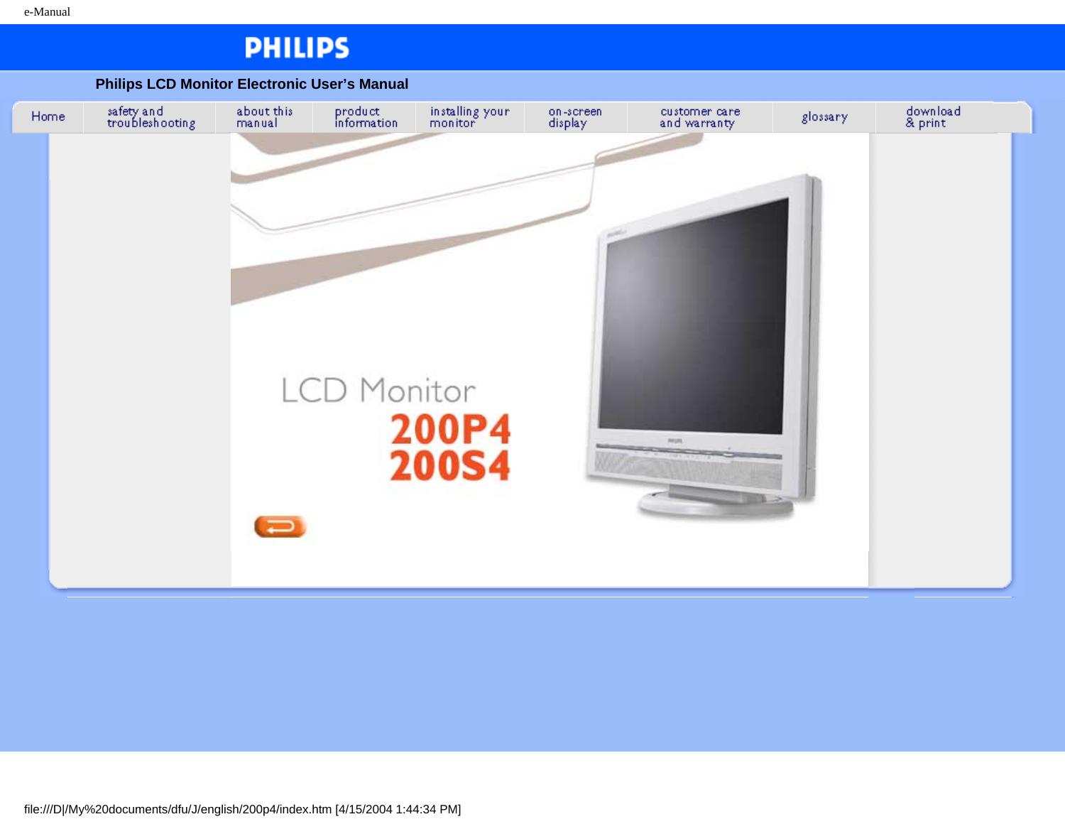# PHILIPS

**Philips LCD Monitor Electronic User's Manual**

Home | safety and troubleshooting | about this manual | product information | installing your monitor | on-screen display | customer care and warranty | glossary | download & print

LCD Monitor
**200P4**
**200S4**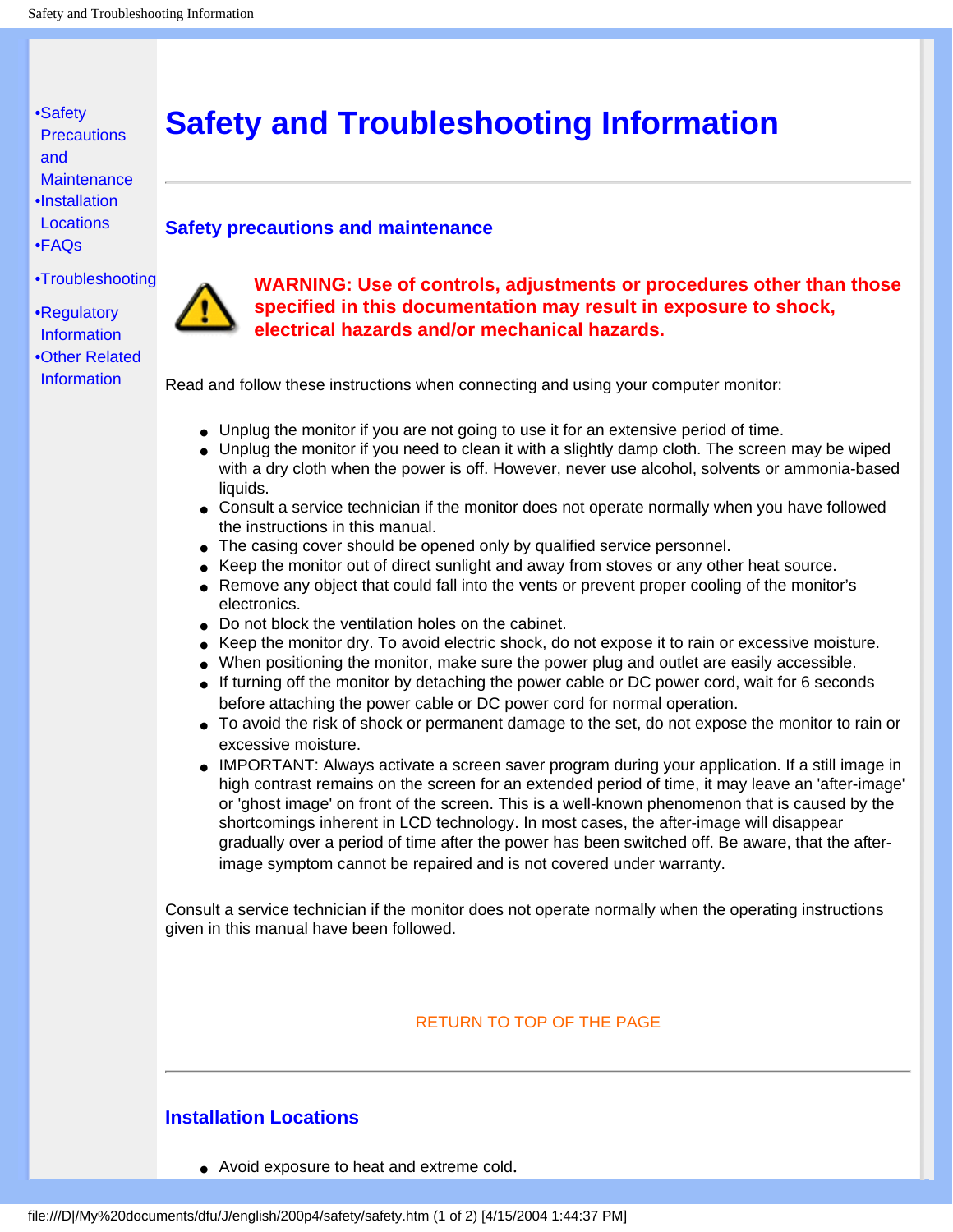- •Safety Precautions and Maintenance
- •Installation Locations
- •FAQs
- •Troubleshooting
- •Regulatory Information
- •Other Related Information

# Safety and Troubleshooting Information

## Safety precautions and maintenance

**WARNING: Use of controls, adjustments or procedures other than those specified in this documentation may result in exposure to shock, electrical hazards and/or mechanical hazards.**

Read and follow these instructions when connecting and using your computer monitor:

- Unplug the monitor if you are not going to use it for an extensive period of time.
- Unplug the monitor if you need to clean it with a slightly damp cloth. The screen may be wiped with a dry cloth when the power is off. However, never use alcohol, solvents or ammonia-based liquids.
- Consult a service technician if the monitor does not operate normally when you have followed the instructions in this manual.
- The casing cover should be opened only by qualified service personnel.
- Keep the monitor out of direct sunlight and away from stoves or any other heat source.
- Remove any object that could fall into the vents or prevent proper cooling of the monitor's electronics.
- Do not block the ventilation holes on the cabinet.
- Keep the monitor dry. To avoid electric shock, do not expose it to rain or excessive moisture.
- When positioning the monitor, make sure the power plug and outlet are easily accessible.
- If turning off the monitor by detaching the power cable or DC power cord, wait for 6 seconds before attaching the power cable or DC power cord for normal operation.
- To avoid the risk of shock or permanent damage to the set, do not expose the monitor to rain or excessive moisture.
- IMPORTANT: Always activate a screen saver program during your application. If a still image in high contrast remains on the screen for an extended period of time, it may leave an 'after-image' or 'ghost image' on front of the screen. This is a well-known phenomenon that is caused by the shortcomings inherent in LCD technology. In most cases, the after-image will disappear gradually over a period of time after the power has been switched off. Be aware, that the after-image symptom cannot be repaired and is not covered under warranty.

Consult a service technician if the monitor does not operate normally when the operating instructions given in this manual have been followed.

RETURN TO TOP OF THE PAGE

## Installation Locations

- Avoid exposure to heat and extreme cold.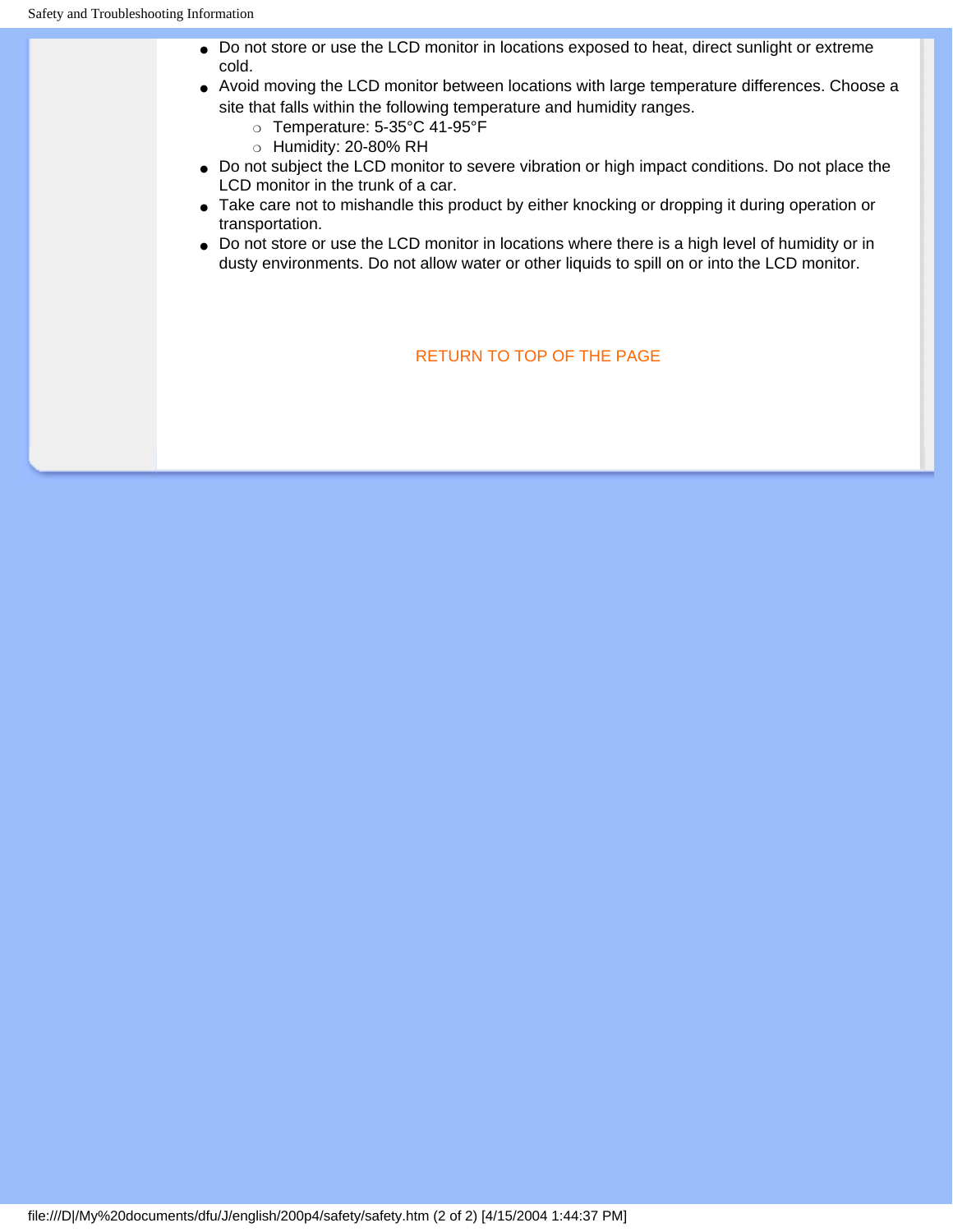- Do not store or use the LCD monitor in locations exposed to heat, direct sunlight or extreme cold.
- Avoid moving the LCD monitor between locations with large temperature differences. Choose a site that falls within the following temperature and humidity ranges.
  - Temperature: 5-35°C 41-95°F
  - Humidity: 20-80% RH
- Do not subject the LCD monitor to severe vibration or high impact conditions. Do not place the LCD monitor in the trunk of a car.
- Take care not to mishandle this product by either knocking or dropping it during operation or transportation.
- Do not store or use the LCD monitor in locations where there is a high level of humidity or in dusty environments. Do not allow water or other liquids to spill on or into the LCD monitor.

RETURN TO TOP OF THE PAGE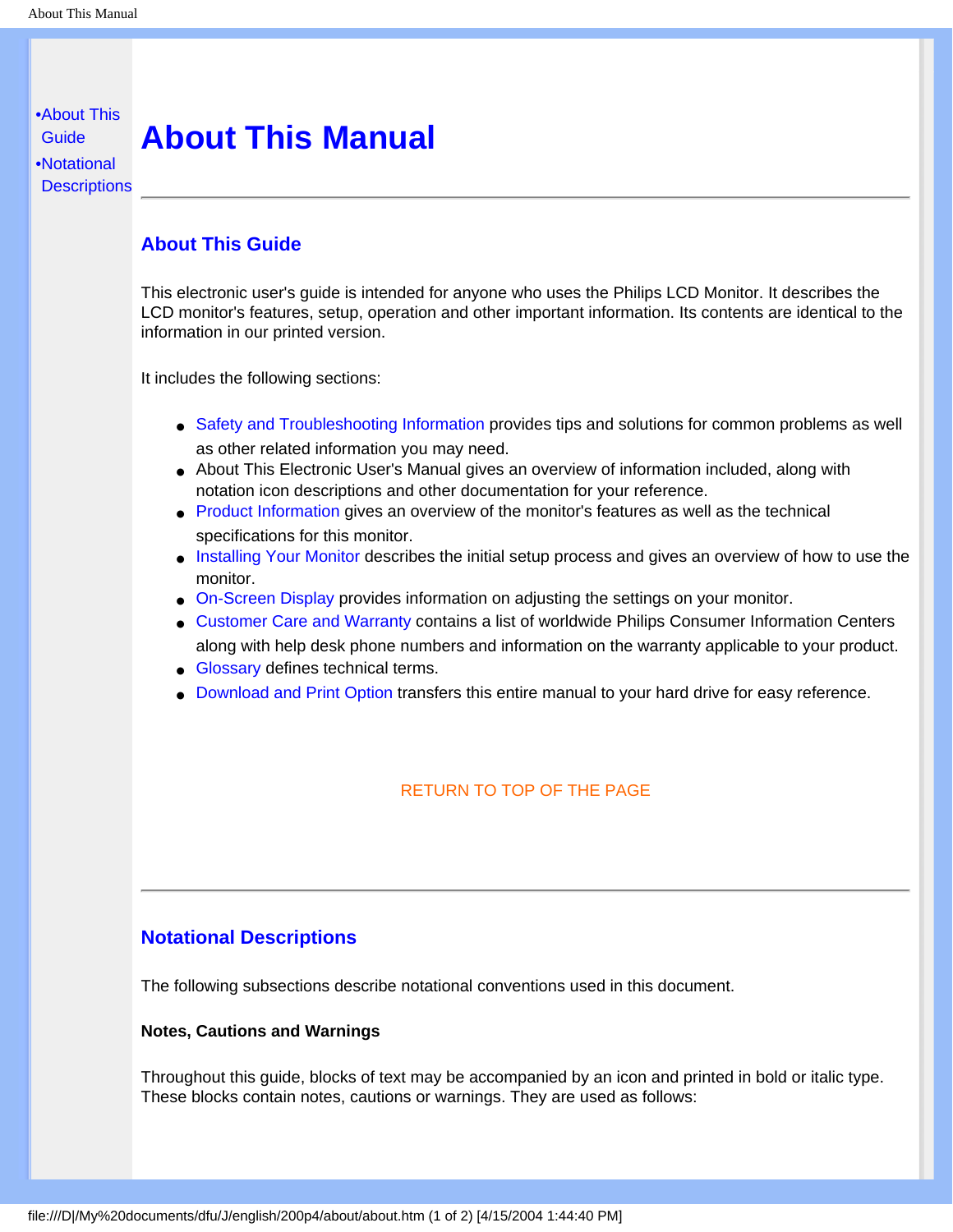- •About This Guide
- •Notational Descriptions

# About This Manual

## About This Guide

This electronic user's guide is intended for anyone who uses the Philips LCD Monitor. It describes the LCD monitor's features, setup, operation and other important information. Its contents are identical to the information in our printed version.

It includes the following sections:

- Safety and Troubleshooting Information provides tips and solutions for common problems as well as other related information you may need.
- About This Electronic User's Manual gives an overview of information included, along with notation icon descriptions and other documentation for your reference.
- Product Information gives an overview of the monitor's features as well as the technical specifications for this monitor.
- Installing Your Monitor describes the initial setup process and gives an overview of how to use the monitor.
- On-Screen Display provides information on adjusting the settings on your monitor.
- Customer Care and Warranty contains a list of worldwide Philips Consumer Information Centers along with help desk phone numbers and information on the warranty applicable to your product.
- Glossary defines technical terms.
- Download and Print Option transfers this entire manual to your hard drive for easy reference.

RETURN TO TOP OF THE PAGE

## Notational Descriptions

The following subsections describe notational conventions used in this document.

**Notes, Cautions and Warnings**

Throughout this guide, blocks of text may be accompanied by an icon and printed in bold or italic type. These blocks contain notes, cautions or warnings. They are used as follows: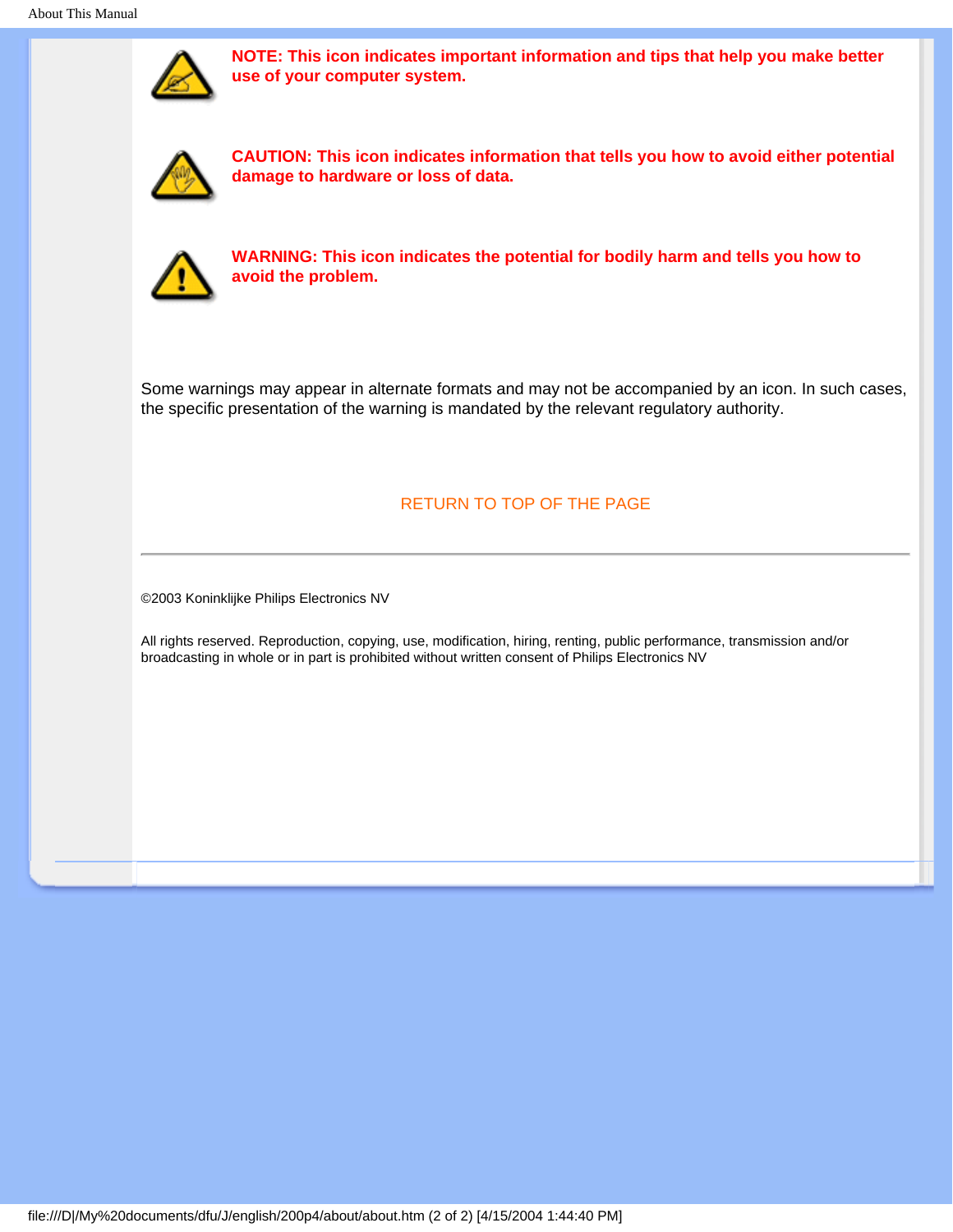**NOTE: This icon indicates important information and tips that help you make better use of your computer system.**

**CAUTION: This icon indicates information that tells you how to avoid either potential damage to hardware or loss of data.**

**WARNING: This icon indicates the potential for bodily harm and tells you how to avoid the problem.**

Some warnings may appear in alternate formats and may not be accompanied by an icon. In such cases, the specific presentation of the warning is mandated by the relevant regulatory authority.

RETURN TO TOP OF THE PAGE

---

©2003 Koninklijke Philips Electronics NV

All rights reserved. Reproduction, copying, use, modification, hiring, renting, public performance, transmission and/or broadcasting in whole or in part is prohibited without written consent of Philips Electronics NV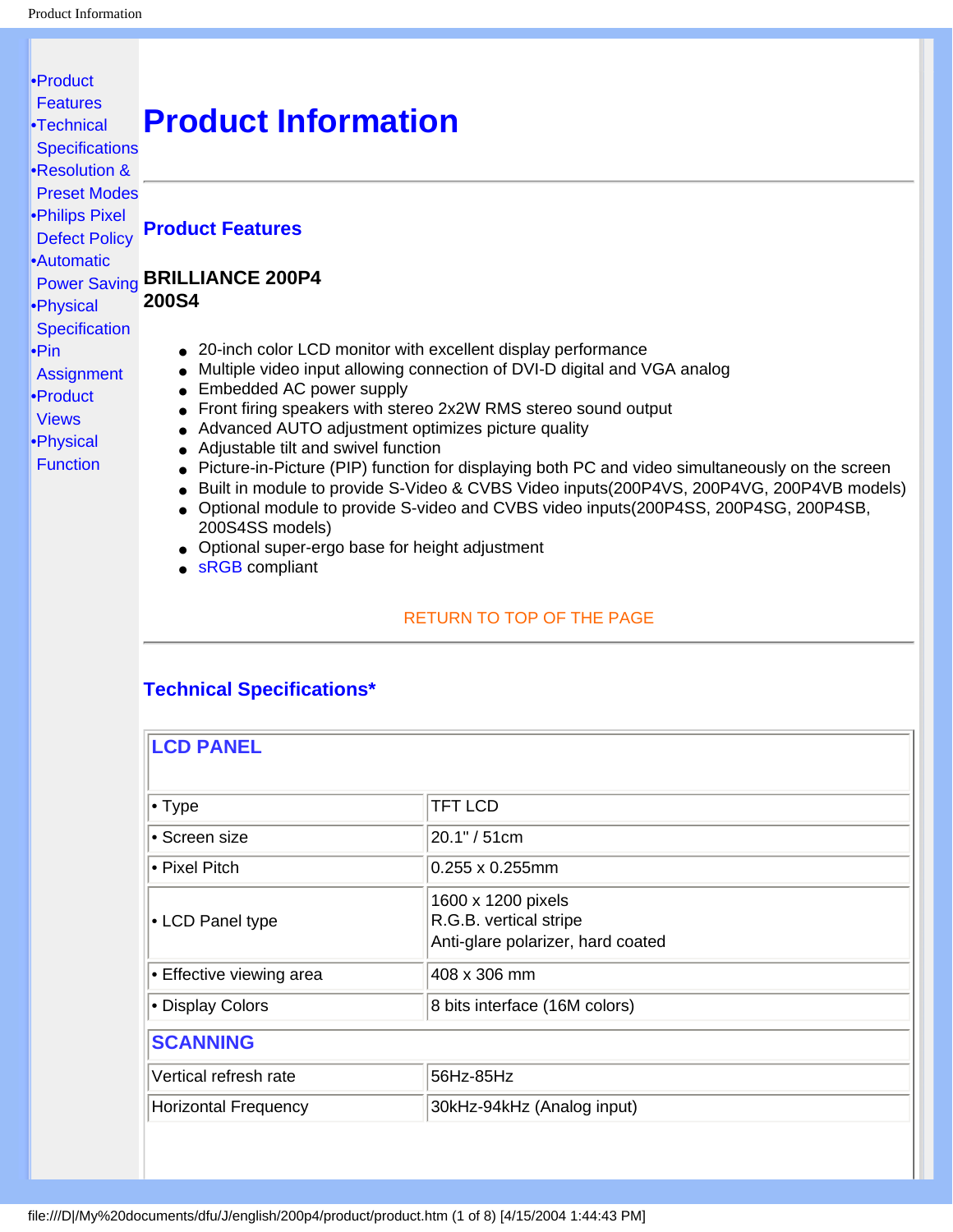- •Product Features
- •Technical Specifications
- •Resolution & Preset Modes
- •Philips Pixel Defect Policy
- •Automatic Power Saving
- •Physical Specification
- •Pin Assignment
- •Product Views
- •Physical Function

# Product Information

## Product Features

**BRILLIANCE 200P4**
**200S4**

- 20-inch color LCD monitor with excellent display performance
- Multiple video input allowing connection of DVI-D digital and VGA analog
- Embedded AC power supply
- Front firing speakers with stereo 2x2W RMS stereo sound output
- Advanced AUTO adjustment optimizes picture quality
- Adjustable tilt and swivel function
- Picture-in-Picture (PIP) function for displaying both PC and video simultaneously on the screen
- Built in module to provide S-Video & CVBS Video inputs(200P4VS, 200P4VG, 200P4VB models)
- Optional module to provide S-video and CVBS video inputs(200P4SS, 200P4SG, 200P4SB, 200S4SS models)
- Optional super-ergo base for height adjustment
- sRGB compliant

RETURN TO TOP OF THE PAGE

## Technical Specifications*

| LCD PANEL | |
|---|---|
| • Type | TFT LCD |
| • Screen size | 20.1" / 51cm |
| • Pixel Pitch | 0.255 x 0.255mm |
| • LCD Panel type | 1600 x 1200 pixels<br>R.G.B. vertical stripe<br>Anti-glare polarizer, hard coated |
| • Effective viewing area | 408 x 306 mm |
| • Display Colors | 8 bits interface (16M colors) |
| **SCANNING** | |
| Vertical refresh rate | 56Hz-85Hz |
| Horizontal Frequency | 30kHz-94kHz (Analog input) |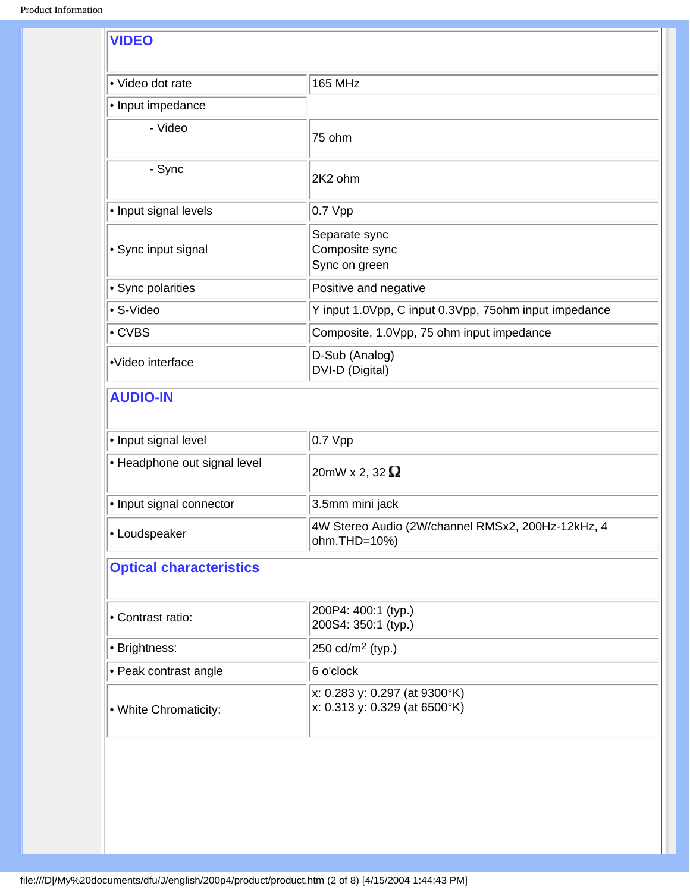## VIDEO

| | |
|---|---|
| • Video dot rate | 165 MHz |
| • Input impedance | |
| - Video | 75 ohm |
| - Sync | 2K2 ohm |
| • Input signal levels | 0.7 Vpp |
| • Sync input signal | Separate sync<br>Composite sync<br>Sync on green |
| • Sync polarities | Positive and negative |
| • S-Video | Y input 1.0Vpp, C input 0.3Vpp, 75ohm input impedance |
| • CVBS | Composite, 1.0Vpp, 75 ohm input impedance |
| •Video interface | D-Sub (Analog)<br>DVI-D (Digital) |

## AUDIO-IN

| | |
|---|---|
| • Input signal level | 0.7 Vpp |
| • Headphone out signal level | 20mW x 2, 32 Ω |
| • Input signal connector | 3.5mm mini jack |
| • Loudspeaker | 4W Stereo Audio (2W/channel RMSx2, 200Hz-12kHz, 4 ohm,THD=10%) |

## Optical characteristics

| | |
|---|---|
| • Contrast ratio: | 200P4: 400:1 (typ.)<br>200S4: 350:1 (typ.) |
| • Brightness: | 250 cd/$m^2$ (typ.) |
| • Peak contrast angle | 6 o'clock |
| • White Chromaticity: | x: 0.283 y: 0.297 (at 9300°K)<br>x: 0.313 y: 0.329 (at 6500°K) |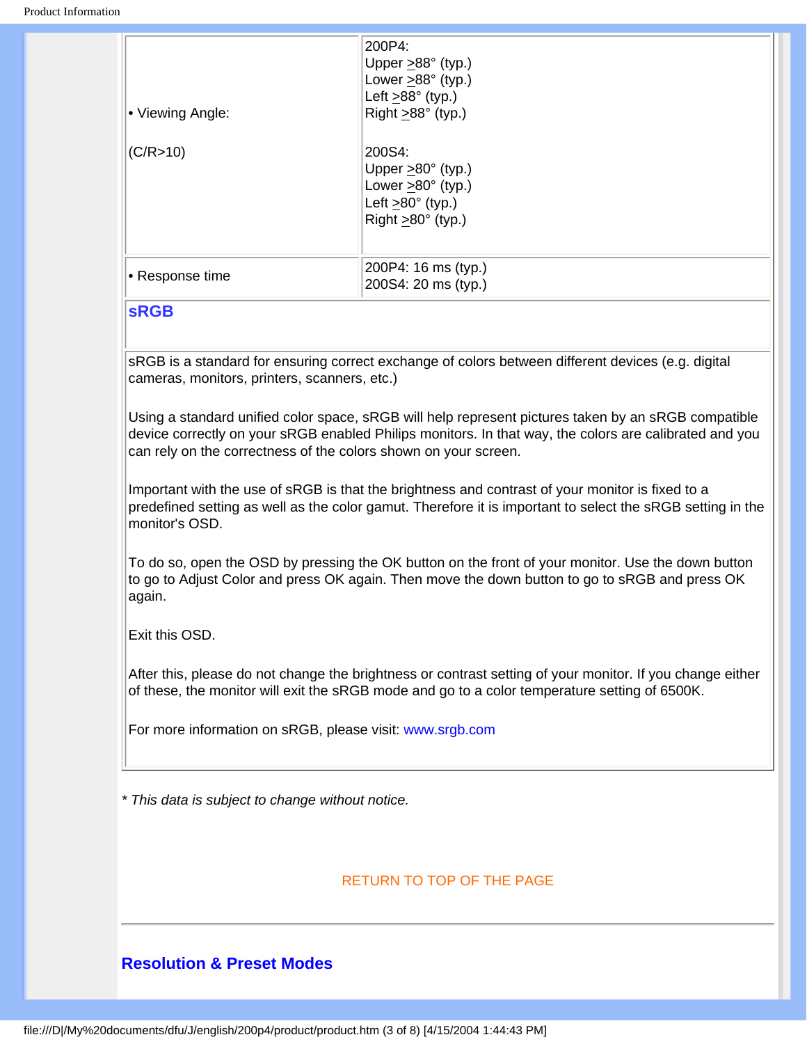| | |
|---|---|
| • Viewing Angle:<br><br>(C/R>10) | 200P4:<br>Upper ≥88° (typ.)<br>Lower ≥88° (typ.)<br>Left ≥88° (typ.)<br>Right ≥88° (typ.)<br><br>200S4:<br>Upper ≥80° (typ.)<br>Lower ≥80° (typ.)<br>Left ≥80° (typ.)<br>Right ≥80° (typ.) |
| • Response time | 200P4: 16 ms (typ.)<br>200S4: 20 ms (typ.) |

## sRGB

sRGB is a standard for ensuring correct exchange of colors between different devices (e.g. digital cameras, monitors, printers, scanners, etc.)

Using a standard unified color space, sRGB will help represent pictures taken by an sRGB compatible device correctly on your sRGB enabled Philips monitors. In that way, the colors are calibrated and you can rely on the correctness of the colors shown on your screen.

Important with the use of sRGB is that the brightness and contrast of your monitor is fixed to a predefined setting as well as the color gamut. Therefore it is important to select the sRGB setting in the monitor's OSD.

To do so, open the OSD by pressing the OK button on the front of your monitor. Use the down button to go to Adjust Color and press OK again. Then move the down button to go to sRGB and press OK again.

Exit this OSD.

After this, please do not change the brightness or contrast setting of your monitor. If you change either of these, the monitor will exit the sRGB mode and go to a color temperature setting of 6500K.

For more information on sRGB, please visit: www.srgb.com

*\* This data is subject to change without notice.*

RETURN TO TOP OF THE PAGE

---

## Resolution & Preset Modes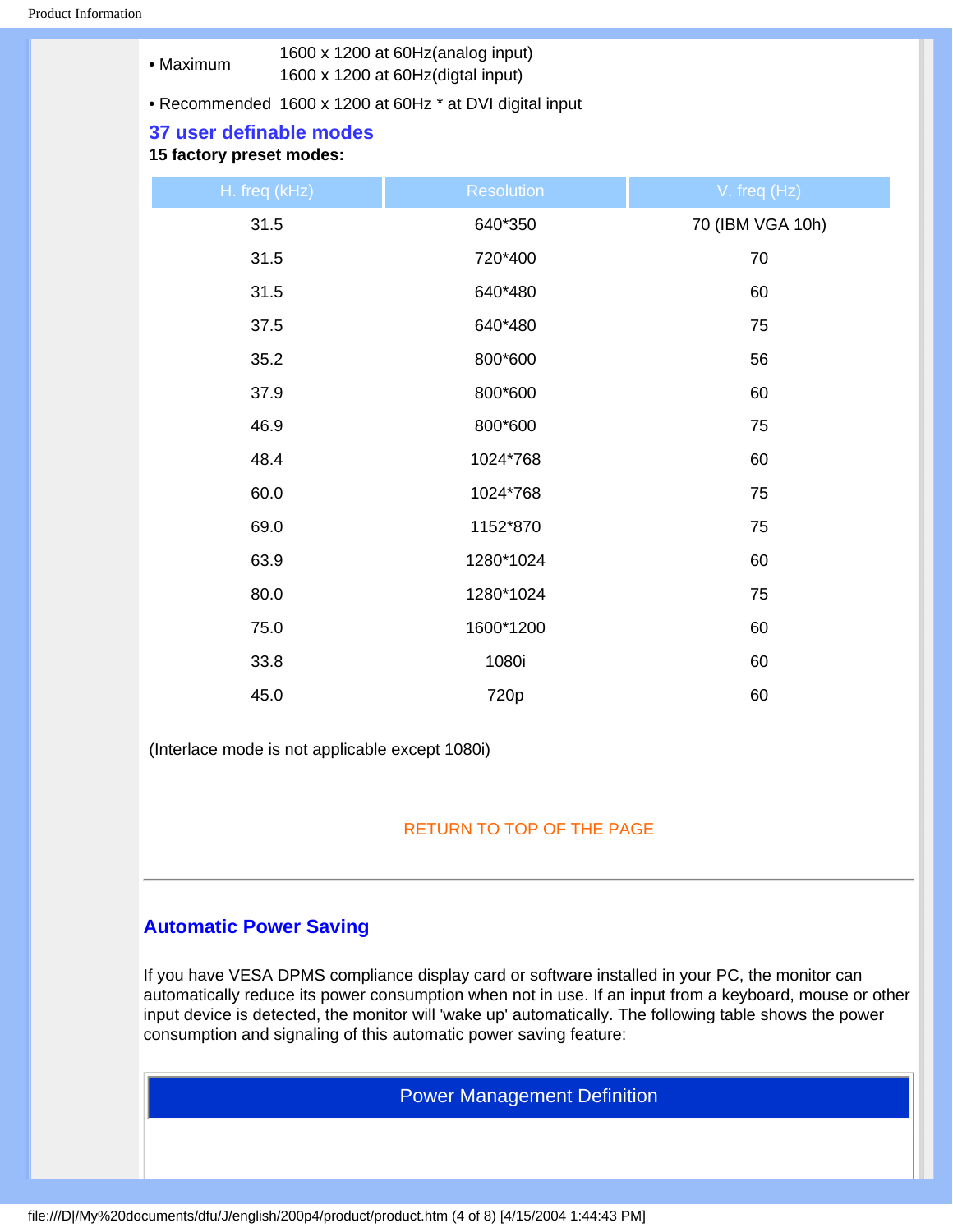| | |
|---|---|
| • Maximum | 1600 x 1200 at 60Hz(analog input)<br>1600 x 1200 at 60Hz(digtal input) |
| • Recommended | 1600 x 1200 at 60Hz * at DVI digital input |

### 37 user definable modes

**15 factory preset modes:**

| H. freq (kHz) | Resolution | V. freq (Hz) |
|---|---|---|
| 31.5 | 640*350 | 70 (IBM VGA 10h) |
| 31.5 | 720*400 | 70 |
| 31.5 | 640*480 | 60 |
| 37.5 | 640*480 | 75 |
| 35.2 | 800*600 | 56 |
| 37.9 | 800*600 | 60 |
| 46.9 | 800*600 | 75 |
| 48.4 | 1024*768 | 60 |
| 60.0 | 1024*768 | 75 |
| 69.0 | 1152*870 | 75 |
| 63.9 | 1280*1024 | 60 |
| 80.0 | 1280*1024 | 75 |
| 75.0 | 1600*1200 | 60 |
| 33.8 | 1080i | 60 |
| 45.0 | 720p | 60 |

(Interlace mode is not applicable except 1080i)

RETURN TO TOP OF THE PAGE

---

## Automatic Power Saving

If you have VESA DPMS compliance display card or software installed in your PC, the monitor can automatically reduce its power consumption when not in use. If an input from a keyboard, mouse or other input device is detected, the monitor will 'wake up' automatically. The following table shows the power consumption and signaling of this automatic power saving feature:

| Power Management Definition |
|---|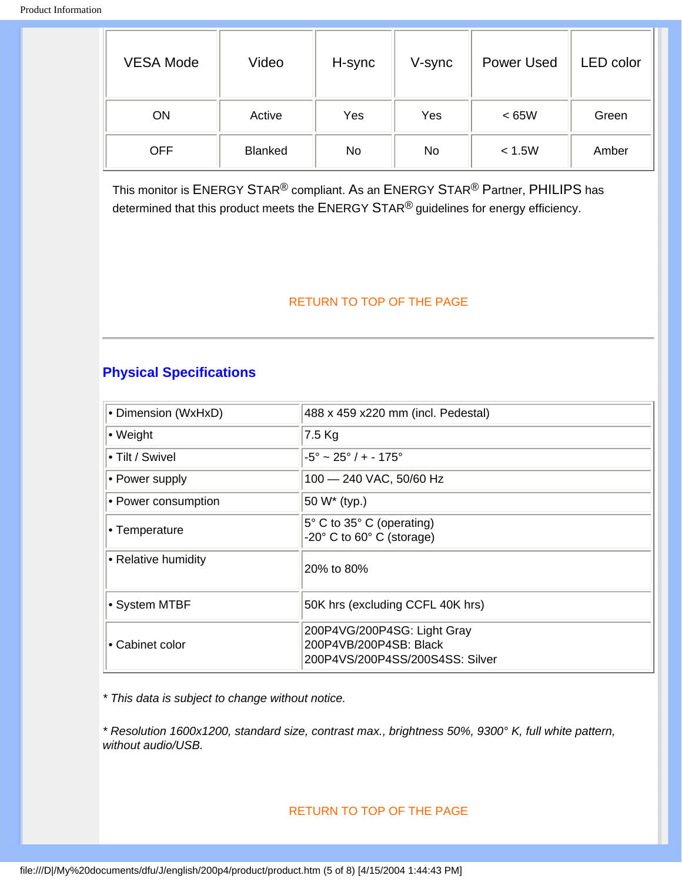| VESA Mode | Video | H-sync | V-sync | Power Used | LED color |
|---|---|---|---|---|---|
| ON | Active | Yes | Yes | < 65W | Green |
| OFF | Blanked | No | No | < 1.5W | Amber |

This monitor is ENERGY STAR® compliant. As an ENERGY STAR® Partner, PHILIPS has determined that this product meets the ENERGY STAR® guidelines for energy efficiency.

RETURN TO TOP OF THE PAGE

---

## Physical Specifications

| | |
|---|---|
| • Dimension (WxHxD) | 488 x 459 x220 mm (incl. Pedestal) |
| • Weight | 7.5 Kg |
| • Tilt / Swivel | -5° ~ 25° / + - 175° |
| • Power supply | 100 — 240 VAC, 50/60 Hz |
| • Power consumption | 50 W* (typ.) |
| • Temperature | 5° C to 35° C (operating)<br>-20° C to 60° C (storage) |
| • Relative humidity | 20% to 80% |
| • System MTBF | 50K hrs (excluding CCFL 40K hrs) |
| • Cabinet color | 200P4VG/200P4SG: Light Gray<br>200P4VB/200P4SB: Black<br>200P4VS/200P4SS/200S4SS: Silver |

*\* This data is subject to change without notice.*

*\* Resolution 1600x1200, standard size, contrast max., brightness 50%, 9300° K, full white pattern, without audio/USB.*

RETURN TO TOP OF THE PAGE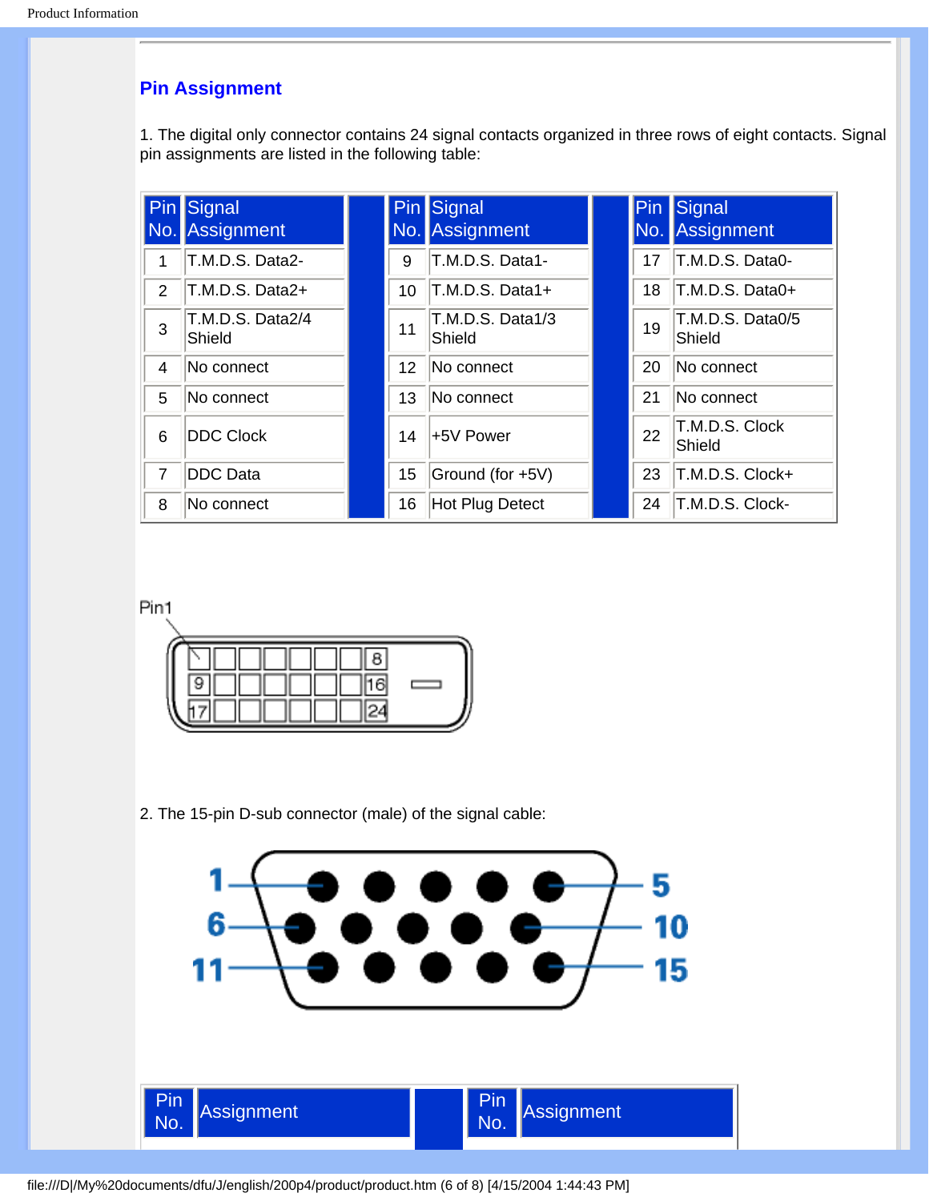## Pin Assignment

1. The digital only connector contains 24 signal contacts organized in three rows of eight contacts. Signal pin assignments are listed in the following table:

| Pin No. | Signal Assignment | Pin No. | Signal Assignment | Pin No. | Signal Assignment |
|---|---|---|---|---|---|
| 1 | T.M.D.S. Data2- | 9 | T.M.D.S. Data1- | 17 | T.M.D.S. Data0- |
| 2 | T.M.D.S. Data2+ | 10 | T.M.D.S. Data1+ | 18 | T.M.D.S. Data0+ |
| 3 | T.M.D.S. Data2/4 Shield | 11 | T.M.D.S. Data1/3 Shield | 19 | T.M.D.S. Data0/5 Shield |
| 4 | No connect | 12 | No connect | 20 | No connect |
| 5 | No connect | 13 | No connect | 21 | No connect |
| 6 | DDC Clock | 14 | +5V Power | 22 | T.M.D.S. Clock Shield |
| 7 | DDC Data | 15 | Ground (for +5V) | 23 | T.M.D.S. Clock+ |
| 8 | No connect | 16 | Hot Plug Detect | 24 | T.M.D.S. Clock- |

2. The 15-pin D-sub connector (male) of the signal cable:

| Pin No. | Assignment | Pin No. | Assignment |
|---|---|---|---|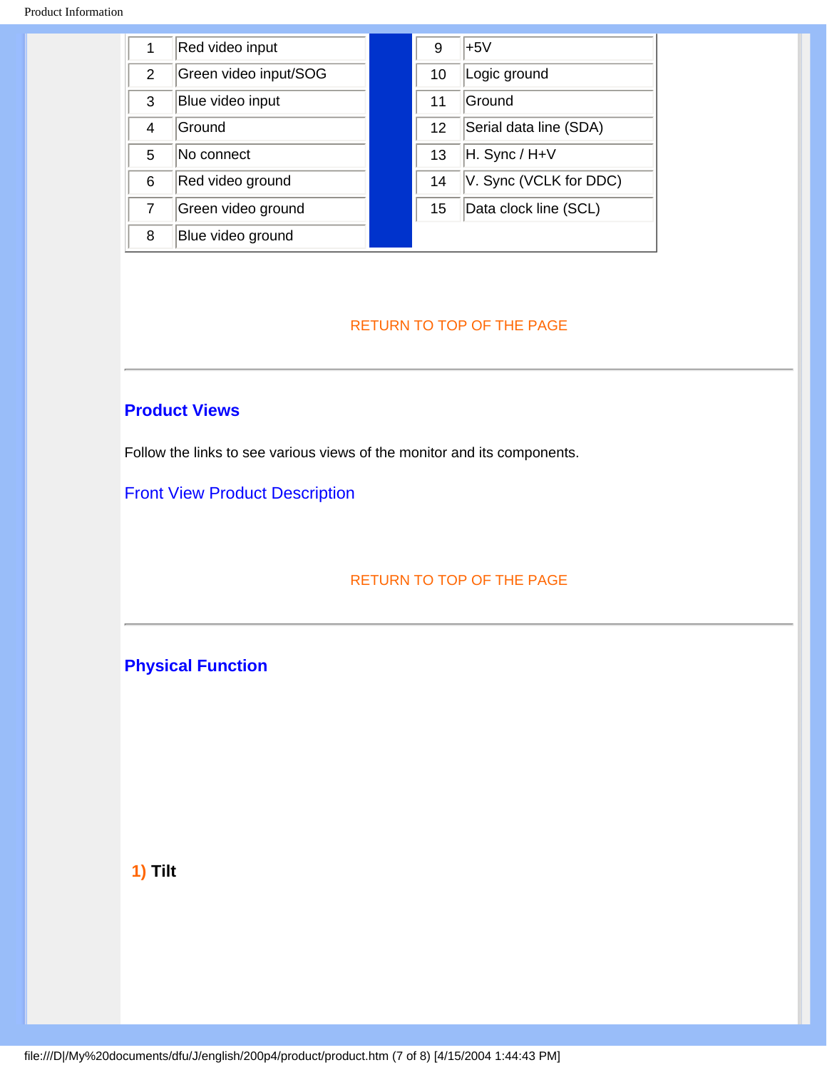| Pin | Assignment | Pin | Assignment |
|---|---|---|---|
| 1 | Red video input | 9 | +5V |
| 2 | Green video input/SOG | 10 | Logic ground |
| 3 | Blue video input | 11 | Ground |
| 4 | Ground | 12 | Serial data line (SDA) |
| 5 | No connect | 13 | H. Sync / H+V |
| 6 | Red video ground | 14 | V. Sync (VCLK for DDC) |
| 7 | Green video ground | 15 | Data clock line (SCL) |
| 8 | Blue video ground | | |

RETURN TO TOP OF THE PAGE

---

## Product Views

Follow the links to see various views of the monitor and its components.

Front View Product Description

RETURN TO TOP OF THE PAGE

---

## Physical Function

**1) Tilt**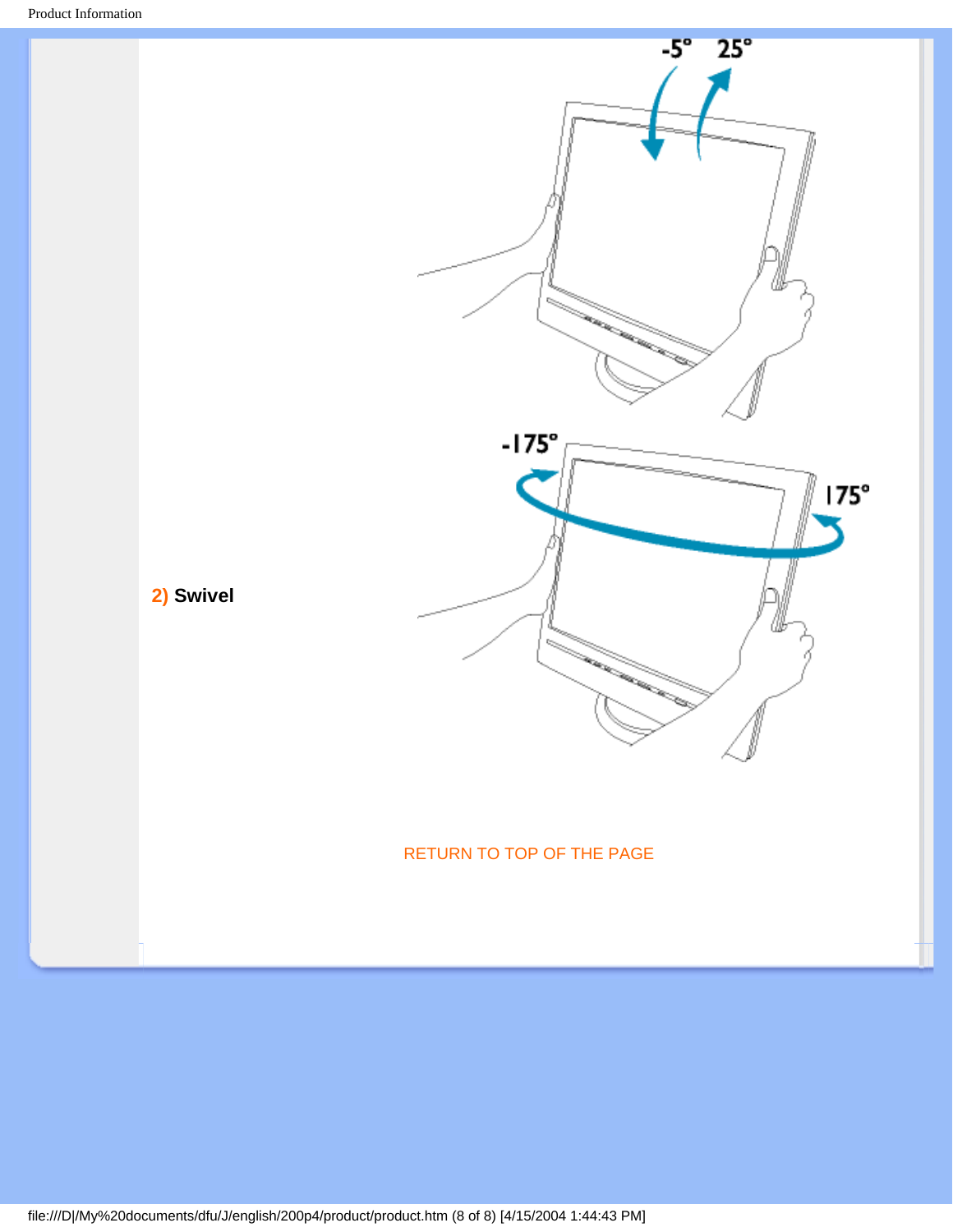**2) Swivel**

RETURN TO TOP OF THE PAGE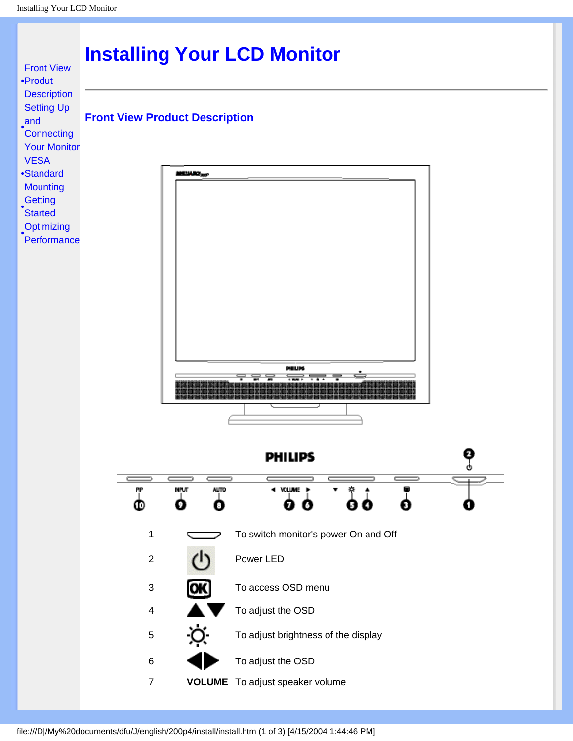- Front View Produt Description
- Setting Up and Connecting Your Monitor
- VESA Standard Mounting
- Getting Started
- Optimizing Performance

# Installing Your LCD Monitor

## Front View Product Description

| | | |
|---|---|---|
| 1 | | To switch monitor's power On and Off |
| 2 | | Power LED |
| 3 | OK | To access OSD menu |
| 4 | ▲▼ | To adjust the OSD |
| 5 | | To adjust brightness of the display |
| 6 | ◀▶ | To adjust the OSD |
| 7 | **VOLUME** | To adjust speaker volume |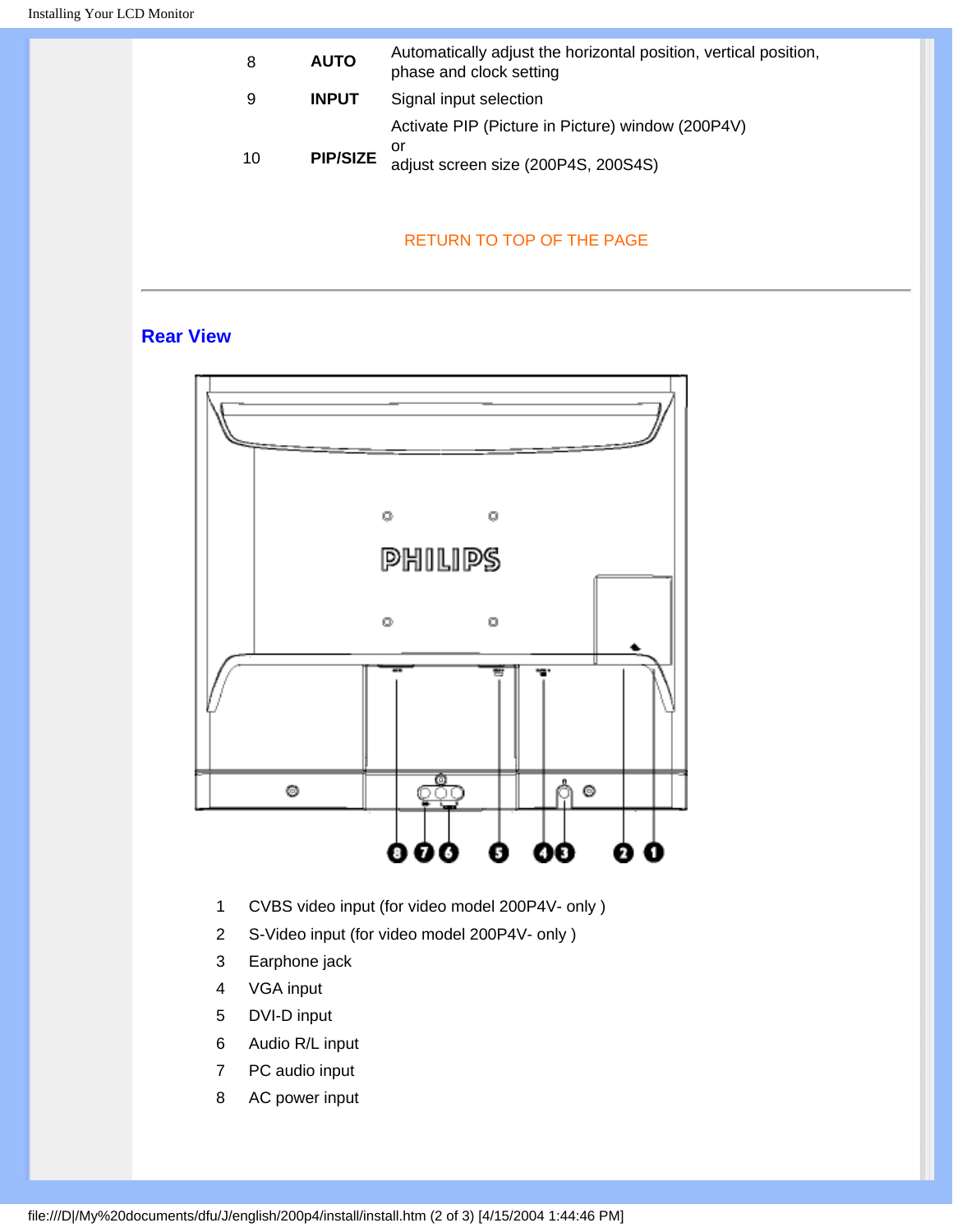| | | |
|---|---|---|
| 8 | **AUTO** | Automatically adjust the horizontal position, vertical position, phase and clock setting |
| 9 | **INPUT** | Signal input selection |
| 10 | **PIP/SIZE** | Activate PIP (Picture in Picture) window (200P4V) or adjust screen size (200P4S, 200S4S) |

RETURN TO TOP OF THE PAGE

---

## Rear View

1 CVBS video input (for video model 200P4V- only )
2 S-Video input (for video model 200P4V- only )
3 Earphone jack
4 VGA input
5 DVI-D input
6 Audio R/L input
7 PC audio input
8 AC power input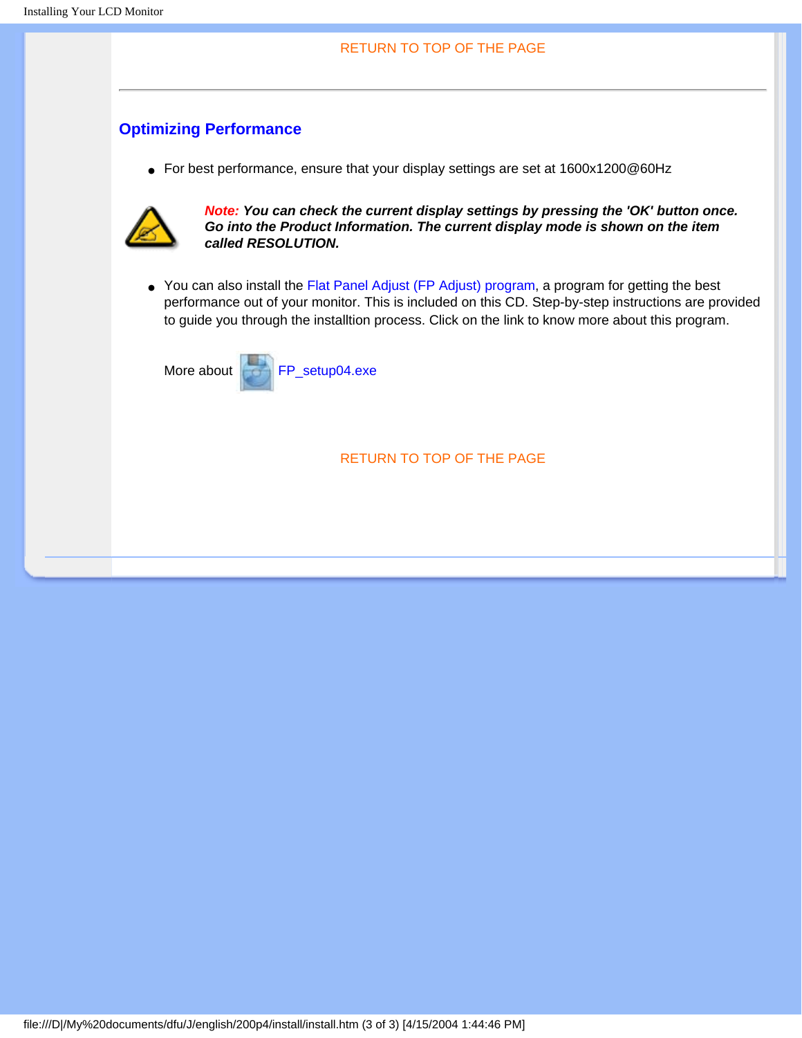RETURN TO TOP OF THE PAGE

---

## Optimizing Performance

- For best performance, ensure that your display settings are set at 1600x1200@60Hz

***Note:* You can check the current display settings by pressing the 'OK' button once. Go into the Product Information. The current display mode is shown on the item called RESOLUTION.**

- You can also install the Flat Panel Adjust (FP Adjust) program, a program for getting the best performance out of your monitor. This is included on this CD. Step-by-step instructions are provided to guide you through the installtion process. Click on the link to know more about this program.

More about FP_setup04.exe

RETURN TO TOP OF THE PAGE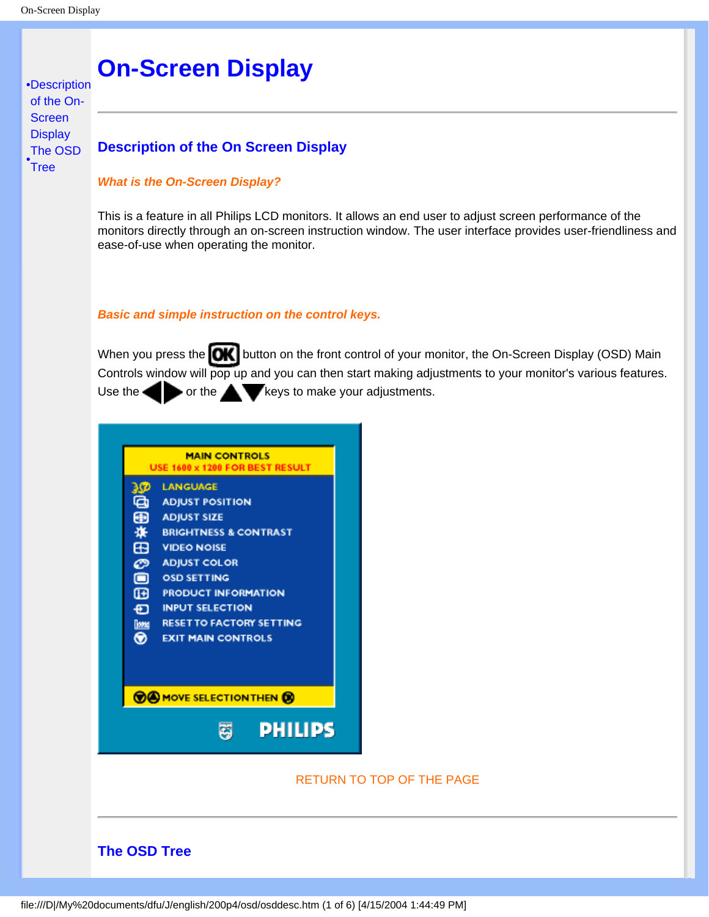- Description of the On-Screen Display
- The OSD Tree

# On-Screen Display

---

## Description of the On Screen Display

***What is the On-Screen Display?***

This is a feature in all Philips LCD monitors. It allows an end user to adjust screen performance of the monitors directly through an on-screen instruction window. The user interface provides user-friendliness and ease-of-use when operating the monitor.

***Basic and simple instruction on the control keys.***

When you press the OK button on the front control of your monitor, the On-Screen Display (OSD) Main Controls window will pop up and you can then start making adjustments to your monitor's various features. Use the ◀▶ or the ▲▼ keys to make your adjustments.

MAIN CONTROLS
USE 1600 x 1200 FOR BEST RESULT

- LANGUAGE
- ADJUST POSITION
- ADJUST SIZE
- BRIGHTNESS & CONTRAST
- VIDEO NOISE
- ADJUST COLOR
- OSD SETTING
- PRODUCT INFORMATION
- INPUT SELECTION
- RESET TO FACTORY SETTING
- EXIT MAIN CONTROLS

MOVE SELECTION THEN OK

PHILIPS

RETURN TO TOP OF THE PAGE

---

## The OSD Tree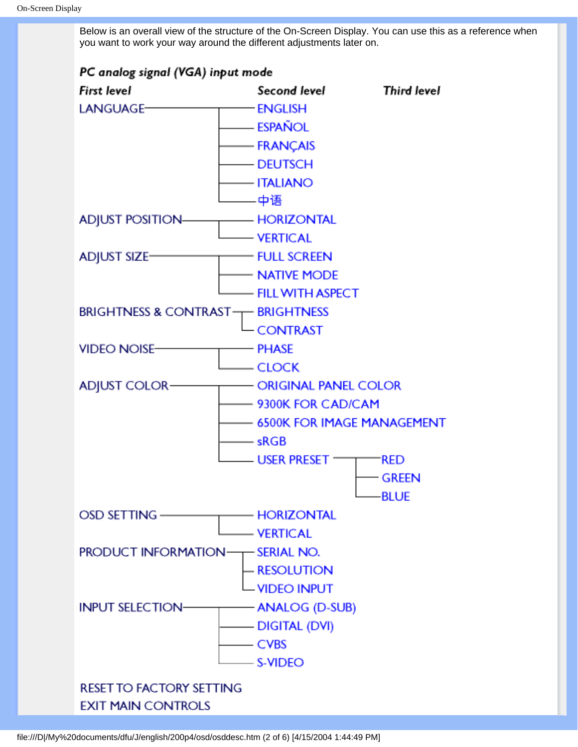Below is an overall view of the structure of the On-Screen Display. You can use this as a reference when you want to work your way around the different adjustments later on.

**PC analog signal (VGA) input mode**

| First level | Second level | Third level |
| --- | --- | --- |
| LANGUAGE | ENGLISH | |
| | ESPAÑOL | |
| | FRANÇAIS | |
| | DEUTSCH | |
| | ITALIANO | |
| | 中语 | |
| ADJUST POSITION | HORIZONTAL | |
| | VERTICAL | |
| ADJUST SIZE | FULL SCREEN | |
| | NATIVE MODE | |
| | FILL WITH ASPECT | |
| BRIGHTNESS & CONTRAST | BRIGHTNESS | |
| | CONTRAST | |
| VIDEO NOISE | PHASE | |
| | CLOCK | |
| ADJUST COLOR | ORIGINAL PANEL COLOR | |
| | 9300K FOR CAD/CAM | |
| | 6500K FOR IMAGE MANAGEMENT | |
| | sRGB | |
| | USER PRESET | RED |
| | | GREEN |
| | | BLUE |
| OSD SETTING | HORIZONTAL | |
| | VERTICAL | |
| PRODUCT INFORMATION | SERIAL NO. | |
| | RESOLUTION | |
| | VIDEO INPUT | |
| INPUT SELECTION | ANALOG (D-SUB) | |
| | DIGITAL (DVI) | |
| | CVBS | |
| | S-VIDEO | |
| RESET TO FACTORY SETTING | | |
| EXIT MAIN CONTROLS | | |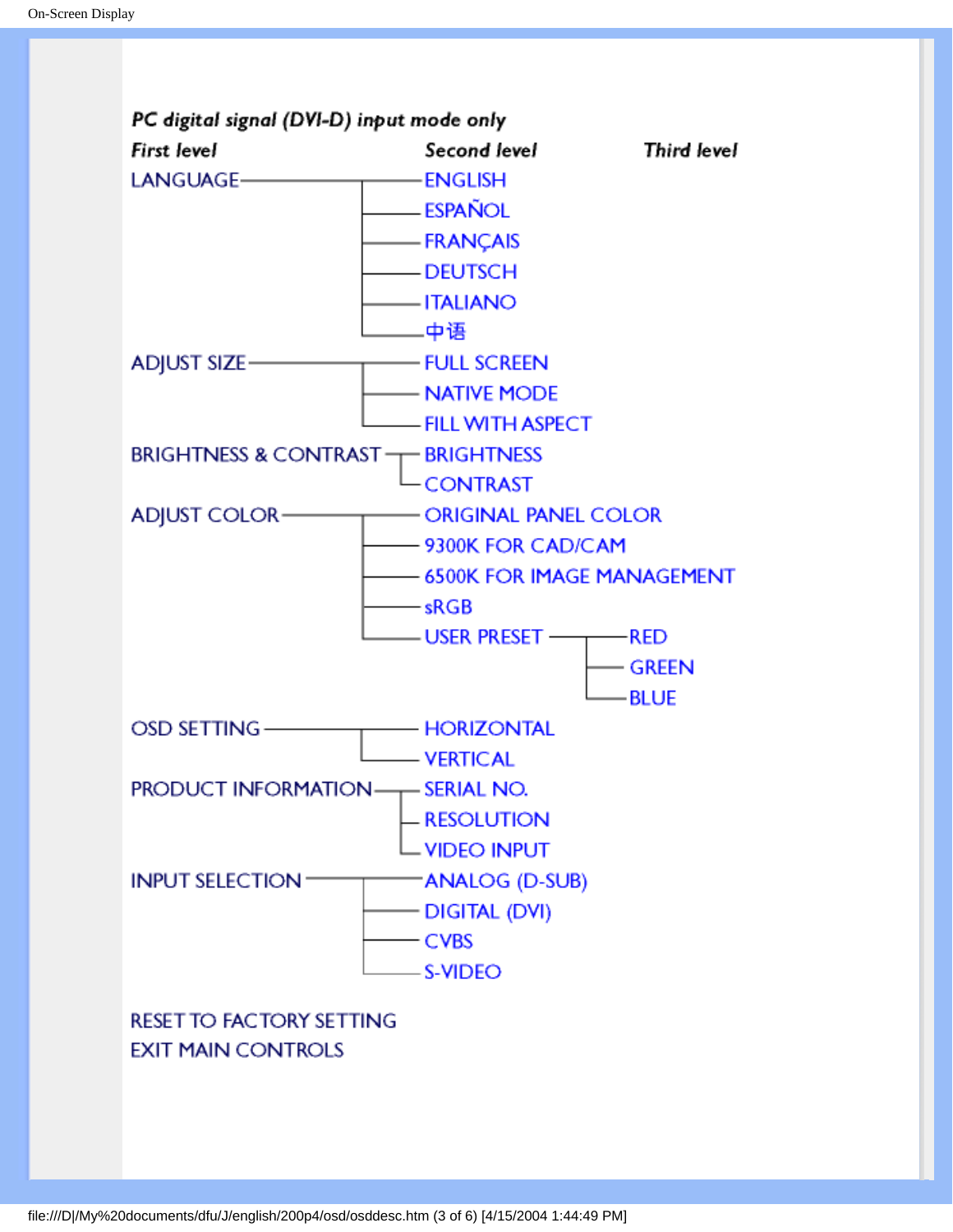***PC digital signal (DVI-D) input mode only***

| *First level* | *Second level* | *Third level* |
|---|---|---|
| LANGUAGE | ENGLISH | |
| | ESPAÑOL | |
| | FRANÇAIS | |
| | DEUTSCH | |
| | ITALIANO | |
| | 中语 | |
| ADJUST SIZE | FULL SCREEN | |
| | NATIVE MODE | |
| | FILL WITH ASPECT | |
| BRIGHTNESS & CONTRAST | BRIGHTNESS | |
| | CONTRAST | |
| ADJUST COLOR | ORIGINAL PANEL COLOR | |
| | 9300K FOR CAD/CAM | |
| | 6500K FOR IMAGE MANAGEMENT | |
| | sRGB | |
| | USER PRESET | RED |
| | | GREEN |
| | | BLUE |
| OSD SETTING | HORIZONTAL | |
| | VERTICAL | |
| PRODUCT INFORMATION | SERIAL NO. | |
| | RESOLUTION | |
| | VIDEO INPUT | |
| INPUT SELECTION | ANALOG (D-SUB) | |
| | DIGITAL (DVI) | |
| | CVBS | |
| | S-VIDEO | |
| RESET TO FACTORY SETTING | | |
| EXIT MAIN CONTROLS | | |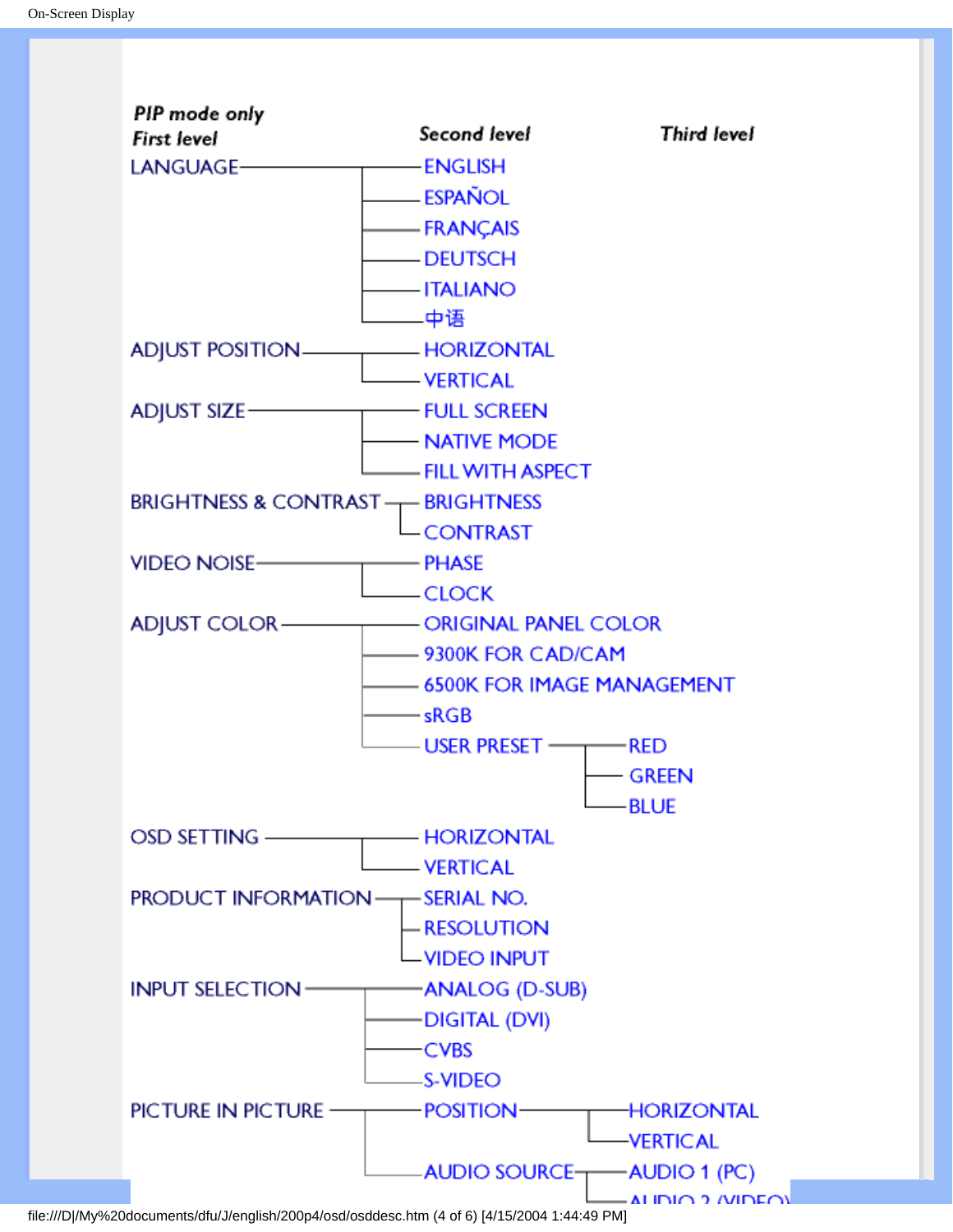**PIP mode only**

| First level | Second level | Third level |
| --- | --- | --- |
| LANGUAGE | ENGLISH | |
| | ESPAÑOL | |
| | FRANÇAIS | |
| | DEUTSCH | |
| | ITALIANO | |
| | 中语 | |
| ADJUST POSITION | HORIZONTAL | |
| | VERTICAL | |
| ADJUST SIZE | FULL SCREEN | |
| | NATIVE MODE | |
| | FILL WITH ASPECT | |
| BRIGHTNESS & CONTRAST | BRIGHTNESS | |
| | CONTRAST | |
| VIDEO NOISE | PHASE | |
| | CLOCK | |
| ADJUST COLOR | ORIGINAL PANEL COLOR | |
| | 9300K FOR CAD/CAM | |
| | 6500K FOR IMAGE MANAGEMENT | |
| | sRGB | |
| | USER PRESET | RED |
| | | GREEN |
| | | BLUE |
| OSD SETTING | HORIZONTAL | |
| | VERTICAL | |
| PRODUCT INFORMATION | SERIAL NO. | |
| | RESOLUTION | |
| | VIDEO INPUT | |
| INPUT SELECTION | ANALOG (D-SUB) | |
| | DIGITAL (DVI) | |
| | CVBS | |
| | S-VIDEO | |
| PICTURE IN PICTURE | POSITION | HORIZONTAL |
| | | VERTICAL |
| | AUDIO SOURCE | AUDIO 1 (PC) |
| | | AUDIO 2 (VIDEO) |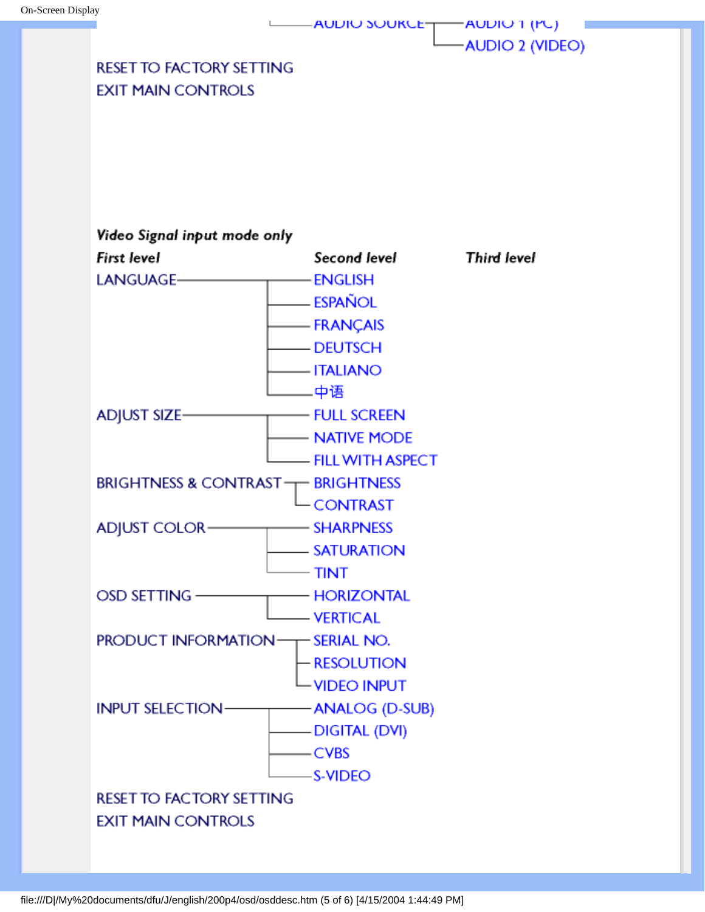| | AUDIO SOURCE | AUDIO 1 (PC) |
|---|---|---|
| | | AUDIO 2 (VIDEO) |

RESET TO FACTORY SETTING

EXIT MAIN CONTROLS

*Video Signal input mode only*

| *First level* | *Second level* | *Third level* |
|---|---|---|
| LANGUAGE | ENGLISH | |
| | ESPAÑOL | |
| | FRANÇAIS | |
| | DEUTSCH | |
| | ITALIANO | |
| | 中语 | |
| ADJUST SIZE | FULL SCREEN | |
| | NATIVE MODE | |
| | FILL WITH ASPECT | |
| BRIGHTNESS & CONTRAST | BRIGHTNESS | |
| | CONTRAST | |
| ADJUST COLOR | SHARPNESS | |
| | SATURATION | |
| | TINT | |
| OSD SETTING | HORIZONTAL | |
| | VERTICAL | |
| PRODUCT INFORMATION | SERIAL NO. | |
| | RESOLUTION | |
| | VIDEO INPUT | |
| INPUT SELECTION | ANALOG (D-SUB) | |
| | DIGITAL (DVI) | |
| | CVBS | |
| | S-VIDEO | |

RESET TO FACTORY SETTING

EXIT MAIN CONTROLS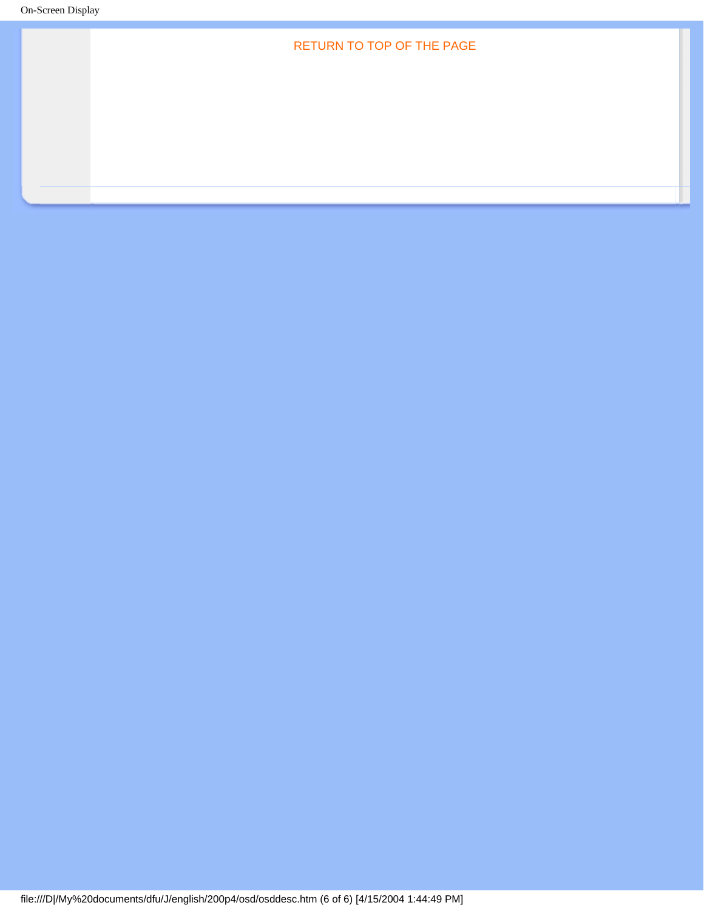RETURN TO TOP OF THE PAGE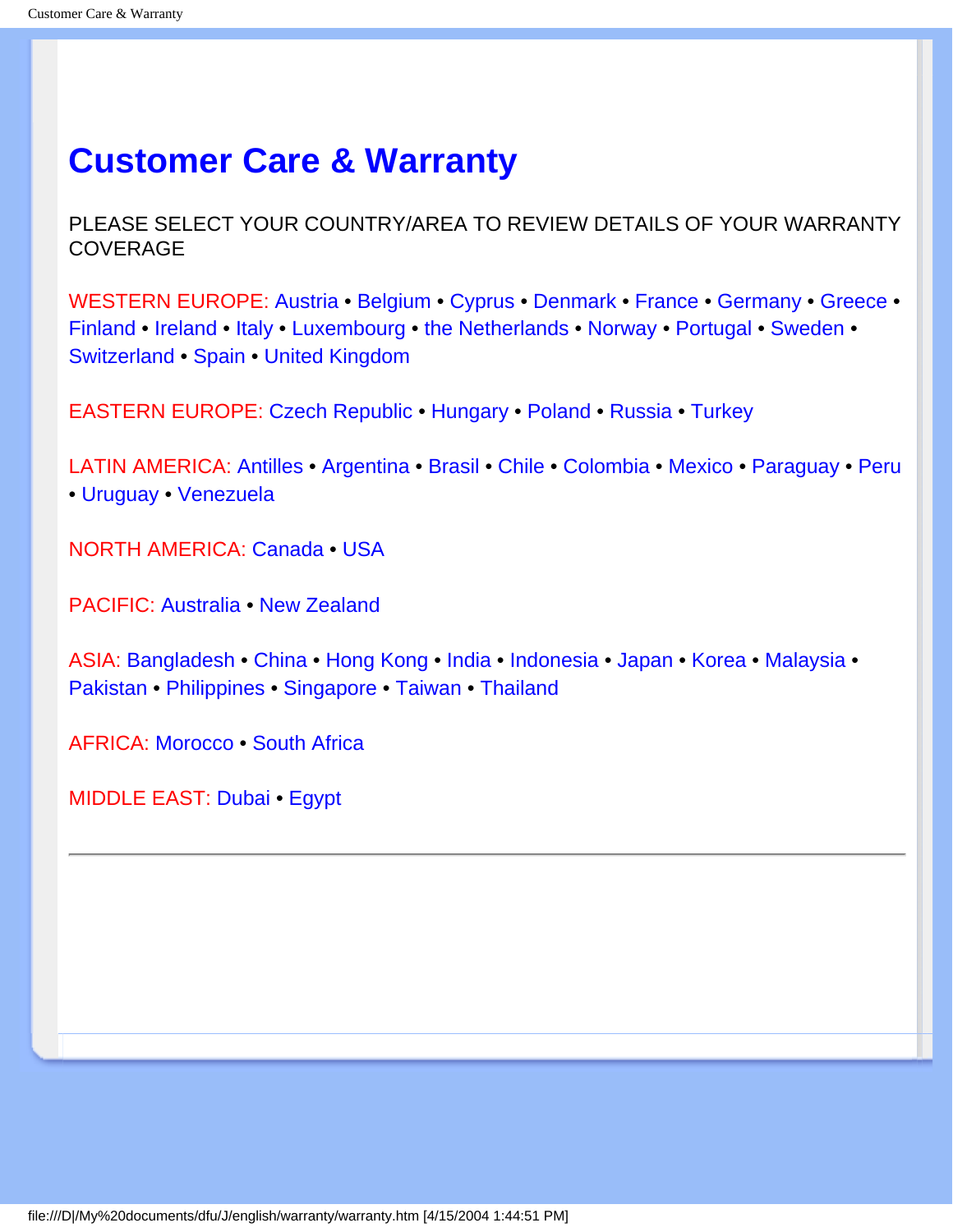# Customer Care & Warranty

PLEASE SELECT YOUR COUNTRY/AREA TO REVIEW DETAILS OF YOUR WARRANTY COVERAGE

WESTERN EUROPE: Austria • Belgium • Cyprus • Denmark • France • Germany • Greece • Finland • Ireland • Italy • Luxembourg • the Netherlands • Norway • Portugal • Sweden • Switzerland • Spain • United Kingdom

EASTERN EUROPE: Czech Republic • Hungary • Poland • Russia • Turkey

LATIN AMERICA: Antilles • Argentina • Brasil • Chile • Colombia • Mexico • Paraguay • Peru • Uruguay • Venezuela

NORTH AMERICA: Canada • USA

PACIFIC: Australia • New Zealand

ASIA: Bangladesh • China • Hong Kong • India • Indonesia • Japan • Korea • Malaysia • Pakistan • Philippines • Singapore • Taiwan • Thailand

AFRICA: Morocco • South Africa

MIDDLE EAST: Dubai • Egypt

---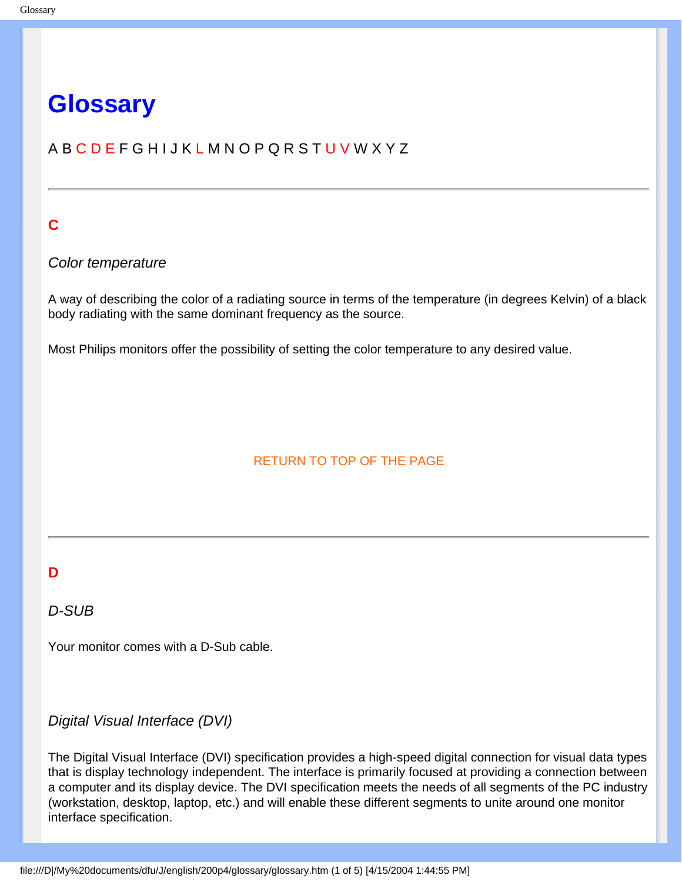# Glossary

A B C D E F G H I J K L M N O P Q R S T U V W X Y Z

---

## C

*Color temperature*

A way of describing the color of a radiating source in terms of the temperature (in degrees Kelvin) of a black body radiating with the same dominant frequency as the source.

Most Philips monitors offer the possibility of setting the color temperature to any desired value.

RETURN TO TOP OF THE PAGE

---

## D

*D-SUB*

Your monitor comes with a D-Sub cable.

*Digital Visual Interface (DVI)*

The Digital Visual Interface (DVI) specification provides a high-speed digital connection for visual data types that is display technology independent. The interface is primarily focused at providing a connection between a computer and its display device. The DVI specification meets the needs of all segments of the PC industry (workstation, desktop, laptop, etc.) and will enable these different segments to unite around one monitor interface specification.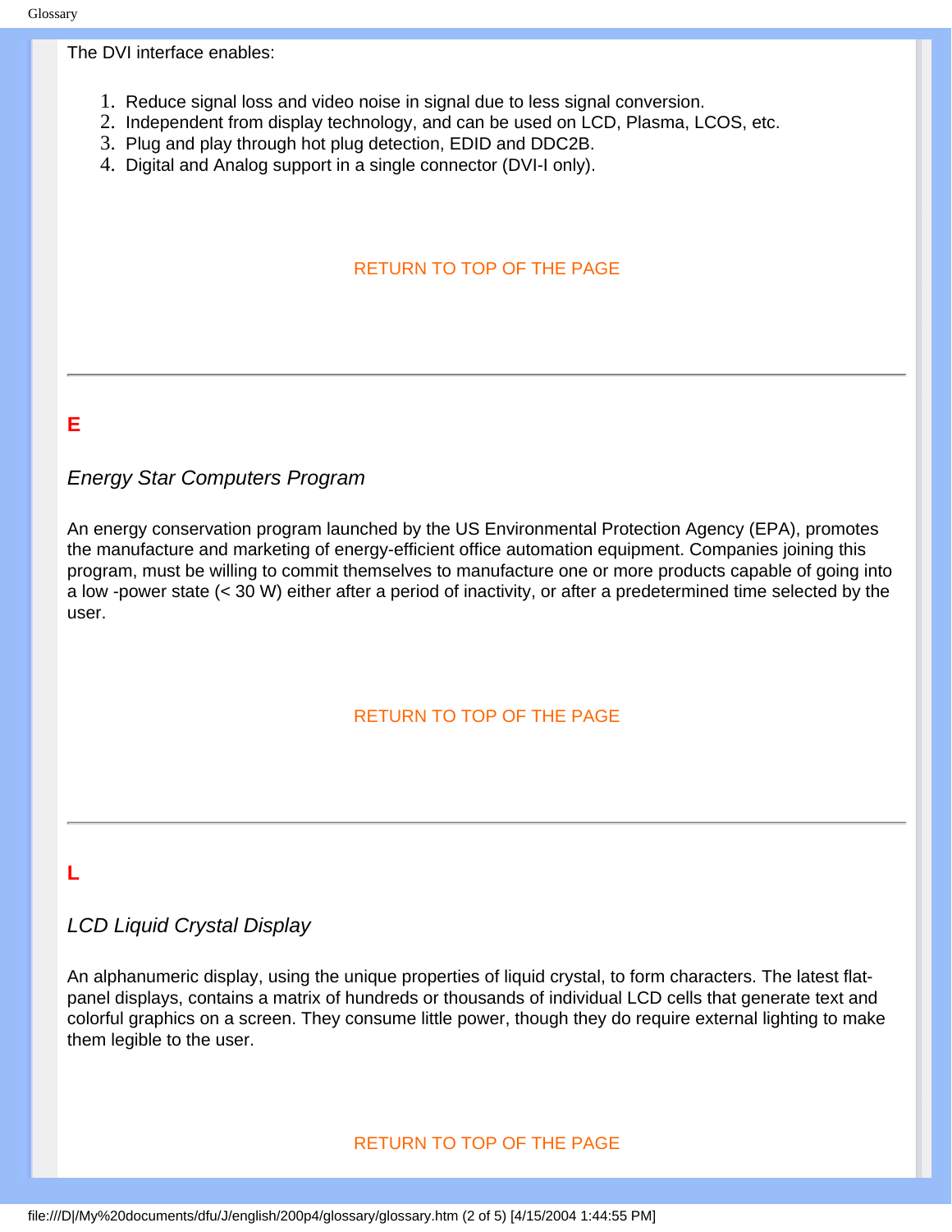The DVI interface enables:

1. Reduce signal loss and video noise in signal due to less signal conversion.
2. Independent from display technology, and can be used on LCD, Plasma, LCOS, etc.
3. Plug and play through hot plug detection, EDID and DDC2B.
4. Digital and Analog support in a single connector (DVI-I only).

RETURN TO TOP OF THE PAGE

---

## E

*Energy Star Computers Program*

An energy conservation program launched by the US Environmental Protection Agency (EPA), promotes the manufacture and marketing of energy-efficient office automation equipment. Companies joining this program, must be willing to commit themselves to manufacture one or more products capable of going into a low -power state (< 30 W) either after a period of inactivity, or after a predetermined time selected by the user.

RETURN TO TOP OF THE PAGE

---

## L

*LCD Liquid Crystal Display*

An alphanumeric display, using the unique properties of liquid crystal, to form characters. The latest flat-panel displays, contains a matrix of hundreds or thousands of individual LCD cells that generate text and colorful graphics on a screen. They consume little power, though they do require external lighting to make them legible to the user.

RETURN TO TOP OF THE PAGE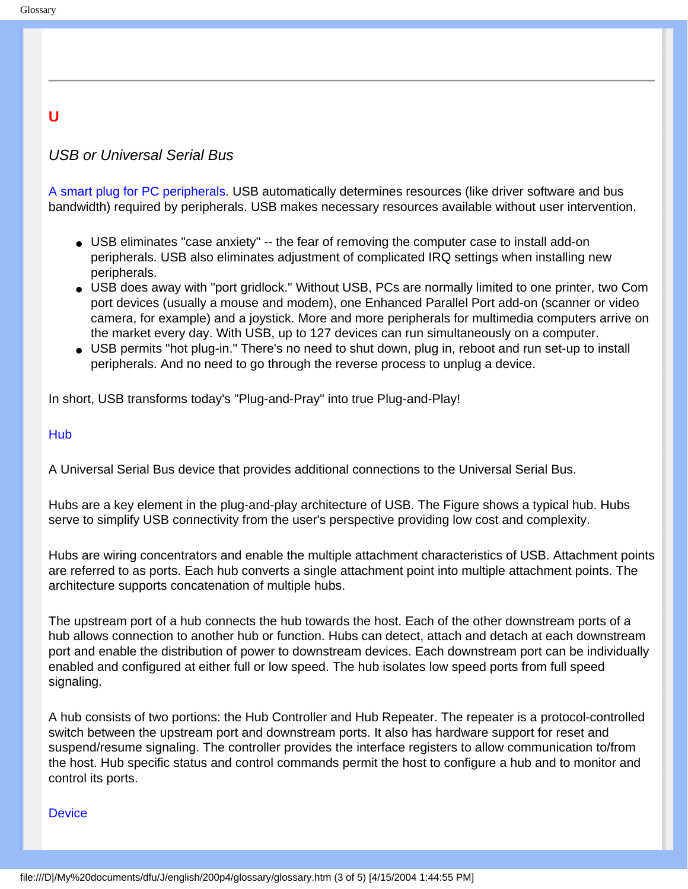## U

### *USB or Universal Serial Bus*

A smart plug for PC peripherals. USB automatically determines resources (like driver software and bus bandwidth) required by peripherals. USB makes necessary resources available without user intervention.

- USB eliminates "case anxiety" -- the fear of removing the computer case to install add-on peripherals. USB also eliminates adjustment of complicated IRQ settings when installing new peripherals.
- USB does away with "port gridlock." Without USB, PCs are normally limited to one printer, two Com port devices (usually a mouse and modem), one Enhanced Parallel Port add-on (scanner or video camera, for example) and a joystick. More and more peripherals for multimedia computers arrive on the market every day. With USB, up to 127 devices can run simultaneously on a computer.
- USB permits "hot plug-in." There's no need to shut down, plug in, reboot and run set-up to install peripherals. And no need to go through the reverse process to unplug a device.

In short, USB transforms today's "Plug-and-Pray" into true Plug-and-Play!

Hub

A Universal Serial Bus device that provides additional connections to the Universal Serial Bus.

Hubs are a key element in the plug-and-play architecture of USB. The Figure shows a typical hub. Hubs serve to simplify USB connectivity from the user's perspective providing low cost and complexity.

Hubs are wiring concentrators and enable the multiple attachment characteristics of USB. Attachment points are referred to as ports. Each hub converts a single attachment point into multiple attachment points. The architecture supports concatenation of multiple hubs.

The upstream port of a hub connects the hub towards the host. Each of the other downstream ports of a hub allows connection to another hub or function. Hubs can detect, attach and detach at each downstream port and enable the distribution of power to downstream devices. Each downstream port can be individually enabled and configured at either full or low speed. The hub isolates low speed ports from full speed signaling.

A hub consists of two portions: the Hub Controller and Hub Repeater. The repeater is a protocol-controlled switch between the upstream port and downstream ports. It also has hardware support for reset and suspend/resume signaling. The controller provides the interface registers to allow communication to/from the host. Hub specific status and control commands permit the host to configure a hub and to monitor and control its ports.

Device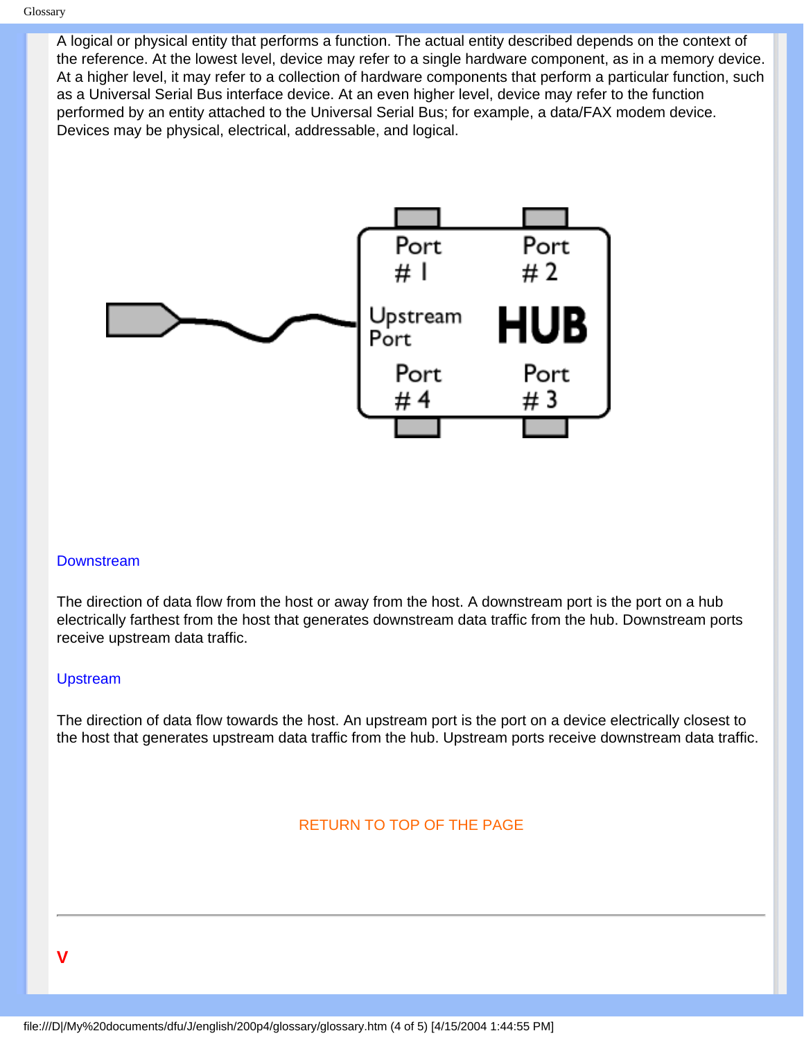A logical or physical entity that performs a function. The actual entity described depends on the context of the reference. At the lowest level, device may refer to a single hardware component, as in a memory device. At a higher level, it may refer to a collection of hardware components that perform a particular function, such as a Universal Serial Bus interface device. At an even higher level, device may refer to the function performed by an entity attached to the Universal Serial Bus; for example, a data/FAX modem device. Devices may be physical, electrical, addressable, and logical.

Port #1 Port #2 Upstream Port HUB Port #4 Port #3

### Downstream

The direction of data flow from the host or away from the host. A downstream port is the port on a hub electrically farthest from the host that generates downstream data traffic from the hub. Downstream ports receive upstream data traffic.

### Upstream

The direction of data flow towards the host. An upstream port is the port on a device electrically closest to the host that generates upstream data traffic from the hub. Upstream ports receive downstream data traffic.

RETURN TO TOP OF THE PAGE

---

## V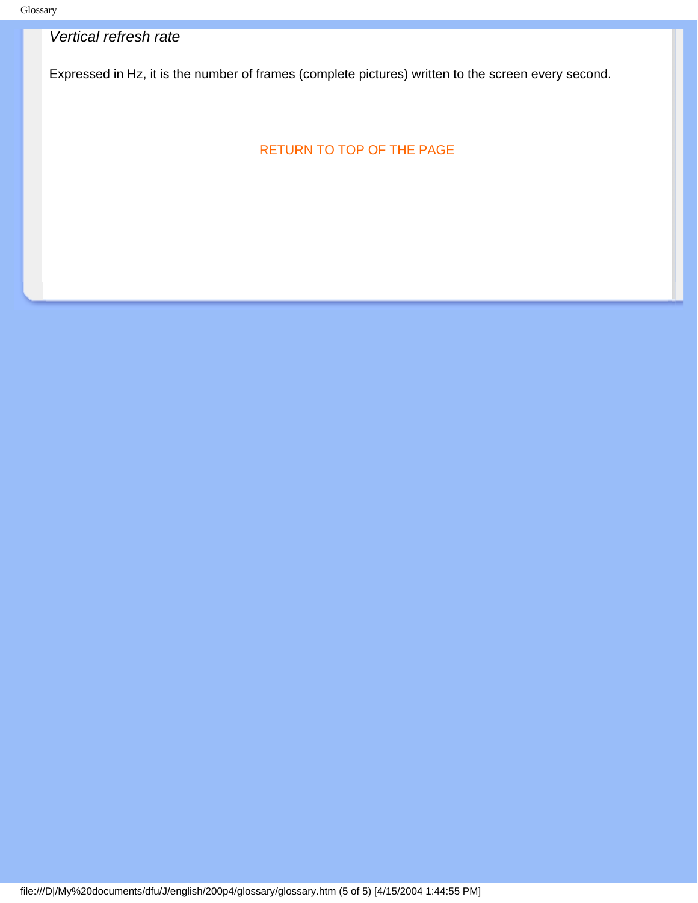*Vertical refresh rate*

Expressed in Hz, it is the number of frames (complete pictures) written to the screen every second.

RETURN TO TOP OF THE PAGE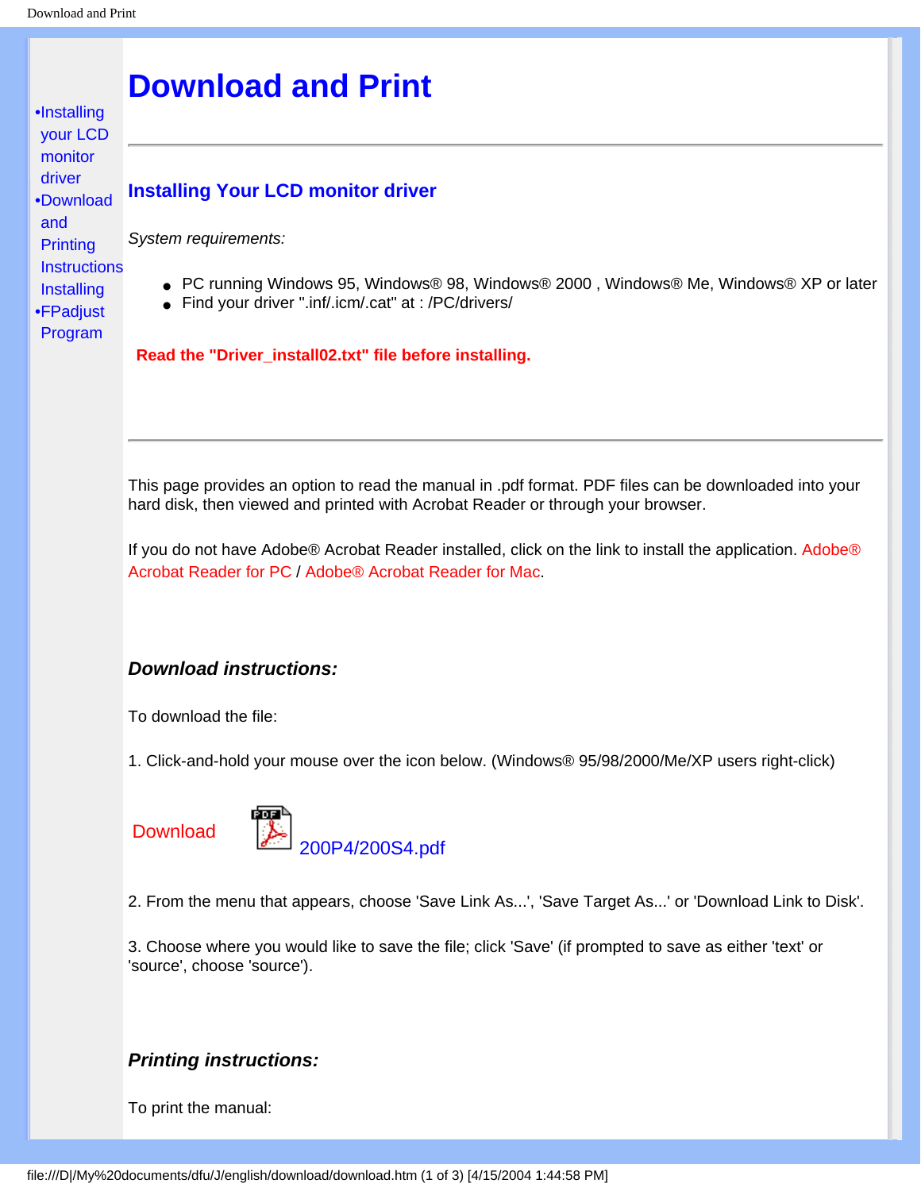- •Installing your LCD monitor driver
- •Download and Printing Instructions Installing
- •FPadjust Program

# Download and Print

## Installing Your LCD monitor driver

*System requirements:*

- PC running Windows 95, Windows® 98, Windows® 2000 , Windows® Me, Windows® XP or later
- Find your driver ".inf/.icm/.cat" at : /PC/drivers/

**Read the "Driver_install02.txt" file before installing.**

---

This page provides an option to read the manual in .pdf format. PDF files can be downloaded into your hard disk, then viewed and printed with Acrobat Reader or through your browser.

If you do not have Adobe® Acrobat Reader installed, click on the link to install the application. Adobe® Acrobat Reader for PC / Adobe® Acrobat Reader for Mac.

### *Download instructions:*

To download the file:

1. Click-and-hold your mouse over the icon below. (Windows® 95/98/2000/Me/XP users right-click)

Download 200P4/200S4.pdf

2. From the menu that appears, choose 'Save Link As...', 'Save Target As...' or 'Download Link to Disk'.

3. Choose where you would like to save the file; click 'Save' (if prompted to save as either 'text' or 'source', choose 'source').

### *Printing instructions:*

To print the manual: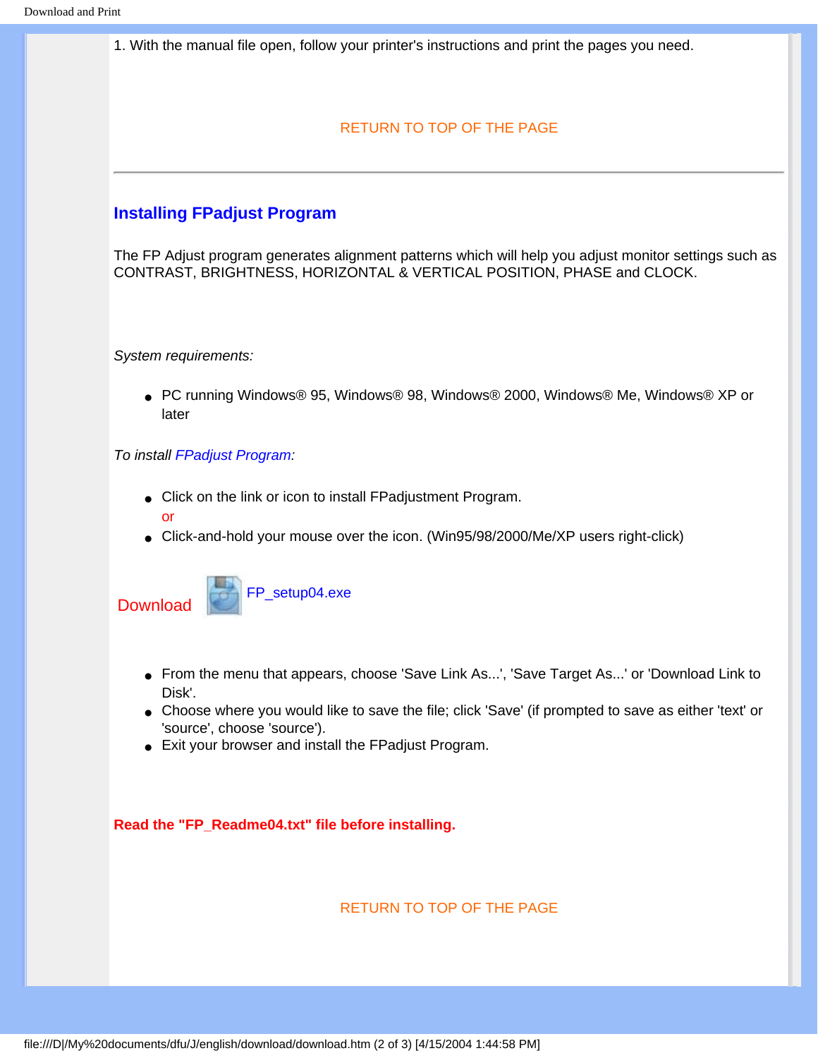1. With the manual file open, follow your printer's instructions and print the pages you need.

RETURN TO TOP OF THE PAGE

---

## Installing FPadjust Program

The FP Adjust program generates alignment patterns which will help you adjust monitor settings such as CONTRAST, BRIGHTNESS, HORIZONTAL & VERTICAL POSITION, PHASE and CLOCK.

*System requirements:*

- PC running Windows® 95, Windows® 98, Windows® 2000, Windows® Me, Windows® XP or later

*To install FPadjust Program:*

- Click on the link or icon to install FPadjustment Program.
  or
- Click-and-hold your mouse over the icon. (Win95/98/2000/Me/XP users right-click)

Download FP_setup04.exe

- From the menu that appears, choose 'Save Link As...', 'Save Target As...' or 'Download Link to Disk'.
- Choose where you would like to save the file; click 'Save' (if prompted to save as either 'text' or 'source', choose 'source').
- Exit your browser and install the FPadjust Program.

**Read the "FP_Readme04.txt" file before installing.**

RETURN TO TOP OF THE PAGE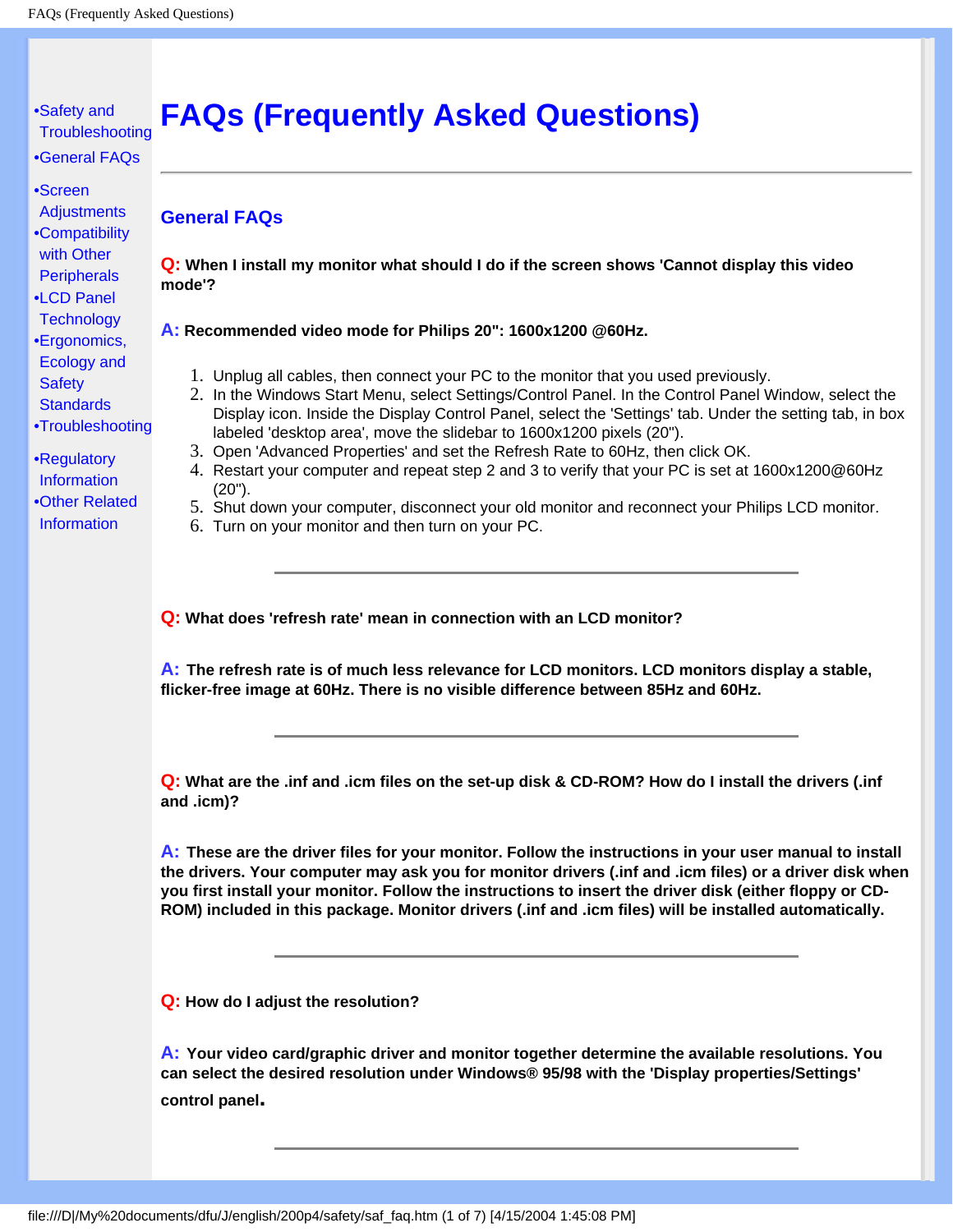•Safety and Troubleshooting
•General FAQs

•Screen Adjustments
•Compatibility with Other Peripherals
•LCD Panel Technology
•Ergonomics, Ecology and Safety Standards
•Troubleshooting

•Regulatory Information
•Other Related Information

# FAQs (Frequently Asked Questions)

---

## General FAQs

**Q: When I install my monitor what should I do if the screen shows 'Cannot display this video mode'?**

**A: Recommended video mode for Philips 20": 1600x1200 @60Hz.**

1. Unplug all cables, then connect your PC to the monitor that you used previously.
2. In the Windows Start Menu, select Settings/Control Panel. In the Control Panel Window, select the Display icon. Inside the Display Control Panel, select the 'Settings' tab. Under the setting tab, in box labeled 'desktop area', move the slidebar to 1600x1200 pixels (20").
3. Open 'Advanced Properties' and set the Refresh Rate to 60Hz, then click OK.
4. Restart your computer and repeat step 2 and 3 to verify that your PC is set at 1600x1200@60Hz (20").
5. Shut down your computer, disconnect your old monitor and reconnect your Philips LCD monitor.
6. Turn on your monitor and then turn on your PC.

---

**Q: What does 'refresh rate' mean in connection with an LCD monitor?**

**A: The refresh rate is of much less relevance for LCD monitors. LCD monitors display a stable, flicker-free image at 60Hz. There is no visible difference between 85Hz and 60Hz.**

---

**Q: What are the .inf and .icm files on the set-up disk & CD-ROM? How do I install the drivers (.inf and .icm)?**

**A: These are the driver files for your monitor. Follow the instructions in your user manual to install the drivers. Your computer may ask you for monitor drivers (.inf and .icm files) or a driver disk when you first install your monitor. Follow the instructions to insert the driver disk (either floppy or CD-ROM) included in this package. Monitor drivers (.inf and .icm files) will be installed automatically.**

---

**Q: How do I adjust the resolution?**

**A: Your video card/graphic driver and monitor together determine the available resolutions. You can select the desired resolution under Windows® 95/98 with the 'Display properties/Settings' control panel.**

---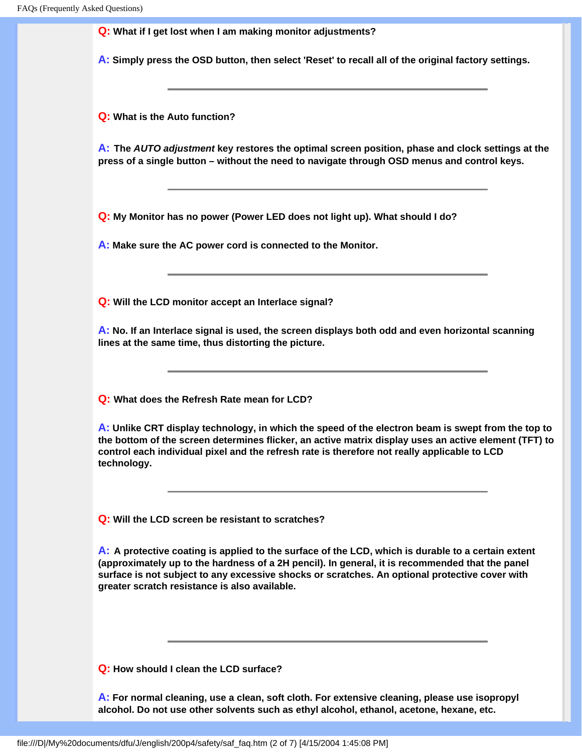**Q:** What if I get lost when I am making monitor adjustments?

**A:** Simply press the OSD button, then select 'Reset' to recall all of the original factory settings.

---

**Q:** What is the Auto function?

**A:** The ***AUTO adjustment*** key restores the optimal screen position, phase and clock settings at the press of a single button – without the need to navigate through OSD menus and control keys.

---

**Q:** My Monitor has no power (Power LED does not light up). What should I do?

**A:** Make sure the AC power cord is connected to the Monitor.

---

**Q:** Will the LCD monitor accept an Interlace signal?

**A:** No. If an Interlace signal is used, the screen displays both odd and even horizontal scanning lines at the same time, thus distorting the picture.

---

**Q:** What does the Refresh Rate mean for LCD?

**A:** Unlike CRT display technology, in which the speed of the electron beam is swept from the top to the bottom of the screen determines flicker, an active matrix display uses an active element (TFT) to control each individual pixel and the refresh rate is therefore not really applicable to LCD technology.

---

**Q:** Will the LCD screen be resistant to scratches?

**A:** A protective coating is applied to the surface of the LCD, which is durable to a certain extent (approximately up to the hardness of a 2H pencil). In general, it is recommended that the panel surface is not subject to any excessive shocks or scratches. An optional protective cover with greater scratch resistance is also available.

---

**Q:** How should I clean the LCD surface?

**A:** For normal cleaning, use a clean, soft cloth. For extensive cleaning, please use isopropyl alcohol. Do not use other solvents such as ethyl alcohol, ethanol, acetone, hexane, etc.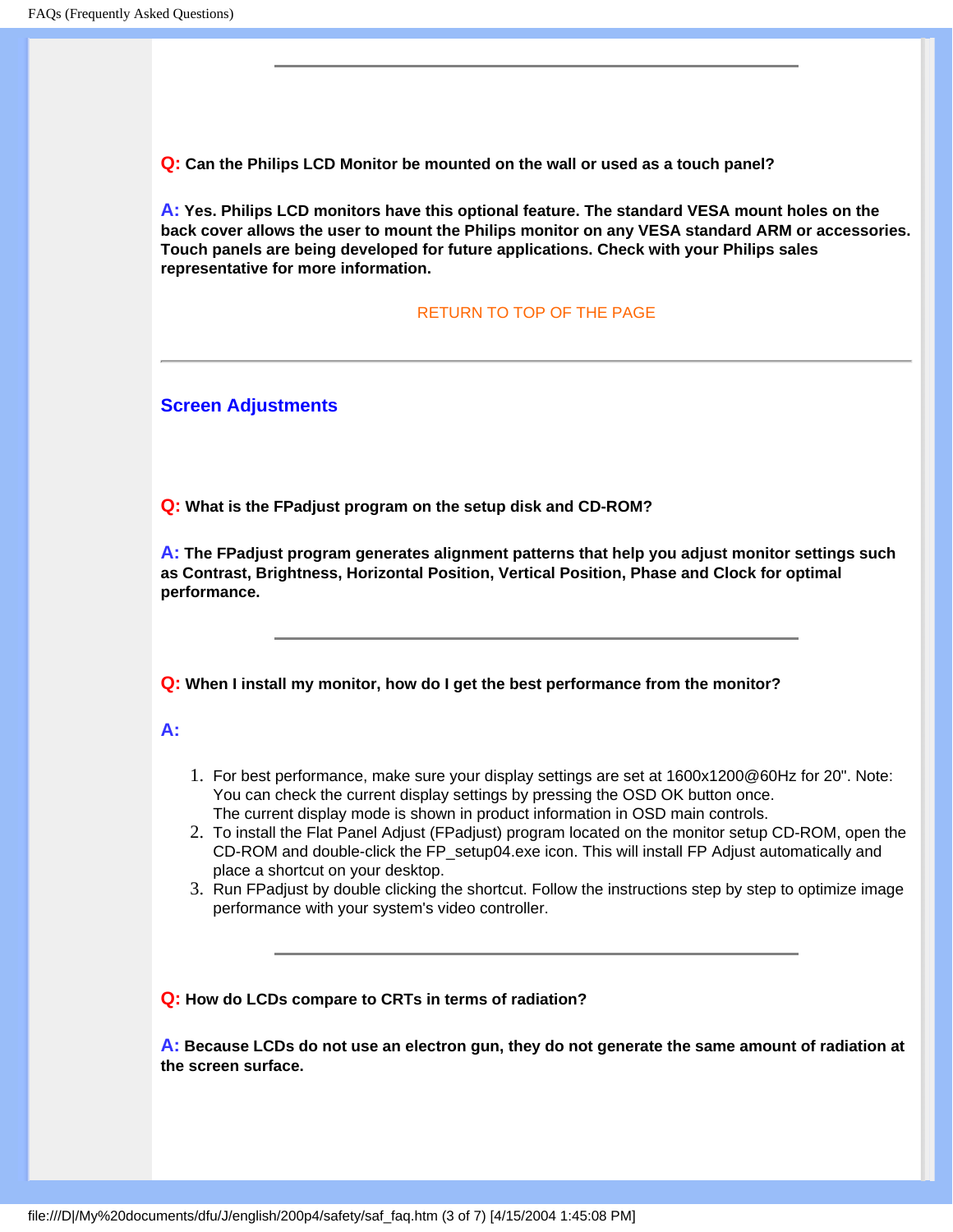---

**Q: Can the Philips LCD Monitor be mounted on the wall or used as a touch panel?**

**A: Yes. Philips LCD monitors have this optional feature. The standard VESA mount holes on the back cover allows the user to mount the Philips monitor on any VESA standard ARM or accessories. Touch panels are being developed for future applications. Check with your Philips sales representative for more information.**

RETURN TO TOP OF THE PAGE

---

## Screen Adjustments

**Q: What is the FPadjust program on the setup disk and CD-ROM?**

**A: The FPadjust program generates alignment patterns that help you adjust monitor settings such as Contrast, Brightness, Horizontal Position, Vertical Position, Phase and Clock for optimal performance.**

---

**Q: When I install my monitor, how do I get the best performance from the monitor?**

**A:**

1. For best performance, make sure your display settings are set at 1600x1200@60Hz for 20". Note: You can check the current display settings by pressing the OSD OK button once.
   The current display mode is shown in product information in OSD main controls.
2. To install the Flat Panel Adjust (FPadjust) program located on the monitor setup CD-ROM, open the CD-ROM and double-click the FP_setup04.exe icon. This will install FP Adjust automatically and place a shortcut on your desktop.
3. Run FPadjust by double clicking the shortcut. Follow the instructions step by step to optimize image performance with your system's video controller.

---

**Q: How do LCDs compare to CRTs in terms of radiation?**

**A: Because LCDs do not use an electron gun, they do not generate the same amount of radiation at the screen surface.**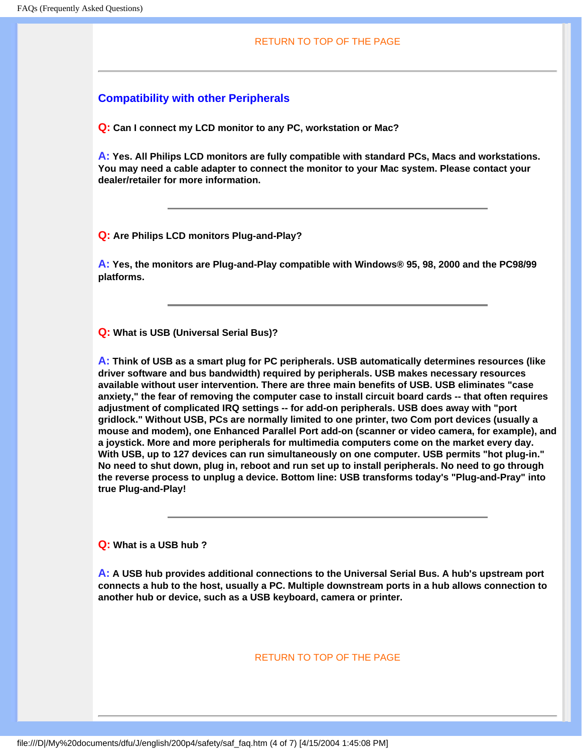RETURN TO TOP OF THE PAGE

---

## Compatibility with other Peripherals

**Q: Can I connect my LCD monitor to any PC, workstation or Mac?**

**A: Yes. All Philips LCD monitors are fully compatible with standard PCs, Macs and workstations. You may need a cable adapter to connect the monitor to your Mac system. Please contact your dealer/retailer for more information.**

---

**Q: Are Philips LCD monitors Plug-and-Play?**

**A: Yes, the monitors are Plug-and-Play compatible with Windows® 95, 98, 2000 and the PC98/99 platforms.**

---

**Q: What is USB (Universal Serial Bus)?**

**A: Think of USB as a smart plug for PC peripherals. USB automatically determines resources (like driver software and bus bandwidth) required by peripherals. USB makes necessary resources available without user intervention. There are three main benefits of USB. USB eliminates "case anxiety," the fear of removing the computer case to install circuit board cards -- that often requires adjustment of complicated IRQ settings -- for add-on peripherals. USB does away with "port gridlock." Without USB, PCs are normally limited to one printer, two Com port devices (usually a mouse and modem), one Enhanced Parallel Port add-on (scanner or video camera, for example), and a joystick. More and more peripherals for multimedia computers come on the market every day. With USB, up to 127 devices can run simultaneously on one computer. USB permits "hot plug-in." No need to shut down, plug in, reboot and run set up to install peripherals. No need to go through the reverse process to unplug a device. Bottom line: USB transforms today's "Plug-and-Pray" into true Plug-and-Play!**

---

**Q: What is a USB hub ?**

**A: A USB hub provides additional connections to the Universal Serial Bus. A hub's upstream port connects a hub to the host, usually a PC. Multiple downstream ports in a hub allows connection to another hub or device, such as a USB keyboard, camera or printer.**

RETURN TO TOP OF THE PAGE

---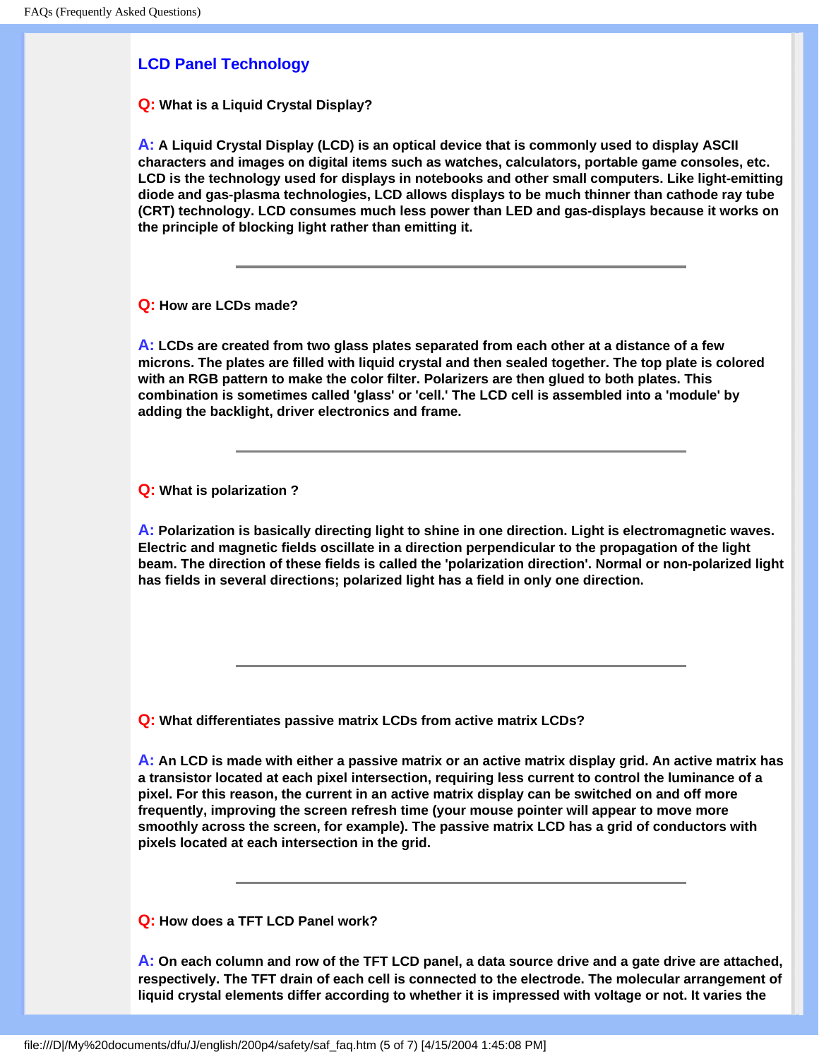## LCD Panel Technology

**Q: What is a Liquid Crystal Display?**

**A: A Liquid Crystal Display (LCD) is an optical device that is commonly used to display ASCII characters and images on digital items such as watches, calculators, portable game consoles, etc. LCD is the technology used for displays in notebooks and other small computers. Like light-emitting diode and gas-plasma technologies, LCD allows displays to be much thinner than cathode ray tube (CRT) technology. LCD consumes much less power than LED and gas-displays because it works on the principle of blocking light rather than emitting it.**

---

**Q: How are LCDs made?**

**A: LCDs are created from two glass plates separated from each other at a distance of a few microns. The plates are filled with liquid crystal and then sealed together. The top plate is colored with an RGB pattern to make the color filter. Polarizers are then glued to both plates. This combination is sometimes called 'glass' or 'cell.' The LCD cell is assembled into a 'module' by adding the backlight, driver electronics and frame.**

---

**Q: What is polarization ?**

**A: Polarization is basically directing light to shine in one direction. Light is electromagnetic waves. Electric and magnetic fields oscillate in a direction perpendicular to the propagation of the light beam. The direction of these fields is called the 'polarization direction'. Normal or non-polarized light has fields in several directions; polarized light has a field in only one direction.**

---

**Q: What differentiates passive matrix LCDs from active matrix LCDs?**

**A: An LCD is made with either a passive matrix or an active matrix display grid. An active matrix has a transistor located at each pixel intersection, requiring less current to control the luminance of a pixel. For this reason, the current in an active matrix display can be switched on and off more frequently, improving the screen refresh time (your mouse pointer will appear to move more smoothly across the screen, for example). The passive matrix LCD has a grid of conductors with pixels located at each intersection in the grid.**

---

**Q: How does a TFT LCD Panel work?**

**A: On each column and row of the TFT LCD panel, a data source drive and a gate drive are attached, respectively. The TFT drain of each cell is connected to the electrode. The molecular arrangement of liquid crystal elements differ according to whether it is impressed with voltage or not. It varies the**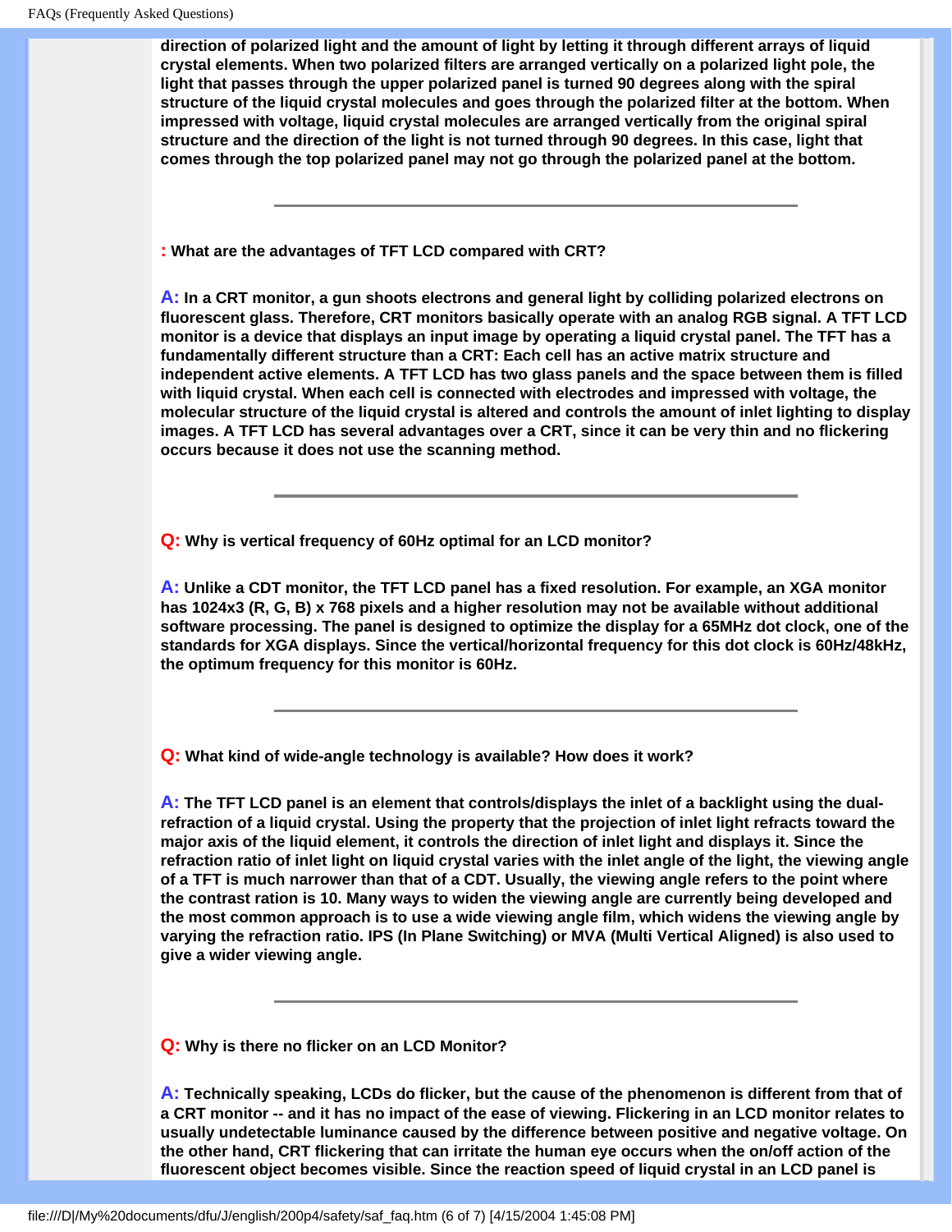direction of polarized light and the amount of light by letting it through different arrays of liquid crystal elements. When two polarized filters are arranged vertically on a polarized light pole, the light that passes through the upper polarized panel is turned 90 degrees along with the spiral structure of the liquid crystal molecules and goes through the polarized filter at the bottom. When impressed with voltage, liquid crystal molecules are arranged vertically from the original spiral structure and the direction of the light is not turned through 90 degrees. In this case, light that comes through the top polarized panel may not go through the polarized panel at the bottom.

---

**: What are the advantages of TFT LCD compared with CRT?**

**A:** In a CRT monitor, a gun shoots electrons and general light by colliding polarized electrons on fluorescent glass. Therefore, CRT monitors basically operate with an analog RGB signal. A TFT LCD monitor is a device that displays an input image by operating a liquid crystal panel. The TFT has a fundamentally different structure than a CRT: Each cell has an active matrix structure and independent active elements. A TFT LCD has two glass panels and the space between them is filled with liquid crystal. When each cell is connected with electrodes and impressed with voltage, the molecular structure of the liquid crystal is altered and controls the amount of inlet lighting to display images. A TFT LCD has several advantages over a CRT, since it can be very thin and no flickering occurs because it does not use the scanning method.

---

**Q: Why is vertical frequency of 60Hz optimal for an LCD monitor?**

**A:** Unlike a CDT monitor, the TFT LCD panel has a fixed resolution. For example, an XGA monitor has 1024x3 (R, G, B) x 768 pixels and a higher resolution may not be available without additional software processing. The panel is designed to optimize the display for a 65MHz dot clock, one of the standards for XGA displays. Since the vertical/horizontal frequency for this dot clock is 60Hz/48kHz, the optimum frequency for this monitor is 60Hz.

---

**Q: What kind of wide-angle technology is available? How does it work?**

**A:** The TFT LCD panel is an element that controls/displays the inlet of a backlight using the dual-refraction of a liquid crystal. Using the property that the projection of inlet light refracts toward the major axis of the liquid element, it controls the direction of inlet light and displays it. Since the refraction ratio of inlet light on liquid crystal varies with the inlet angle of the light, the viewing angle of a TFT is much narrower than that of a CDT. Usually, the viewing angle refers to the point where the contrast ration is 10. Many ways to widen the viewing angle are currently being developed and the most common approach is to use a wide viewing angle film, which widens the viewing angle by varying the refraction ratio. IPS (In Plane Switching) or MVA (Multi Vertical Aligned) is also used to give a wider viewing angle.

---

**Q: Why is there no flicker on an LCD Monitor?**

**A:** Technically speaking, LCDs do flicker, but the cause of the phenomenon is different from that of a CRT monitor -- and it has no impact of the ease of viewing. Flickering in an LCD monitor relates to usually undetectable luminance caused by the difference between positive and negative voltage. On the other hand, CRT flickering that can irritate the human eye occurs when the on/off action of the fluorescent object becomes visible. Since the reaction speed of liquid crystal in an LCD panel is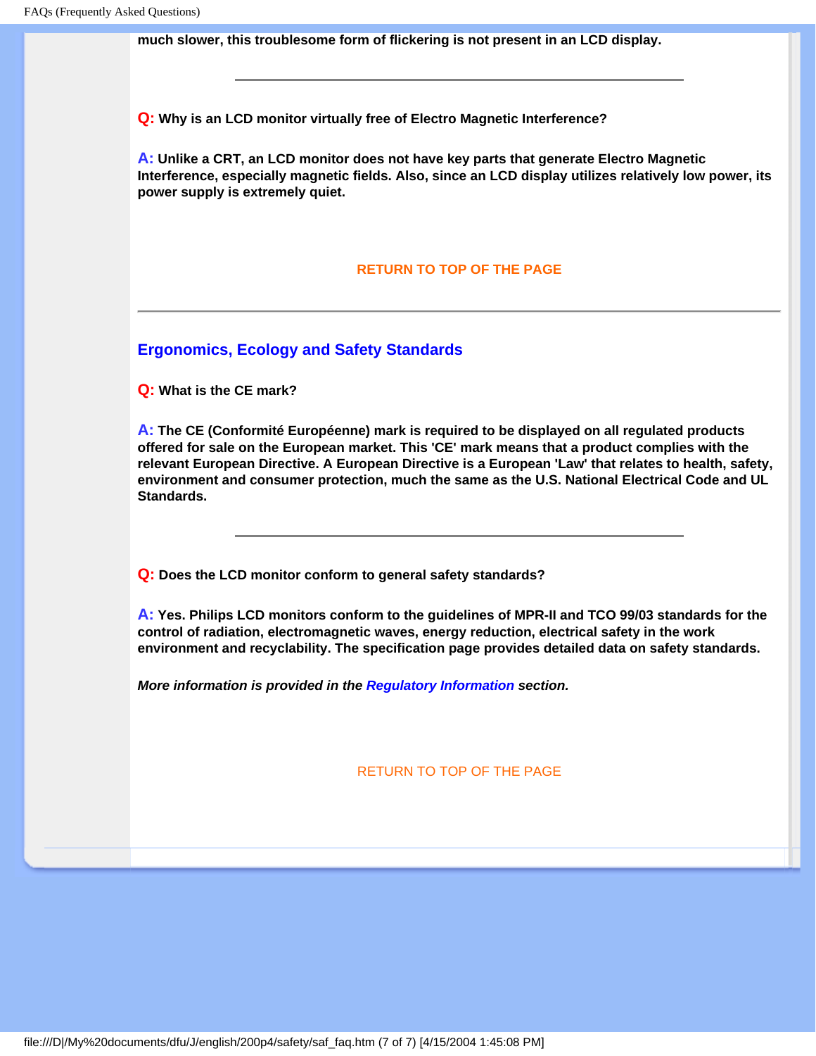**much slower, this troublesome form of flickering is not present in an LCD display.**

---

**Q: Why is an LCD monitor virtually free of Electro Magnetic Interference?**

**A: Unlike a CRT, an LCD monitor does not have key parts that generate Electro Magnetic Interference, especially magnetic fields. Also, since an LCD display utilizes relatively low power, its power supply is extremely quiet.**

RETURN TO TOP OF THE PAGE

---

## Ergonomics, Ecology and Safety Standards

**Q: What is the CE mark?**

**A: The CE (Conformité Européenne) mark is required to be displayed on all regulated products offered for sale on the European market. This 'CE' mark means that a product complies with the relevant European Directive. A European Directive is a European 'Law' that relates to health, safety, environment and consumer protection, much the same as the U.S. National Electrical Code and UL Standards.**

---

**Q: Does the LCD monitor conform to general safety standards?**

**A: Yes. Philips LCD monitors conform to the guidelines of MPR-II and TCO 99/03 standards for the control of radiation, electromagnetic waves, energy reduction, electrical safety in the work environment and recyclability. The specification page provides detailed data on safety standards.**

***More information is provided in the Regulatory Information section.***

RETURN TO TOP OF THE PAGE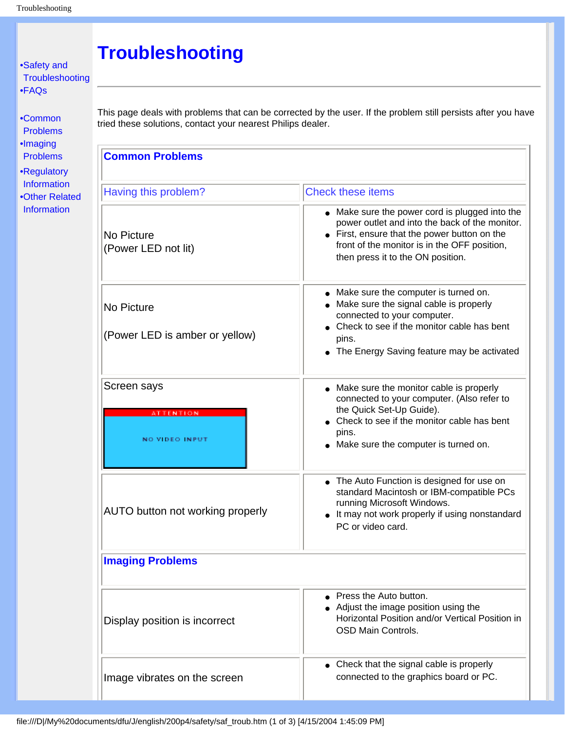- Safety and Troubleshooting
- FAQs

- Common Problems
- Imaging Problems
- Regulatory Information
- Other Related Information

# Troubleshooting

This page deals with problems that can be corrected by the user. If the problem still persists after you have tried these solutions, contact your nearest Philips dealer.

## Common Problems

| Having this problem? | Check these items |
|---|---|
| No Picture<br>(Power LED not lit) | • Make sure the power cord is plugged into the power outlet and into the back of the monitor.<br>• First, ensure that the power button on the front of the monitor is in the OFF position, then press it to the ON position. |
| No Picture<br><br>(Power LED is amber or yellow) | • Make sure the computer is turned on.<br>• Make sure the signal cable is properly connected to your computer.<br>• Check to see if the monitor cable has bent pins.<br>• The Energy Saving feature may be activated |
| Screen says<br><br>ATTENTION<br>NO VIDEO INPUT | • Make sure the monitor cable is properly connected to your computer. (Also refer to the Quick Set-Up Guide).<br>• Check to see if the monitor cable has bent pins.<br>• Make sure the computer is turned on. |
| AUTO button not working properly | • The Auto Function is designed for use on standard Macintosh or IBM-compatible PCs running Microsoft Windows.<br>• It may not work properly if using nonstandard PC or video card. |

## Imaging Problems

| Having this problem? | Check these items |
|---|---|
| Display position is incorrect | • Press the Auto button.<br>• Adjust the image position using the Horizontal Position and/or Vertical Position in OSD Main Controls. |
| Image vibrates on the screen | • Check that the signal cable is properly connected to the graphics board or PC. |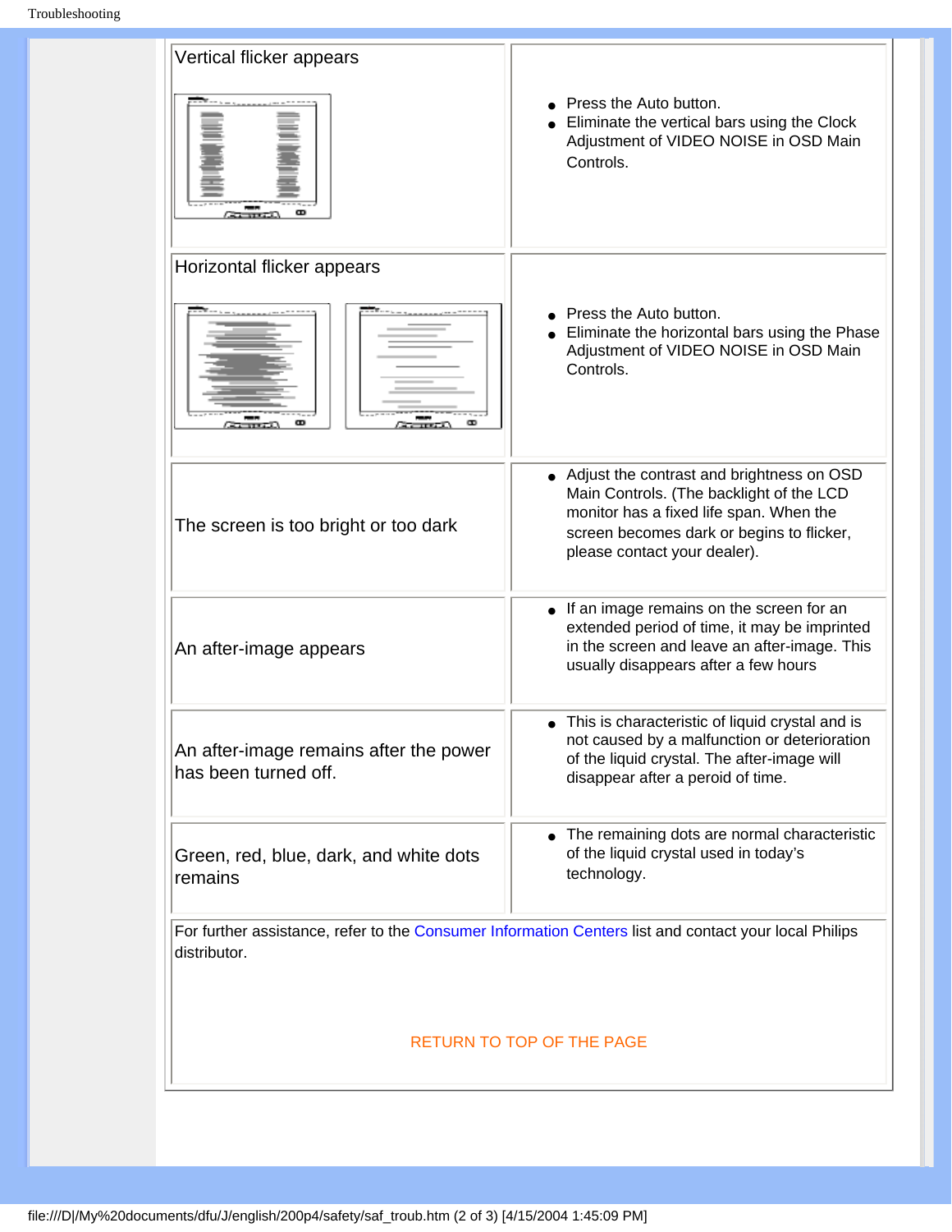| Problem | Solution |
| --- | --- |
| Vertical flicker appears | • Press the Auto button.<br>• Eliminate the vertical bars using the Clock Adjustment of VIDEO NOISE in OSD Main Controls. |
| Horizontal flicker appears | • Press the Auto button.<br>• Eliminate the horizontal bars using the Phase Adjustment of VIDEO NOISE in OSD Main Controls. |
| The screen is too bright or too dark | • Adjust the contrast and brightness on OSD Main Controls. (The backlight of the LCD monitor has a fixed life span. When the screen becomes dark or begins to flicker, please contact your dealer). |
| An after-image appears | • If an image remains on the screen for an extended period of time, it may be imprinted in the screen and leave an after-image. This usually disappears after a few hours |
| An after-image remains after the power has been turned off. | • This is characteristic of liquid crystal and is not caused by a malfunction or deterioration of the liquid crystal. The after-image will disappear after a peroid of time. |
| Green, red, blue, dark, and white dots remains | • The remaining dots are normal characteristic of the liquid crystal used in today's technology. |

For further assistance, refer to the Consumer Information Centers list and contact your local Philips distributor.

RETURN TO TOP OF THE PAGE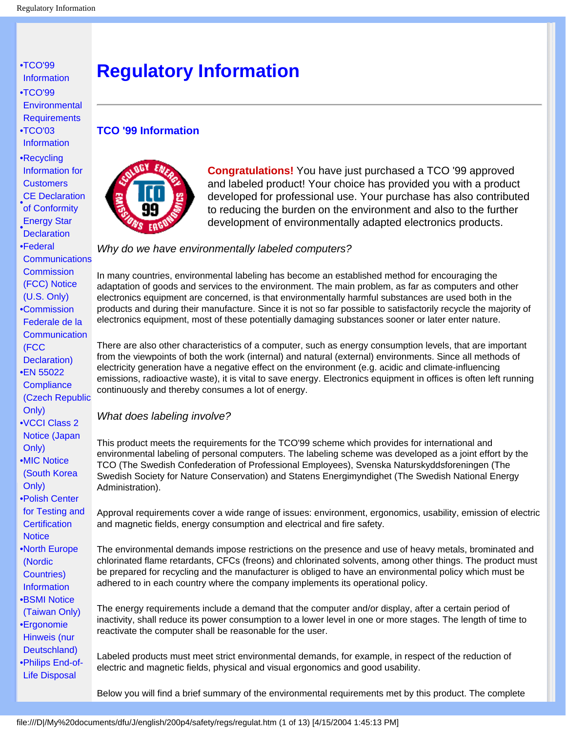- •TCO'99 Information
- •TCO'99 Environmental Requirements
- •TCO'03 Information
- •Recycling Information for Customers
- •CE Declaration of Conformity
- •Energy Star Declaration
- •Federal Communications Commission (FCC) Notice (U.S. Only)
- •Commission Federale de la Communication (FCC Declaration)
- •EN 55022 Compliance (Czech Republic Only)
- •VCCI Class 2 Notice (Japan Only)
- •MIC Notice (South Korea Only)
- •Polish Center for Testing and Certification Notice
- •North Europe (Nordic Countries) Information
- •BSMI Notice (Taiwan Only)
- •Ergonomie Hinweis (nur Deutschland)
- •Philips End-of-Life Disposal

# Regulatory Information

## TCO '99 Information

**Congratulations!** You have just purchased a TCO '99 approved and labeled product! Your choice has provided you with a product developed for professional use. Your purchase has also contributed to reducing the burden on the environment and also to the further development of environmentally adapted electronics products.

*Why do we have environmentally labeled computers?*

In many countries, environmental labeling has become an established method for encouraging the adaptation of goods and services to the environment. The main problem, as far as computers and other electronics equipment are concerned, is that environmentally harmful substances are used both in the products and during their manufacture. Since it is not so far possible to satisfactorily recycle the majority of electronics equipment, most of these potentially damaging substances sooner or later enter nature.

There are also other characteristics of a computer, such as energy consumption levels, that are important from the viewpoints of both the work (internal) and natural (external) environments. Since all methods of electricity generation have a negative effect on the environment (e.g. acidic and climate-influencing emissions, radioactive waste), it is vital to save energy. Electronics equipment in offices is often left running continuously and thereby consumes a lot of energy.

*What does labeling involve?*

This product meets the requirements for the TCO'99 scheme which provides for international and environmental labeling of personal computers. The labeling scheme was developed as a joint effort by the TCO (The Swedish Confederation of Professional Employees), Svenska Naturskyddsforeningen (The Swedish Society for Nature Conservation) and Statens Energimyndighet (The Swedish National Energy Administration).

Approval requirements cover a wide range of issues: environment, ergonomics, usability, emission of electric and magnetic fields, energy consumption and electrical and fire safety.

The environmental demands impose restrictions on the presence and use of heavy metals, brominated and chlorinated flame retardants, CFCs (freons) and chlorinated solvents, among other things. The product must be prepared for recycling and the manufacturer is obliged to have an environmental policy which must be adhered to in each country where the company implements its operational policy.

The energy requirements include a demand that the computer and/or display, after a certain period of inactivity, shall reduce its power consumption to a lower level in one or more stages. The length of time to reactivate the computer shall be reasonable for the user.

Labeled products must meet strict environmental demands, for example, in respect of the reduction of electric and magnetic fields, physical and visual ergonomics and good usability.

Below you will find a brief summary of the environmental requirements met by this product. The complete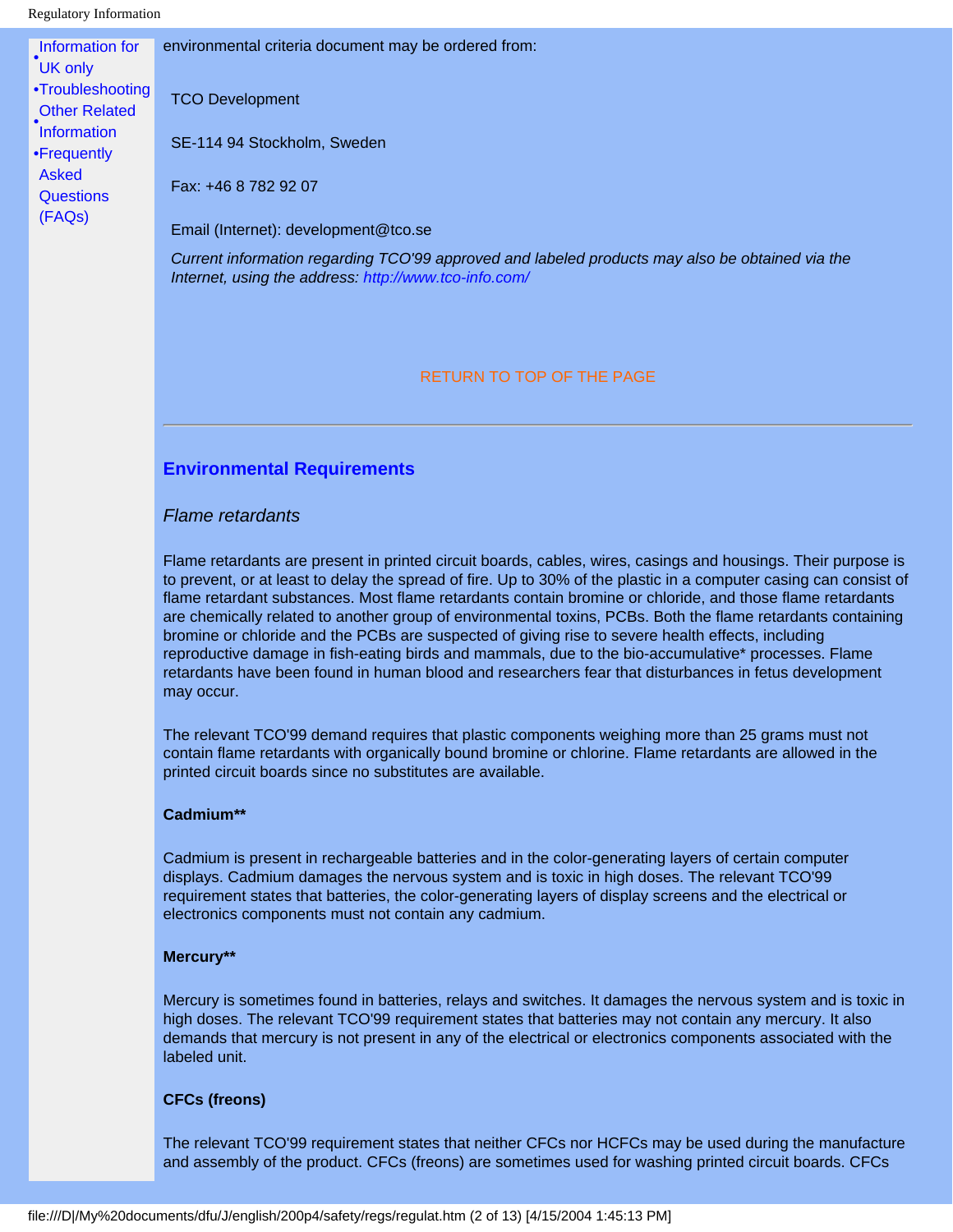- Information for UK only
- Troubleshooting
- Other Related Information
- Frequently Asked Questions (FAQs)

environmental criteria document may be ordered from:

TCO Development

SE-114 94 Stockholm, Sweden

Fax: +46 8 782 92 07

Email (Internet): development@tco.se

*Current information regarding TCO'99 approved and labeled products may also be obtained via the Internet, using the address: http://www.tco-info.com/*

RETURN TO TOP OF THE PAGE

---

## Environmental Requirements

### *Flame retardants*

Flame retardants are present in printed circuit boards, cables, wires, casings and housings. Their purpose is to prevent, or at least to delay the spread of fire. Up to 30% of the plastic in a computer casing can consist of flame retardant substances. Most flame retardants contain bromine or chloride, and those flame retardants are chemically related to another group of environmental toxins, PCBs. Both the flame retardants containing bromine or chloride and the PCBs are suspected of giving rise to severe health effects, including reproductive damage in fish-eating birds and mammals, due to the bio-accumulative* processes. Flame retardants have been found in human blood and researchers fear that disturbances in fetus development may occur.

The relevant TCO'99 demand requires that plastic components weighing more than 25 grams must not contain flame retardants with organically bound bromine or chlorine. Flame retardants are allowed in the printed circuit boards since no substitutes are available.

**Cadmium****

Cadmium is present in rechargeable batteries and in the color-generating layers of certain computer displays. Cadmium damages the nervous system and is toxic in high doses. The relevant TCO'99 requirement states that batteries, the color-generating layers of display screens and the electrical or electronics components must not contain any cadmium.

**Mercury****

Mercury is sometimes found in batteries, relays and switches. It damages the nervous system and is toxic in high doses. The relevant TCO'99 requirement states that batteries may not contain any mercury. It also demands that mercury is not present in any of the electrical or electronics components associated with the labeled unit.

**CFCs (freons)**

The relevant TCO'99 requirement states that neither CFCs nor HCFCs may be used during the manufacture and assembly of the product. CFCs (freons) are sometimes used for washing printed circuit boards. CFCs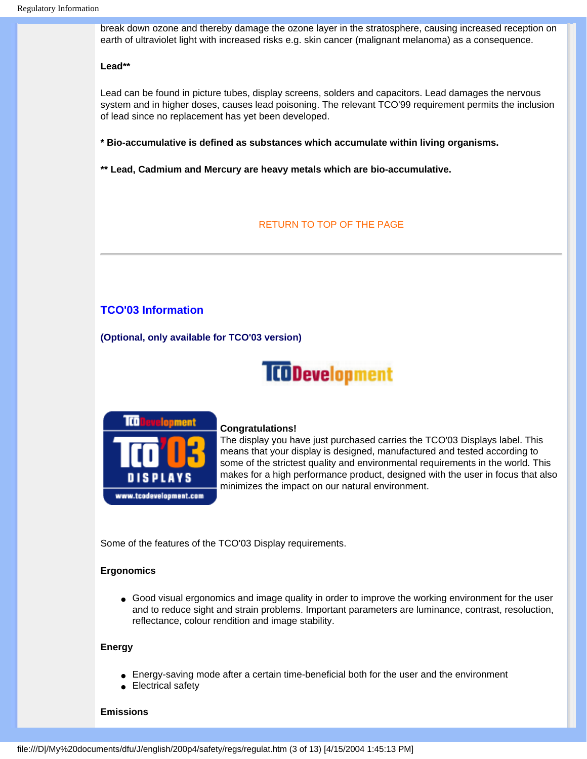break down ozone and thereby damage the ozone layer in the stratosphere, causing increased reception on earth of ultraviolet light with increased risks e.g. skin cancer (malignant melanoma) as a consequence.

**Lead****

Lead can be found in picture tubes, display screens, solders and capacitors. Lead damages the nervous system and in higher doses, causes lead poisoning. The relevant TCO'99 requirement permits the inclusion of lead since no replacement has yet been developed.

**\* Bio-accumulative is defined as substances which accumulate within living organisms.**

**\*\* Lead, Cadmium and Mercury are heavy metals which are bio-accumulative.**

RETURN TO TOP OF THE PAGE

---

## TCO'03 Information

**(Optional, only available for TCO'03 version)**

**Congratulations!**
The display you have just purchased carries the TCO'03 Displays label. This means that your display is designed, manufactured and tested according to some of the strictest quality and environmental requirements in the world. This makes for a high performance product, designed with the user in focus that also minimizes the impact on our natural environment.

Some of the features of the TCO'03 Display requirements.

**Ergonomics**

- Good visual ergonomics and image quality in order to improve the working environment for the user and to reduce sight and strain problems. Important parameters are luminance, contrast, resoluction, reflectance, colour rendition and image stability.

**Energy**

- Energy-saving mode after a certain time-beneficial both for the user and the environment
- Electrical safety

**Emissions**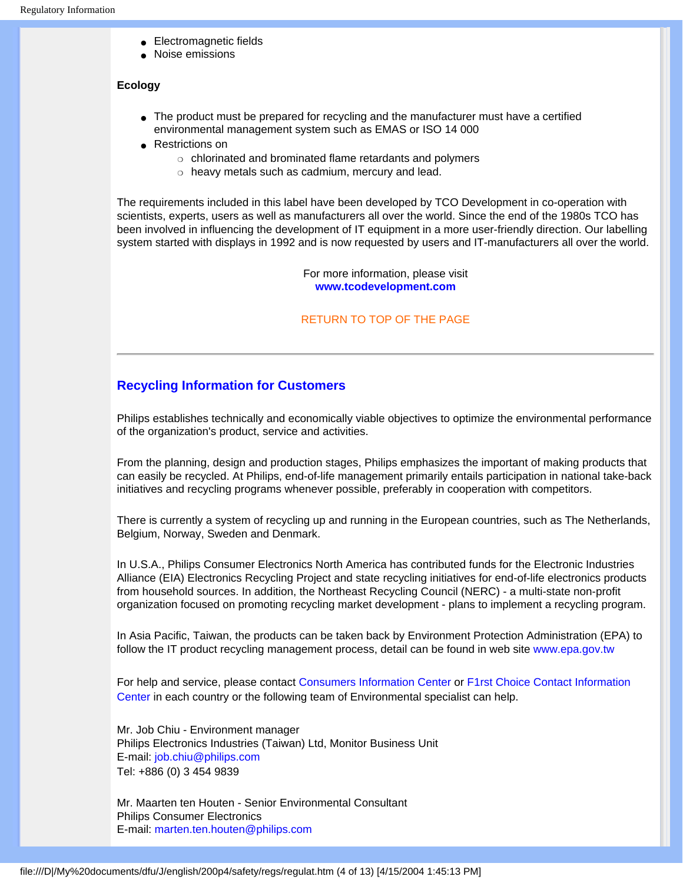- Electromagnetic fields
- Noise emissions

**Ecology**

- The product must be prepared for recycling and the manufacturer must have a certified environmental management system such as EMAS or ISO 14 000
- Restrictions on
  - chlorinated and brominated flame retardants and polymers
  - heavy metals such as cadmium, mercury and lead.

The requirements included in this label have been developed by TCO Development in co-operation with scientists, experts, users as well as manufacturers all over the world. Since the end of the 1980s TCO has been involved in influencing the development of IT equipment in a more user-friendly direction. Our labelling system started with displays in 1992 and is now requested by users and IT-manufacturers all over the world.

For more information, please visit
**www.tcodevelopment.com**

RETURN TO TOP OF THE PAGE

---

## Recycling Information for Customers

Philips establishes technically and economically viable objectives to optimize the environmental performance of the organization's product, service and activities.

From the planning, design and production stages, Philips emphasizes the important of making products that can easily be recycled. At Philips, end-of-life management primarily entails participation in national take-back initiatives and recycling programs whenever possible, preferably in cooperation with competitors.

There is currently a system of recycling up and running in the European countries, such as The Netherlands, Belgium, Norway, Sweden and Denmark.

In U.S.A., Philips Consumer Electronics North America has contributed funds for the Electronic Industries Alliance (EIA) Electronics Recycling Project and state recycling initiatives for end-of-life electronics products from household sources. In addition, the Northeast Recycling Council (NERC) - a multi-state non-profit organization focused on promoting recycling market development - plans to implement a recycling program.

In Asia Pacific, Taiwan, the products can be taken back by Environment Protection Administration (EPA) to follow the IT product recycling management process, detail can be found in web site www.epa.gov.tw

For help and service, please contact Consumers Information Center or F1rst Choice Contact Information Center in each country or the following team of Environmental specialist can help.

Mr. Job Chiu - Environment manager
Philips Electronics Industries (Taiwan) Ltd, Monitor Business Unit
E-mail: job.chiu@philips.com
Tel: +886 (0) 3 454 9839

Mr. Maarten ten Houten - Senior Environmental Consultant
Philips Consumer Electronics
E-mail: marten.ten.houten@philips.com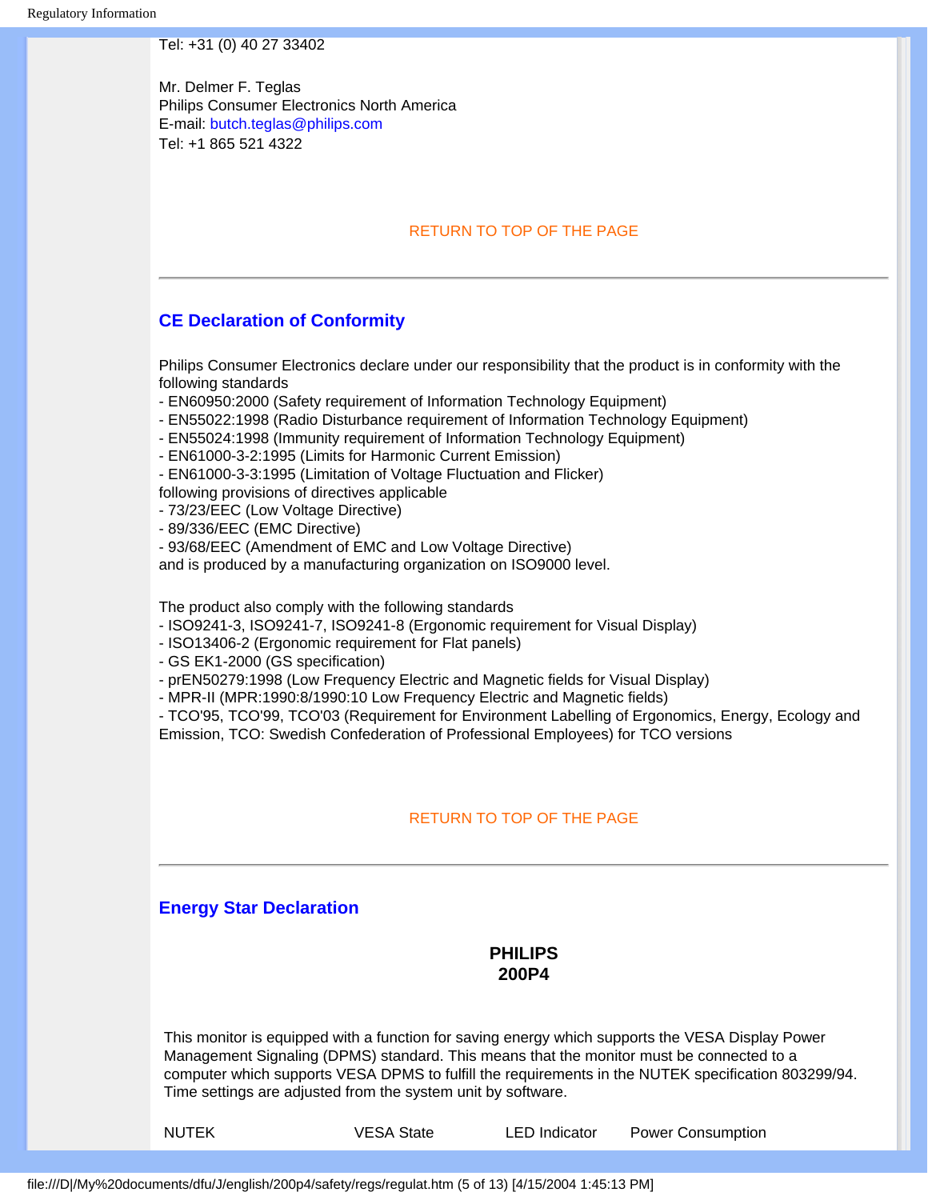Tel: +31 (0) 40 27 33402

Mr. Delmer F. Teglas
Philips Consumer Electronics North America
E-mail: butch.teglas@philips.com
Tel: +1 865 521 4322

RETURN TO TOP OF THE PAGE

---

## CE Declaration of Conformity

Philips Consumer Electronics declare under our responsibility that the product is in conformity with the following standards
- EN60950:2000 (Safety requirement of Information Technology Equipment)
- EN55022:1998 (Radio Disturbance requirement of Information Technology Equipment)
- EN55024:1998 (Immunity requirement of Information Technology Equipment)
- EN61000-3-2:1995 (Limits for Harmonic Current Emission)
- EN61000-3-3:1995 (Limitation of Voltage Fluctuation and Flicker)

following provisions of directives applicable
- 73/23/EEC (Low Voltage Directive)
- 89/336/EEC (EMC Directive)
- 93/68/EEC (Amendment of EMC and Low Voltage Directive)

and is produced by a manufacturing organization on ISO9000 level.

The product also comply with the following standards
- ISO9241-3, ISO9241-7, ISO9241-8 (Ergonomic requirement for Visual Display)
- ISO13406-2 (Ergonomic requirement for Flat panels)
- GS EK1-2000 (GS specification)
- prEN50279:1998 (Low Frequency Electric and Magnetic fields for Visual Display)
- MPR-II (MPR:1990:8/1990:10 Low Frequency Electric and Magnetic fields)
- TCO'95, TCO'99, TCO'03 (Requirement for Environment Labelling of Ergonomics, Energy, Ecology and Emission, TCO: Swedish Confederation of Professional Employees) for TCO versions

RETURN TO TOP OF THE PAGE

---

## Energy Star Declaration

**PHILIPS**
**200P4**

This monitor is equipped with a function for saving energy which supports the VESA Display Power Management Signaling (DPMS) standard. This means that the monitor must be connected to a computer which supports VESA DPMS to fulfill the requirements in the NUTEK specification 803299/94. Time settings are adjusted from the system unit by software.

| NUTEK | VESA State | LED Indicator | Power Consumption |
|---|---|---|---|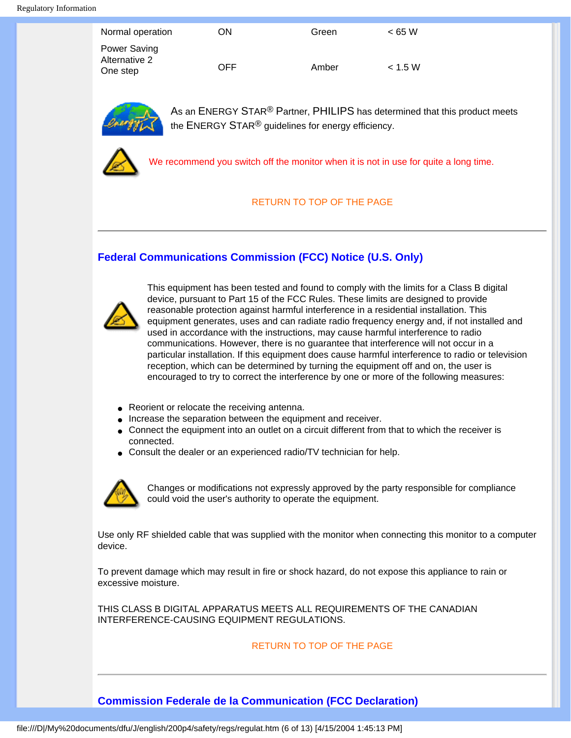| | | | |
|---|---|---|---|
| Normal operation | ON | Green | < 65 W |
| Power Saving Alternative 2 One step | OFF | Amber | < 1.5 W |

As an ENERGY STAR® Partner, PHILIPS has determined that this product meets the ENERGY STAR® guidelines for energy efficiency.

We recommend you switch off the monitor when it is not in use for quite a long time.

RETURN TO TOP OF THE PAGE

---

## Federal Communications Commission (FCC) Notice (U.S. Only)

This equipment has been tested and found to comply with the limits for a Class B digital device, pursuant to Part 15 of the FCC Rules. These limits are designed to provide reasonable protection against harmful interference in a residential installation. This equipment generates, uses and can radiate radio frequency energy and, if not installed and used in accordance with the instructions, may cause harmful interference to radio communications. However, there is no guarantee that interference will not occur in a particular installation. If this equipment does cause harmful interference to radio or television reception, which can be determined by turning the equipment off and on, the user is encouraged to try to correct the interference by one or more of the following measures:

- Reorient or relocate the receiving antenna.
- Increase the separation between the equipment and receiver.
- Connect the equipment into an outlet on a circuit different from that to which the receiver is connected.
- Consult the dealer or an experienced radio/TV technician for help.

Changes or modifications not expressly approved by the party responsible for compliance could void the user's authority to operate the equipment.

Use only RF shielded cable that was supplied with the monitor when connecting this monitor to a computer device.

To prevent damage which may result in fire or shock hazard, do not expose this appliance to rain or excessive moisture.

THIS CLASS B DIGITAL APPARATUS MEETS ALL REQUIREMENTS OF THE CANADIAN INTERFERENCE-CAUSING EQUIPMENT REGULATIONS.

RETURN TO TOP OF THE PAGE

---

## Commission Federale de la Communication (FCC Declaration)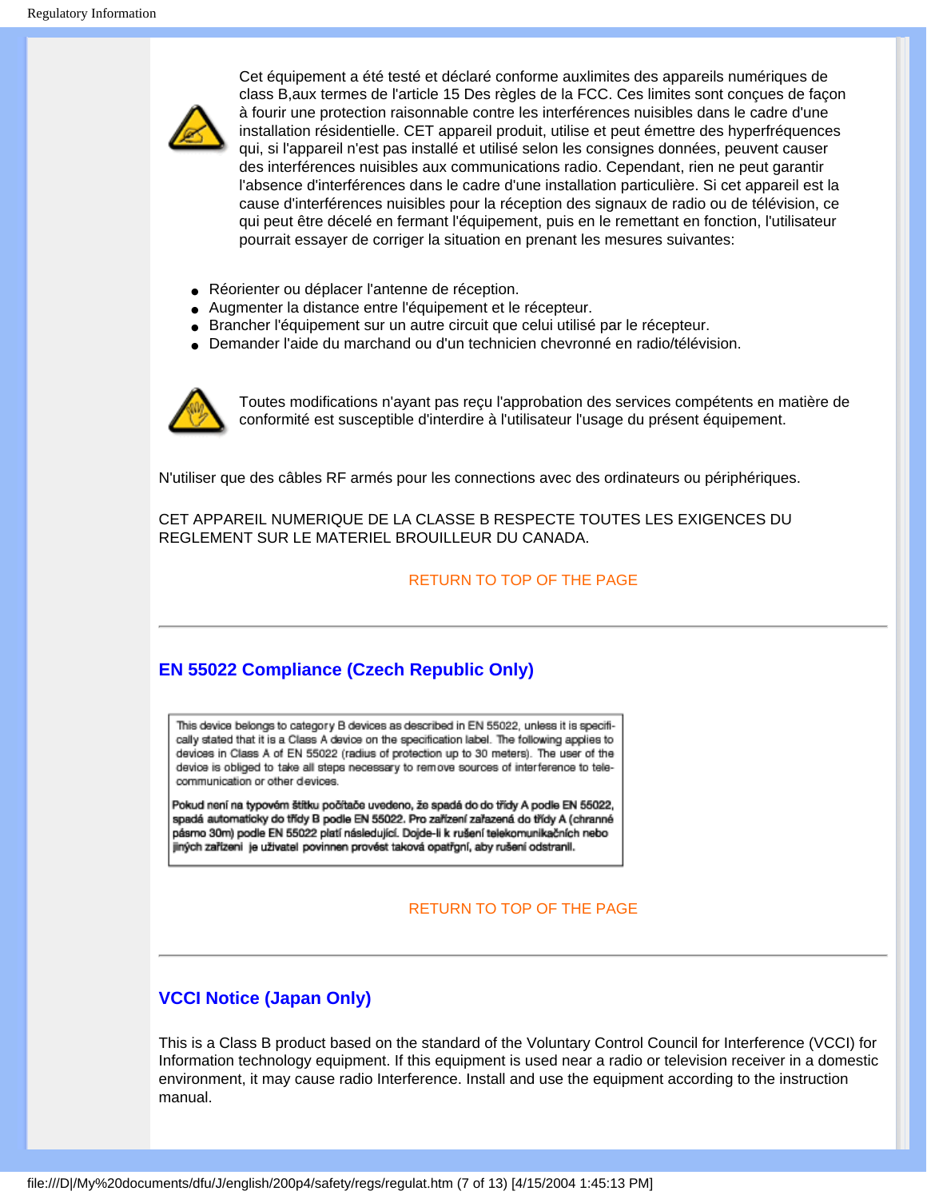Cet équipement a été testé et déclaré conforme auxlimites des appareils numériques de class B,aux termes de l'article 15 Des règles de la FCC. Ces limites sont conçues de façon à fourir une protection raisonnable contre les interférences nuisibles dans le cadre d'une installation résidentielle. CET appareil produit, utilise et peut émettre des hyperfréquences qui, si l'appareil n'est pas installé et utilisé selon les consignes données, peuvent causer des interférences nuisibles aux communications radio. Cependant, rien ne peut garantir l'absence d'interférences dans le cadre d'une installation particulière. Si cet appareil est la cause d'interférences nuisibles pour la réception des signaux de radio ou de télévision, ce qui peut être décelé en fermant l'équipement, puis en le remettant en fonction, l'utilisateur pourrait essayer de corriger la situation en prenant les mesures suivantes:

- Réorienter ou déplacer l'antenne de réception.
- Augmenter la distance entre l'équipement et le récepteur.
- Brancher l'équipement sur un autre circuit que celui utilisé par le récepteur.
- Demander l'aide du marchand ou d'un technicien chevronné en radio/télévision.

Toutes modifications n'ayant pas reçu l'approbation des services compétents en matière de conformité est susceptible d'interdire à l'utilisateur l'usage du présent équipement.

N'utiliser que des câbles RF armés pour les connections avec des ordinateurs ou périphériques.

CET APPAREIL NUMERIQUE DE LA CLASSE B RESPECTE TOUTES LES EXIGENCES DU REGLEMENT SUR LE MATERIEL BROUILLEUR DU CANADA.

RETURN TO TOP OF THE PAGE

---

## EN 55022 Compliance (Czech Republic Only)

This device belongs to category B devices as described in EN 55022, unless it is specifically stated that it is a Class A device on the specification label. The following applies to devices in Class A of EN 55022 (radius of protection up to 30 meters). The user of the device is obliged to take all steps necessary to remove sources of interference to telecommunication or other devices.

Pokud není na typovém štítku počítače uvedeno, že spadá do do třídy A podle EN 55022, spadá automaticky do třídy B podle EN 55022. Pro zařízení zařazená do třídy A (chranné pásmo 30m) podle EN 55022 platí následující. Dojde-li k rušení telekomunikačních nebo jiných zařízení je uživatel povinnen provést taková opatřgní, aby rušení odstranil.

RETURN TO TOP OF THE PAGE

---

## VCCI Notice (Japan Only)

This is a Class B product based on the standard of the Voluntary Control Council for Interference (VCCI) for Information technology equipment. If this equipment is used near a radio or television receiver in a domestic environment, it may cause radio Interference. Install and use the equipment according to the instruction manual.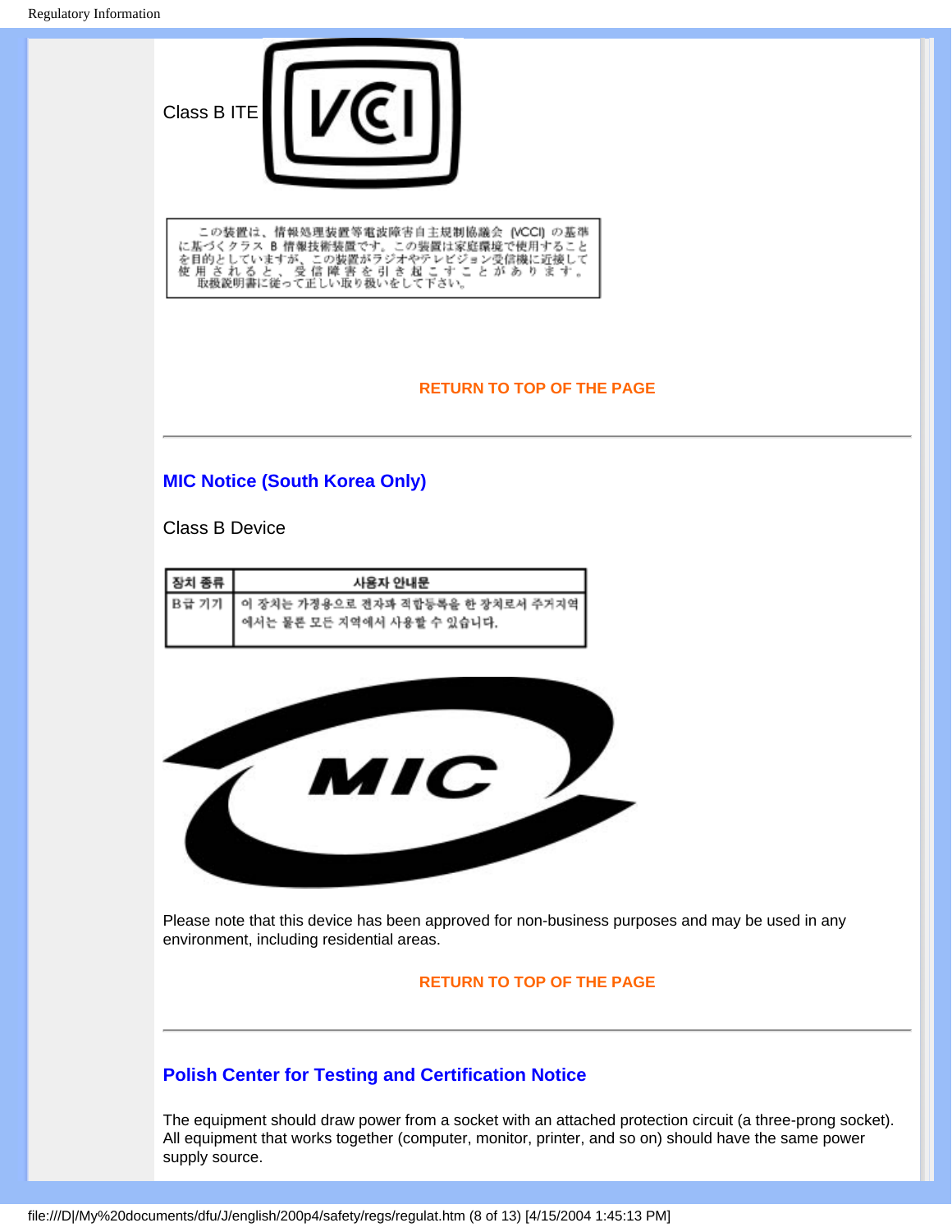Class B ITE

この装置は、情報処理装置等電波障害自主規制協議会（VCCI）の基準に基づくクラスB情報技術装置です。この装置は家庭環境で使用することを目的としていますが、この装置がラジオやテレビジョン受信機に近接して使用されると、受信障害を引き起こすことがあります。取扱説明書に従って正しい取り扱いをして下さい。

RETURN TO TOP OF THE PAGE

---

## MIC Notice (South Korea Only)

Class B Device

| 장치 종류 | 사용자 안내문 |
|---|---|
| B급 기기 | 이 장치는 가정용으로 전자파 적합등록을 한 장치로서 주거지역에서는 물론 모든 지역에서 사용할 수 있습니다. |

Please note that this device has been approved for non-business purposes and may be used in any environment, including residential areas.

RETURN TO TOP OF THE PAGE

---

## Polish Center for Testing and Certification Notice

The equipment should draw power from a socket with an attached protection circuit (a three-prong socket). All equipment that works together (computer, monitor, printer, and so on) should have the same power supply source.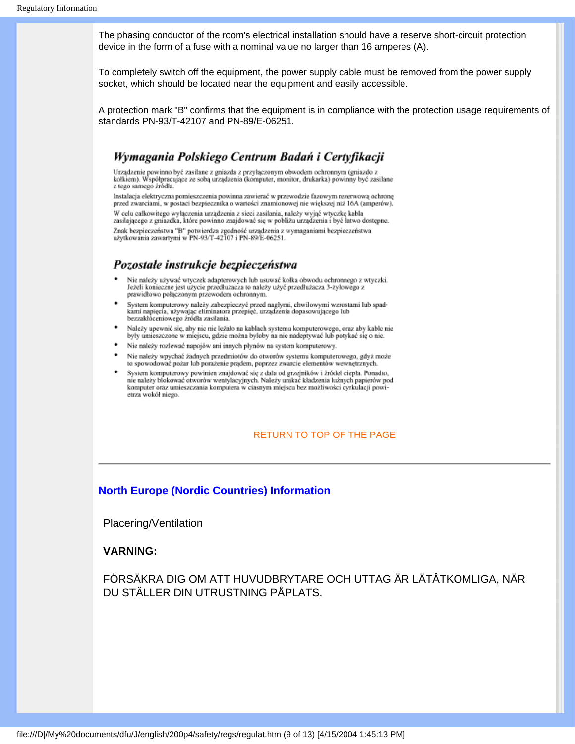The phasing conductor of the room's electrical installation should have a reserve short-circuit protection device in the form of a fuse with a nominal value no larger than 16 amperes (A).

To completely switch off the equipment, the power supply cable must be removed from the power supply socket, which should be located near the equipment and easily accessible.

A protection mark "B" confirms that the equipment is in compliance with the protection usage requirements of standards PN-93/T-42107 and PN-89/E-06251.

## *Wymagania Polskiego Centrum Badań i Certyfikacji*

Urządzenie powinno być zasilane z gniazda z przyłączonym obwodem ochronnym (gniazdo z kołkiem). Współpracujące ze sobą urządzenia (komputer, monitor, drukarka) powinny być zasilane z tego samego źródła.

Instalacja elektryczna pomieszczenia powinna zawierać w przewodzie fazowym rezerwową ochronę przed zwarciami, w postaci bezpiecznika o wartości znamionowej nie większej niż 16A (amperów).

W celu całkowitego wyłączenia urządzenia z sieci zasilania, należy wyjąć wtyczkę kabla zasilającego z gniazdka, które powinno znajdować się w pobliżu urządzenia i być łatwo dostępne.

Znak bezpieczeństwa "B" potwierdza zgodność urządzenia z wymaganiami bezpieczeństwa użytkowania zawartymi w PN-93/T-42107 i PN-89/E-06251.

## *Pozostałe instrukcje bezpieczeństwa*

- Nie należy używać wtyczek adapterowych lub usuwać kołka obwodu ochronnego z wtyczki. Jeżeli konieczne jest użycie przedłużacza to należy użyć przedłużacza 3-żyłowego z prawidłowo połączonym przewodem ochronnym.
- System komputerowy należy zabezpieczyć przed nagłymi, chwilowymi wzrostami lub spadkami napięcia, używając eliminatora przepięć, urządzenia dopasowującego lub bezzakłóceniowego źródła zasilania.
- Należy upewnić się, aby nic nie leżało na kablach systemu komputerowego, oraz aby kable nie były umieszczone w miejscu, gdzie można byłoby na nie nadeptywać lub potykać się o nie.
- Nie należy rozlewać napojów ani innych płynów na system komputerowy.
- Nie należy wpychać żadnych przedmiotów do otworów systemu komputerowego, gdyż może to spowodować pożar lub porażenie prądem, poprzez zwarcie elementów wewnętrznych.
- System komputerowy powinien znajdować się z dala od grzejników i źródeł ciepła. Ponadto, nie należy blokować otworów wentylacyjnych. Należy unikać kładzenia luźnych papierów pod komputer oraz umieszczania komputera w ciasnym miejscu bez możliwości cyrkulacji powietrza wokół niego.

RETURN TO TOP OF THE PAGE

---

## North Europe (Nordic Countries) Information

Placering/Ventilation

**VARNING:**

FÖRSÄKRA DIG OM ATT HUVUDBRYTARE OCH UTTAG ÄR LÄTÅTKOMLIGA, NÄR DU STÄLLER DIN UTRUSTNING PÅPLATS.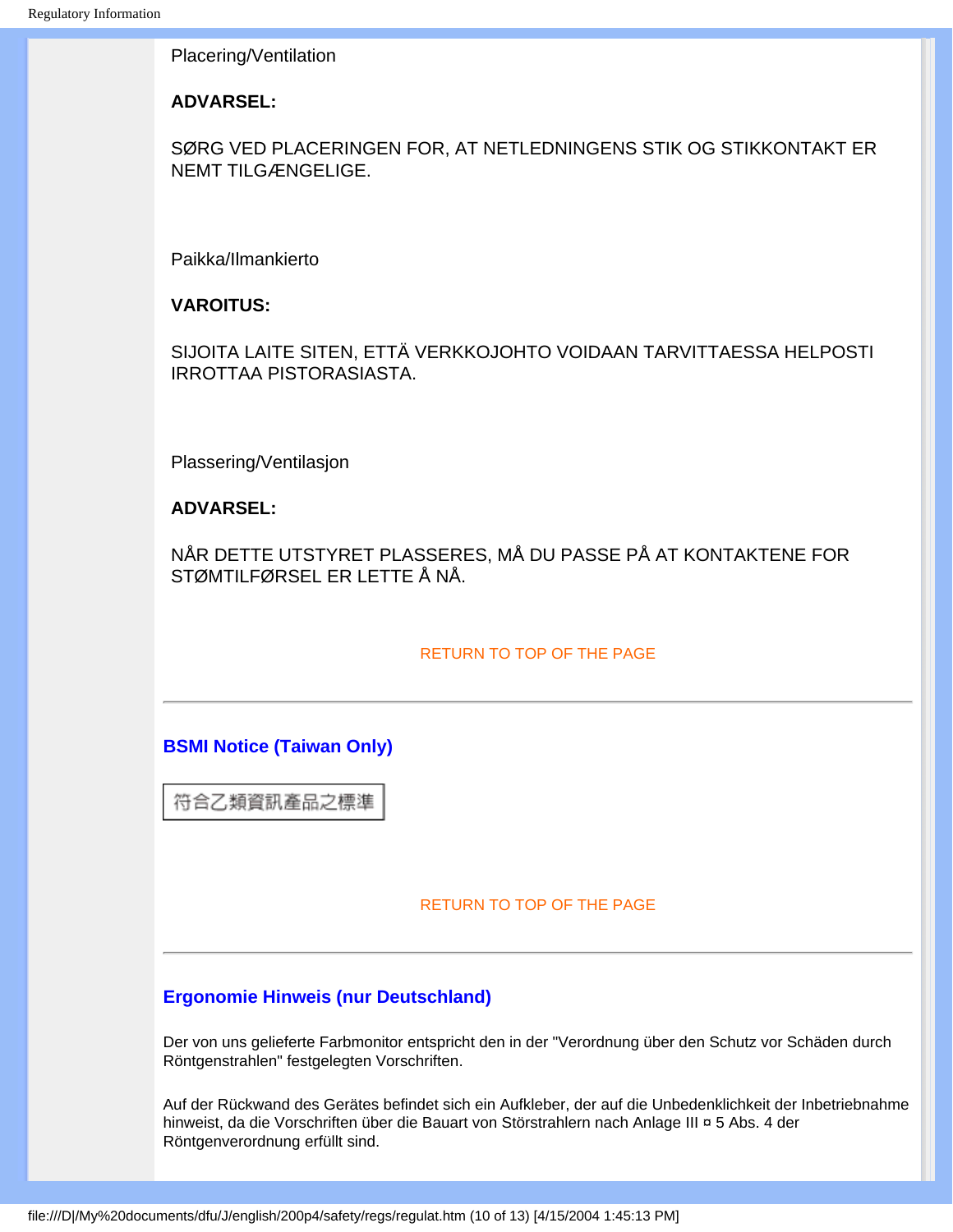Placering/Ventilation

**ADVARSEL:**

SØRG VED PLACERINGEN FOR, AT NETLEDNINGENS STIK OG STIKKONTAKT ER NEMT TILGÆNGELIGE.

Paikka/Ilmankierto

**VAROITUS:**

SIJOITA LAITE SITEN, ETTÄ VERKKOJOHTO VOIDAAN TARVITTAESSA HELPOSTI IRROTTAA PISTORASIASTA.

Plassering/Ventilasjon

**ADVARSEL:**

NÅR DETTE UTSTYRET PLASSERES, MÅ DU PASSE PÅ AT KONTAKTENE FOR STØMTILFØRSEL ER LETTE Å NÅ.

RETURN TO TOP OF THE PAGE

---

## BSMI Notice (Taiwan Only)

符合乙類資訊產品之標準

RETURN TO TOP OF THE PAGE

---

## Ergonomie Hinweis (nur Deutschland)

Der von uns gelieferte Farbmonitor entspricht den in der "Verordnung über den Schutz vor Schäden durch Röntgenstrahlen" festgelegten Vorschriften.

Auf der Rückwand des Gerätes befindet sich ein Aufkleber, der auf die Unbedenklichkeit der Inbetriebnahme hinweist, da die Vorschriften über die Bauart von Störstrahlern nach Anlage III ¤ 5 Abs. 4 der Röntgenverordnung erfüllt sind.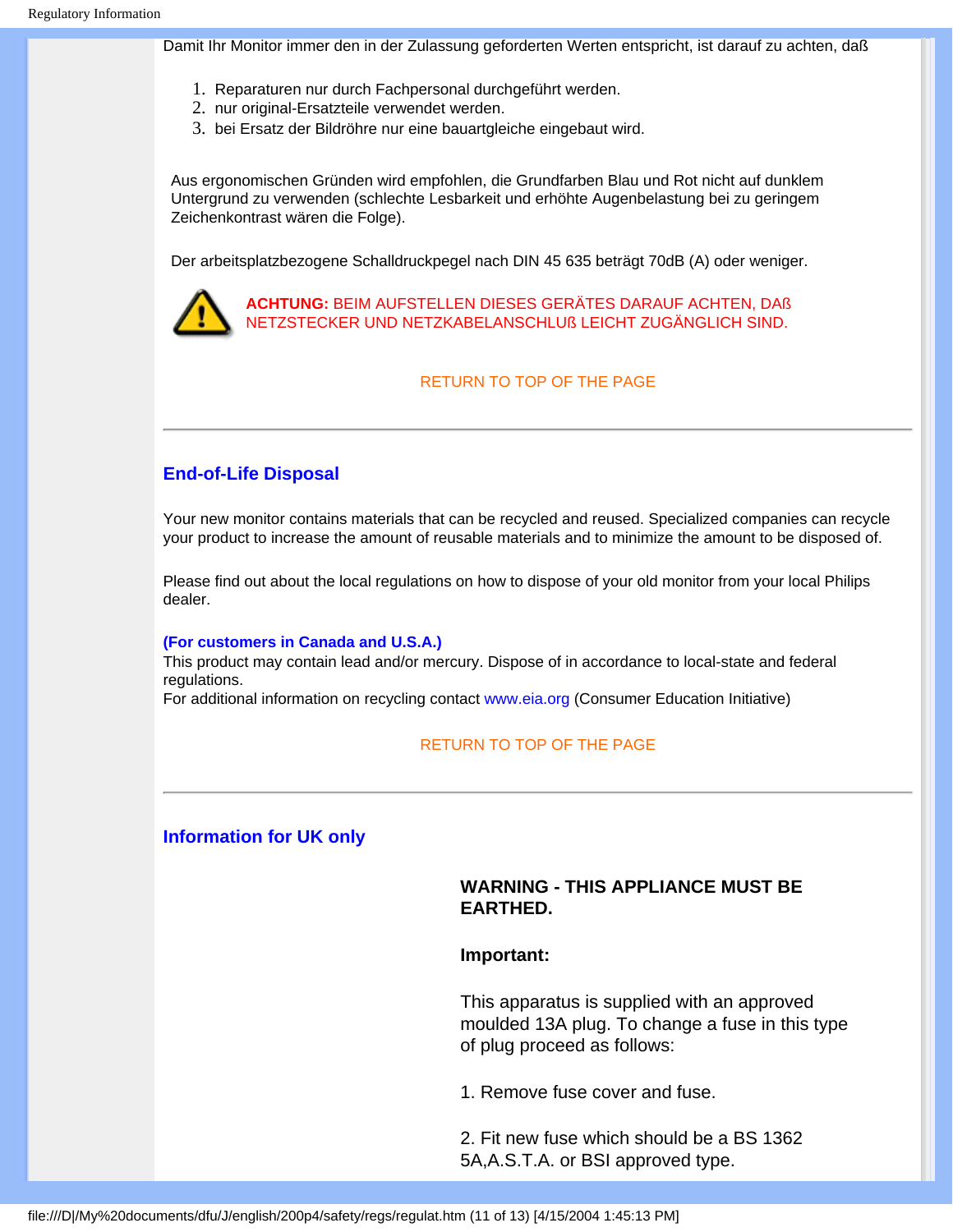Damit Ihr Monitor immer den in der Zulassung geforderten Werten entspricht, ist darauf zu achten, daß

1. Reparaturen nur durch Fachpersonal durchgeführt werden.
2. nur original-Ersatzteile verwendet werden.
3. bei Ersatz der Bildröhre nur eine bauartgleiche eingebaut wird.

Aus ergonomischen Gründen wird empfohlen, die Grundfarben Blau und Rot nicht auf dunklem Untergrund zu verwenden (schlechte Lesbarkeit und erhöhte Augenbelastung bei zu geringem Zeichenkontrast wären die Folge).

Der arbeitsplatzbezogene Schalldruckpegel nach DIN 45 635 beträgt 70dB (A) oder weniger.

**ACHTUNG:** BEIM AUFSTELLEN DIESES GERÄTES DARAUF ACHTEN, DAß NETZSTECKER UND NETZKABELANSCHLUß LEICHT ZUGÄNGLICH SIND.

RETURN TO TOP OF THE PAGE

---

## End-of-Life Disposal

Your new monitor contains materials that can be recycled and reused. Specialized companies can recycle your product to increase the amount of reusable materials and to minimize the amount to be disposed of.

Please find out about the local regulations on how to dispose of your old monitor from your local Philips dealer.

**(For customers in Canada and U.S.A.)**
This product may contain lead and/or mercury. Dispose of in accordance to local-state and federal regulations.
For additional information on recycling contact www.eia.org (Consumer Education Initiative)

RETURN TO TOP OF THE PAGE

---

## Information for UK only

**WARNING - THIS APPLIANCE MUST BE EARTHED.**

**Important:**

This apparatus is supplied with an approved moulded 13A plug. To change a fuse in this type of plug proceed as follows:

1. Remove fuse cover and fuse.

2. Fit new fuse which should be a BS 1362 5A,A.S.T.A. or BSI approved type.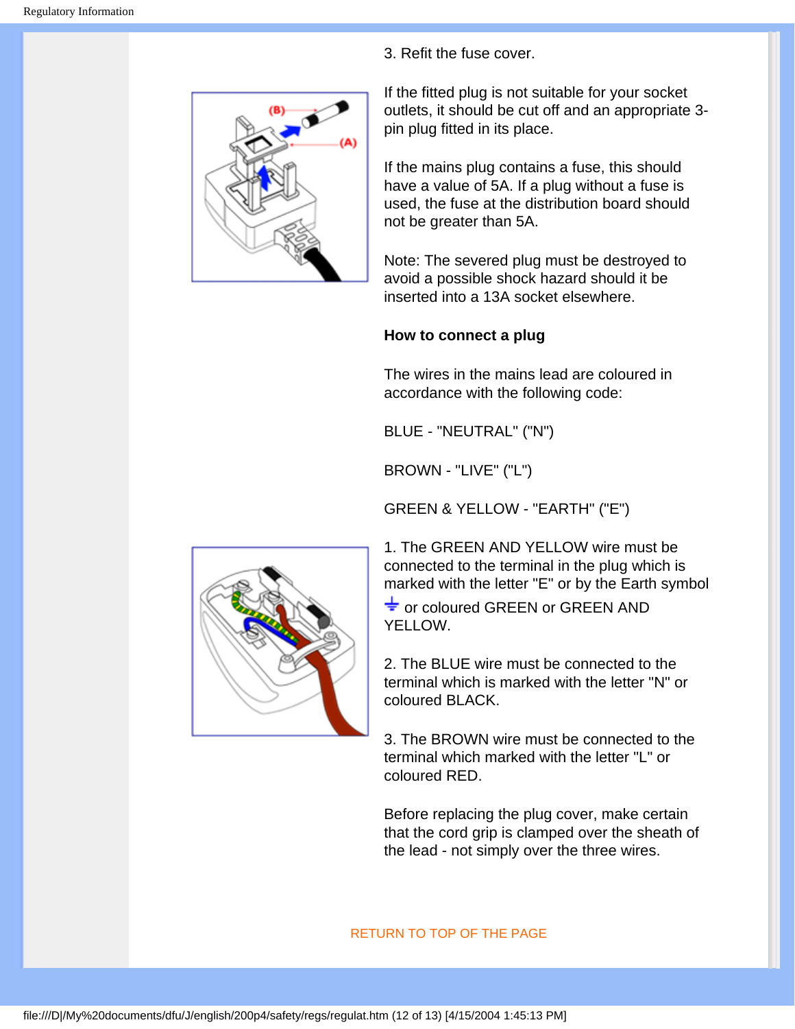3. Refit the fuse cover.

If the fitted plug is not suitable for your socket outlets, it should be cut off and an appropriate 3-pin plug fitted in its place.

If the mains plug contains a fuse, this should have a value of 5A. If a plug without a fuse is used, the fuse at the distribution board should not be greater than 5A.

Note: The severed plug must be destroyed to avoid a possible shock hazard should it be inserted into a 13A socket elsewhere.

**How to connect a plug**

The wires in the mains lead are coloured in accordance with the following code:

BLUE - "NEUTRAL" ("N")

BROWN - "LIVE" ("L")

GREEN & YELLOW - "EARTH" ("E")

1. The GREEN AND YELLOW wire must be connected to the terminal in the plug which is marked with the letter "E" or by the Earth symbol ⏚ or coloured GREEN or GREEN AND YELLOW.

2. The BLUE wire must be connected to the terminal which is marked with the letter "N" or coloured BLACK.

3. The BROWN wire must be connected to the terminal which marked with the letter "L" or coloured RED.

Before replacing the plug cover, make certain that the cord grip is clamped over the sheath of the lead - not simply over the three wires.

RETURN TO TOP OF THE PAGE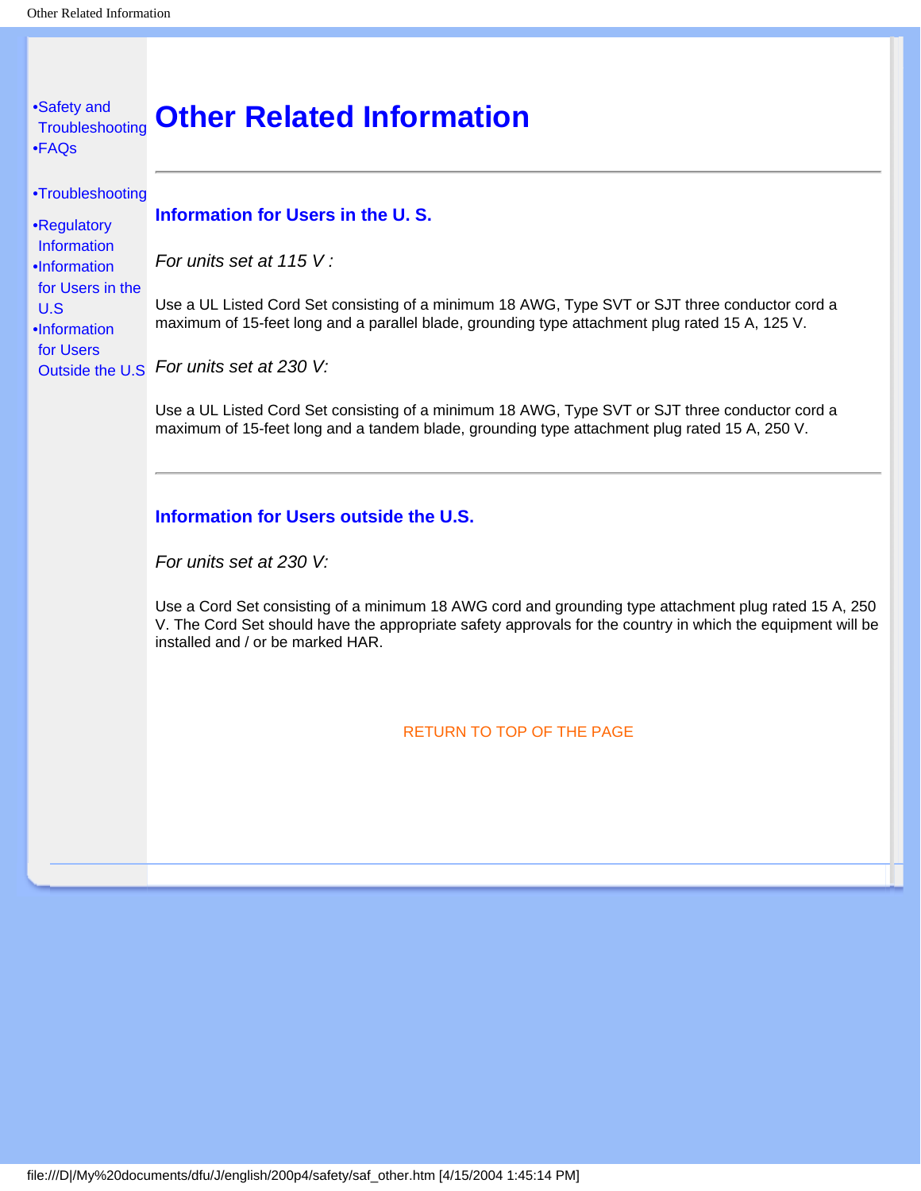- •Safety and Troubleshooting
- •FAQs
- •Troubleshooting
- •Regulatory Information
- •Information for Users in the U.S
- •Information for Users Outside the U.S

# Other Related Information

---

### Information for Users in the U. S.

*For units set at 115 V :*

Use a UL Listed Cord Set consisting of a minimum 18 AWG, Type SVT or SJT three conductor cord a maximum of 15-feet long and a parallel blade, grounding type attachment plug rated 15 A, 125 V.

*For units set at 230 V:*

Use a UL Listed Cord Set consisting of a minimum 18 AWG, Type SVT or SJT three conductor cord a maximum of 15-feet long and a tandem blade, grounding type attachment plug rated 15 A, 250 V.

---

### Information for Users outside the U.S.

*For units set at 230 V:*

Use a Cord Set consisting of a minimum 18 AWG cord and grounding type attachment plug rated 15 A, 250 V. The Cord Set should have the appropriate safety approvals for the country in which the equipment will be installed and / or be marked HAR.

RETURN TO TOP OF THE PAGE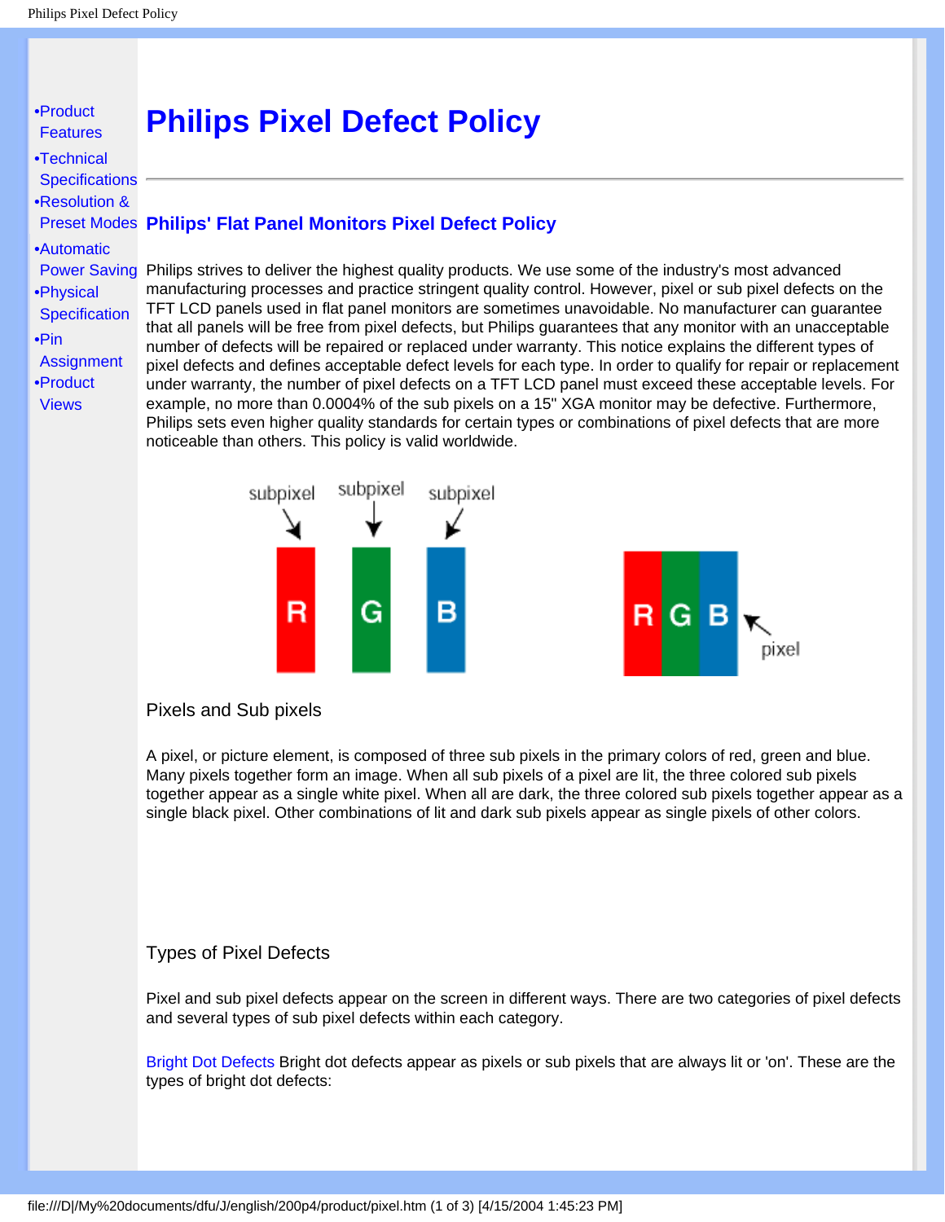- •Product Features
- •Technical Specifications
- •Resolution & Preset Modes
- •Automatic Power Saving
- •Physical Specification
- •Pin Assignment
- •Product Views

# Philips Pixel Defect Policy

## Philips' Flat Panel Monitors Pixel Defect Policy

Philips strives to deliver the highest quality products. We use some of the industry's most advanced manufacturing processes and practice stringent quality control. However, pixel or sub pixel defects on the TFT LCD panels used in flat panel monitors are sometimes unavoidable. No manufacturer can guarantee that all panels will be free from pixel defects, but Philips guarantees that any monitor with an unacceptable number of defects will be repaired or replaced under warranty. This notice explains the different types of pixel defects and defines acceptable defect levels for each type. In order to qualify for repair or replacement under warranty, the number of pixel defects on a TFT LCD panel must exceed these acceptable levels. For example, no more than 0.0004% of the sub pixels on a 15" XGA monitor may be defective. Furthermore, Philips sets even higher quality standards for certain types or combinations of pixel defects that are more noticeable than others. This policy is valid worldwide.

Pixels and Sub pixels

A pixel, or picture element, is composed of three sub pixels in the primary colors of red, green and blue. Many pixels together form an image. When all sub pixels of a pixel are lit, the three colored sub pixels together appear as a single white pixel. When all are dark, the three colored sub pixels together appear as a single black pixel. Other combinations of lit and dark sub pixels appear as single pixels of other colors.

Types of Pixel Defects

Pixel and sub pixel defects appear on the screen in different ways. There are two categories of pixel defects and several types of sub pixel defects within each category.

Bright Dot Defects Bright dot defects appear as pixels or sub pixels that are always lit or 'on'. These are the types of bright dot defects: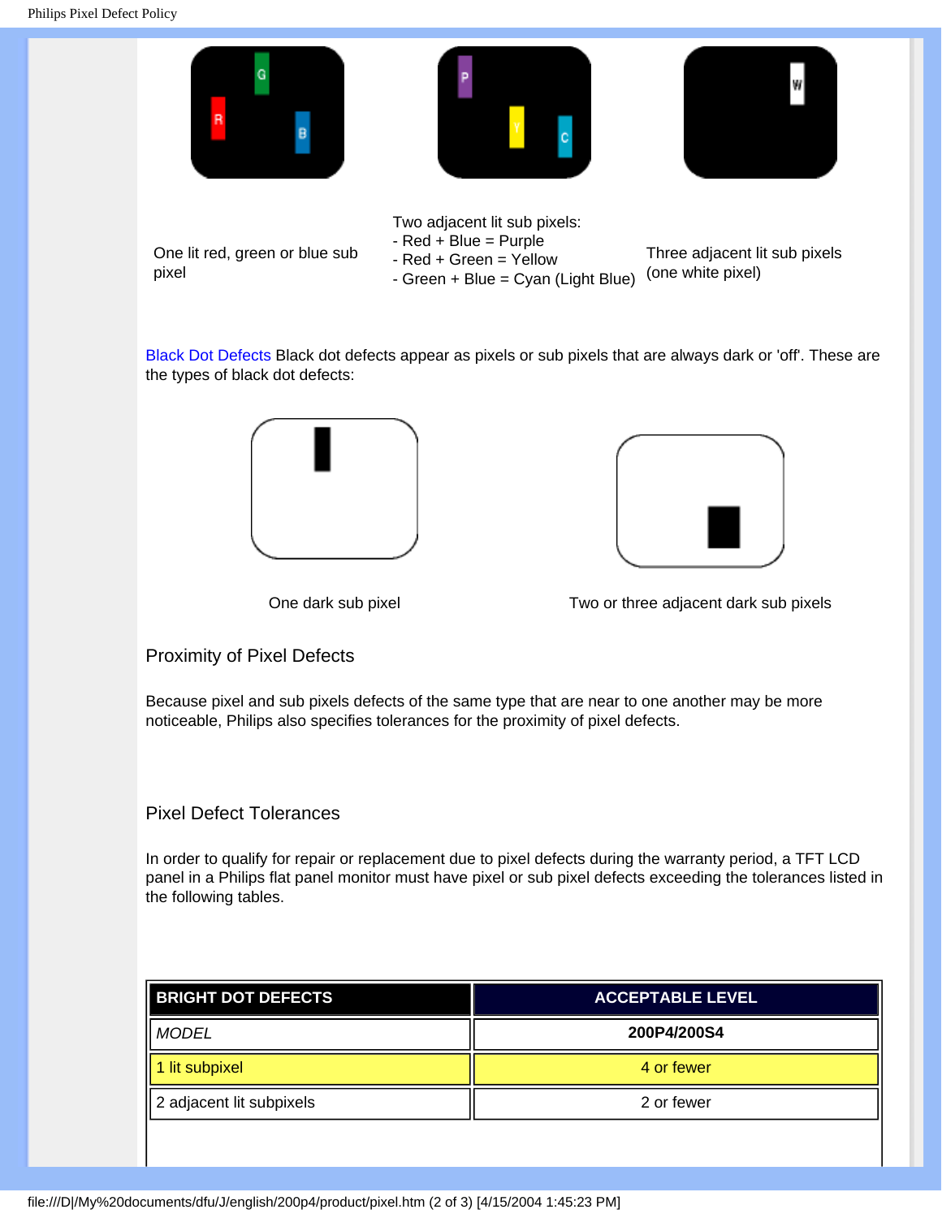One lit red, green or blue sub pixel

Two adjacent lit sub pixels:
- Red + Blue = Purple
- Red + Green = Yellow
- Green + Blue = Cyan (Light Blue)

Three adjacent lit sub pixels (one white pixel)

Black Dot Defects Black dot defects appear as pixels or sub pixels that are always dark or 'off'. These are the types of black dot defects:

One dark sub pixel

Two or three adjacent dark sub pixels

## Proximity of Pixel Defects

Because pixel and sub pixels defects of the same type that are near to one another may be more noticeable, Philips also specifies tolerances for the proximity of pixel defects.

## Pixel Defect Tolerances

In order to qualify for repair or replacement due to pixel defects during the warranty period, a TFT LCD panel in a Philips flat panel monitor must have pixel or sub pixel defects exceeding the tolerances listed in the following tables.

| BRIGHT DOT DEFECTS | ACCEPTABLE LEVEL |
|---|---|
| *MODEL* | **200P4/200S4** |
| 1 lit subpixel | 4 or fewer |
| 2 adjacent lit subpixels | 2 or fewer |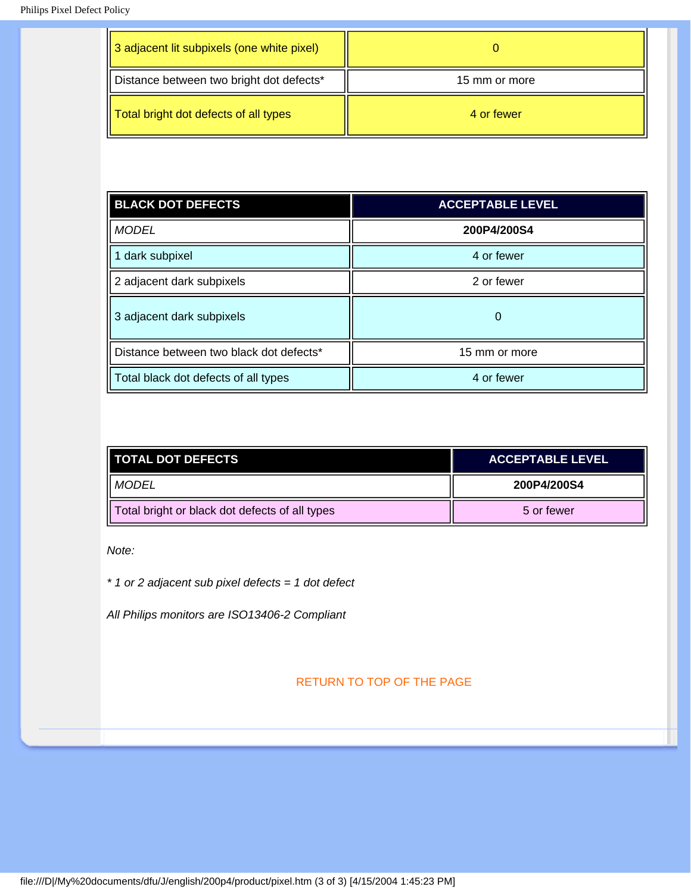| | |
|---|---|
| 3 adjacent lit subpixels (one white pixel) | 0 |
| Distance between two bright dot defects* | 15 mm or more |
| Total bright dot defects of all types | 4 or fewer |

| BLACK DOT DEFECTS | ACCEPTABLE LEVEL |
|---|---|
| *MODEL* | **200P4/200S4** |
| 1 dark subpixel | 4 or fewer |
| 2 adjacent dark subpixels | 2 or fewer |
| 3 adjacent dark subpixels | 0 |
| Distance between two black dot defects* | 15 mm or more |
| Total black dot defects of all types | 4 or fewer |

| TOTAL DOT DEFECTS | ACCEPTABLE LEVEL |
|---|---|
| *MODEL* | **200P4/200S4** |
| Total bright or black dot defects of all types | 5 or fewer |

*Note:*

*\* 1 or 2 adjacent sub pixel defects = 1 dot defect*

*All Philips monitors are ISO13406-2 Compliant*

RETURN TO TOP OF THE PAGE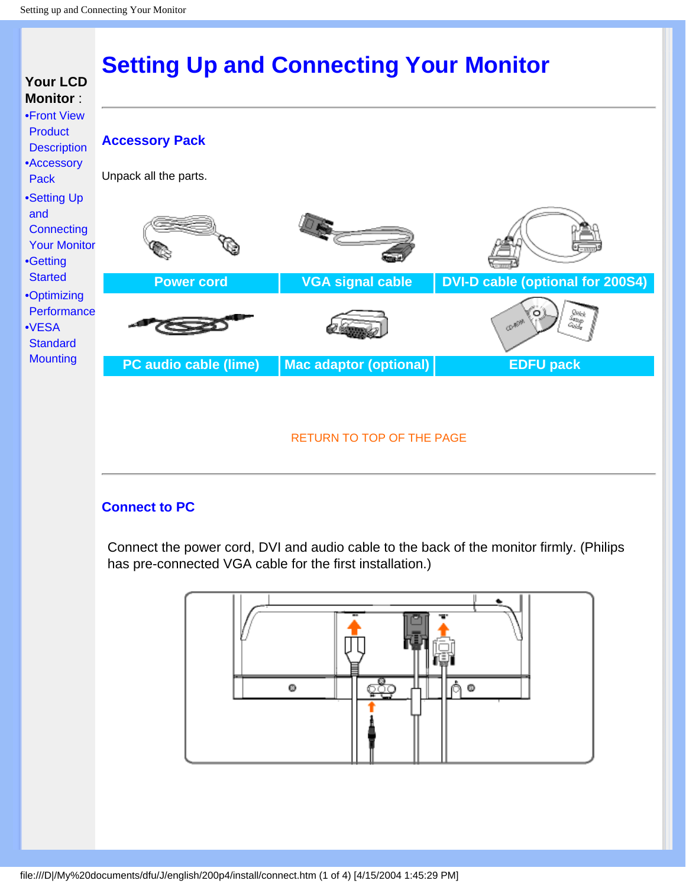**Your LCD Monitor** :

- Front View Product Description
- Accessory Pack
- Setting Up and Connecting Your Monitor
- Getting Started
- Optimizing Performance
- VESA Standard Mounting

# Setting Up and Connecting Your Monitor

## Accessory Pack

Unpack all the parts.

| Power cord | VGA signal cable | DVI-D cable (optional for 200S4) |
|---|---|---|
| PC audio cable (lime) | Mac adaptor (optional) | EDFU pack |

RETURN TO TOP OF THE PAGE

## Connect to PC

Connect the power cord, DVI and audio cable to the back of the monitor firmly. (Philips has pre-connected VGA cable for the first installation.)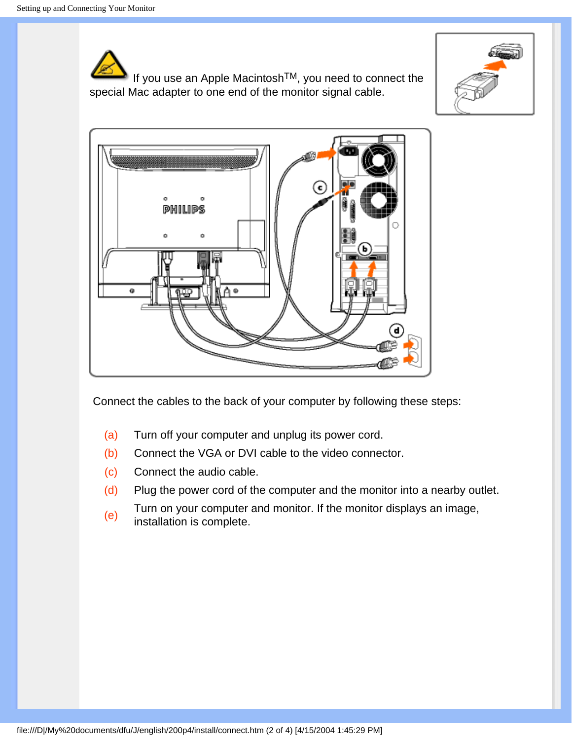If you use an Apple Macintosh™, you need to connect the special Mac adapter to one end of the monitor signal cable.

Connect the cables to the back of your computer by following these steps:

(a) Turn off your computer and unplug its power cord.

(b) Connect the VGA or DVI cable to the video connector.

(c) Connect the audio cable.

(d) Plug the power cord of the computer and the monitor into a nearby outlet.

(e) Turn on your computer and monitor. If the monitor displays an image, installation is complete.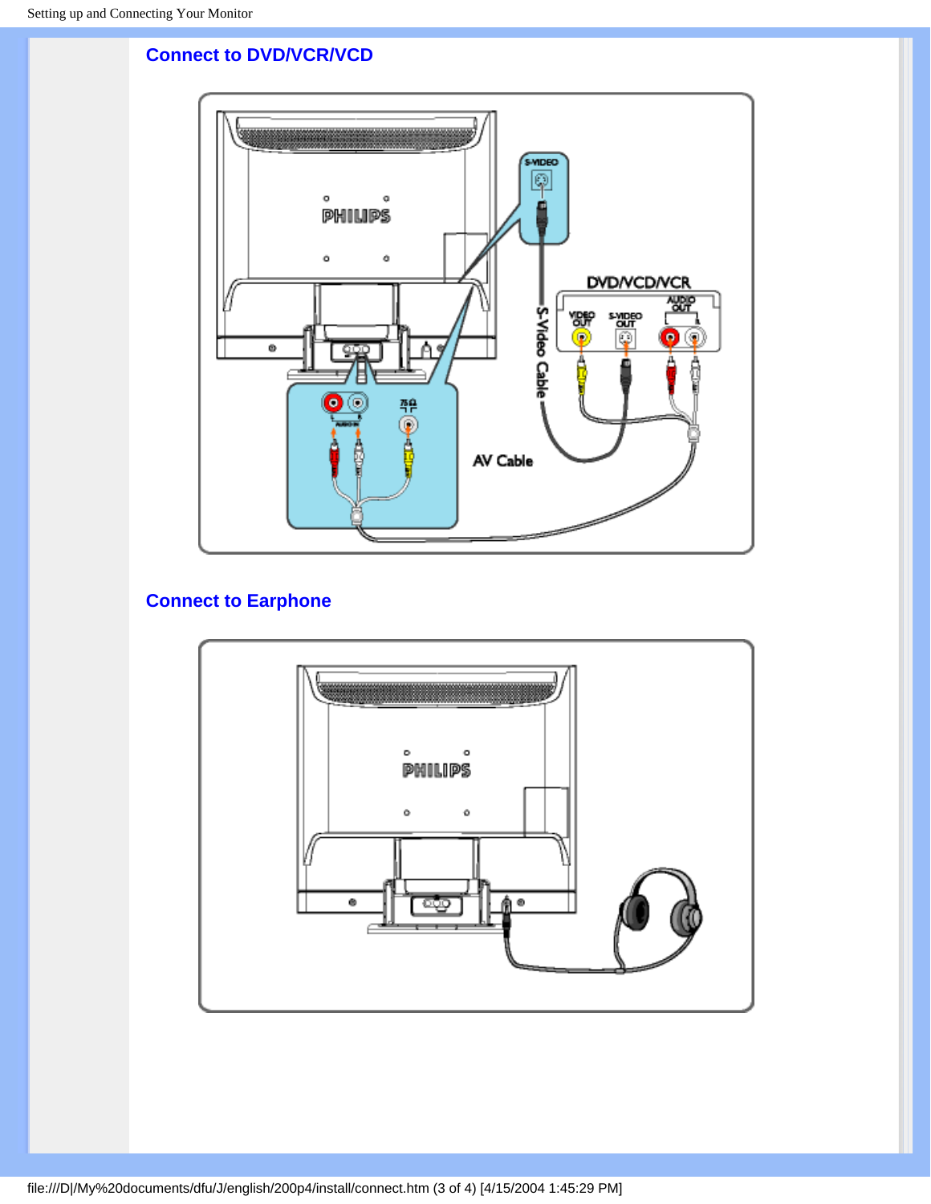## Connect to DVD/VCR/VCD

## Connect to Earphone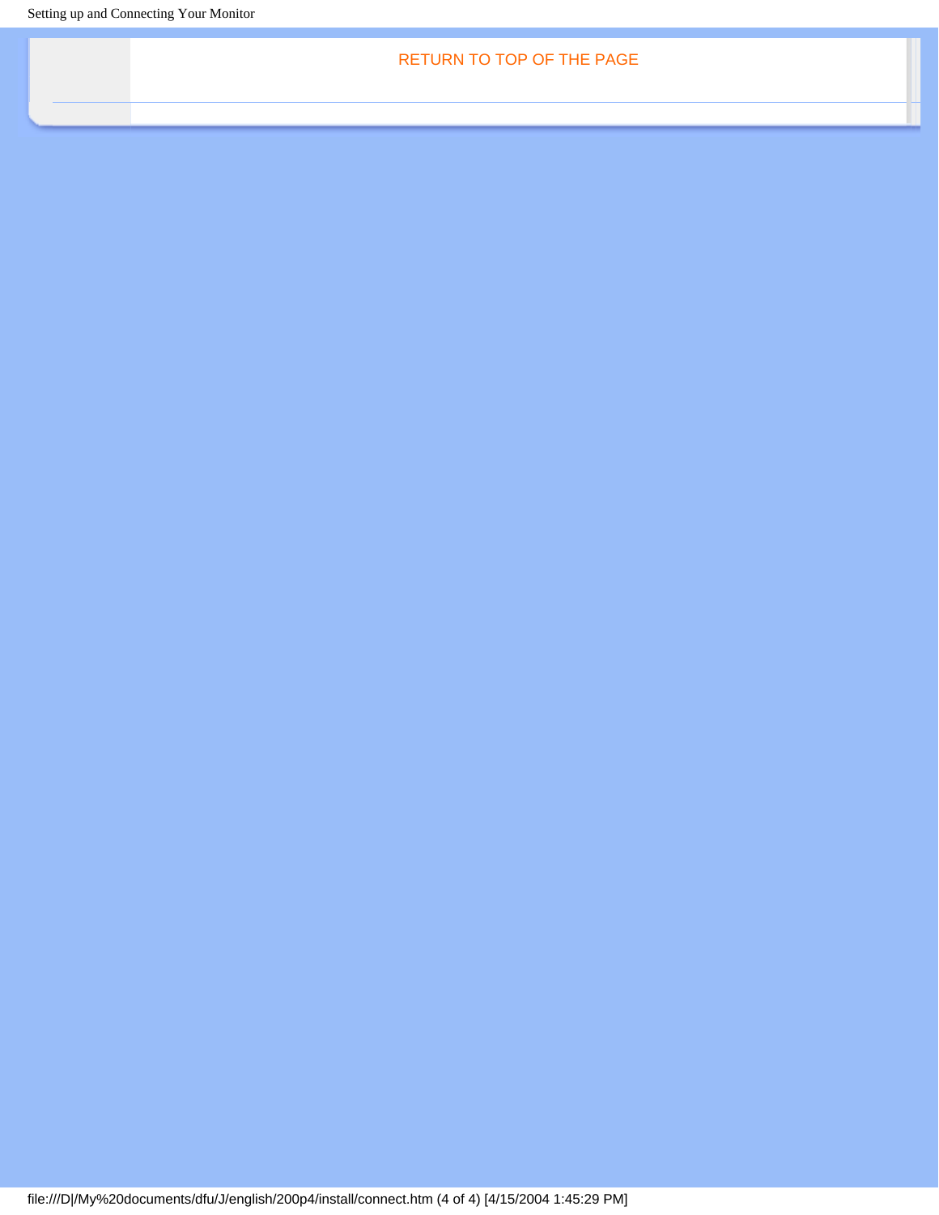RETURN TO TOP OF THE PAGE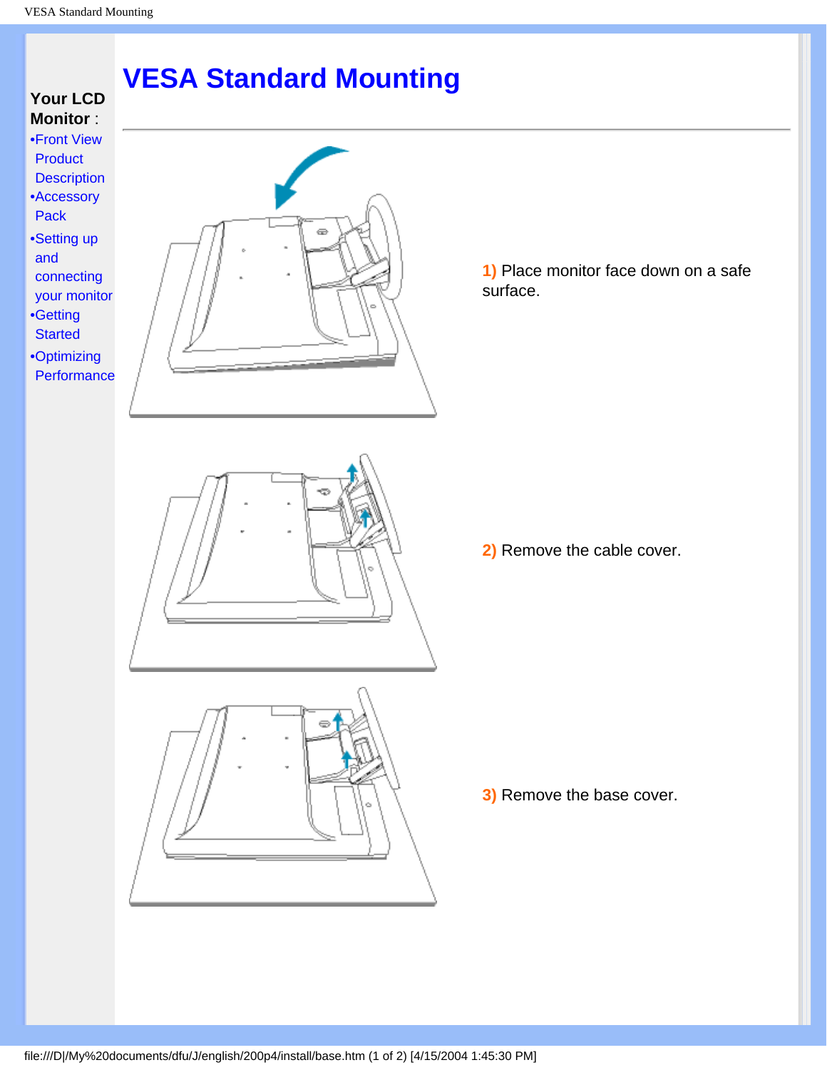**Your LCD Monitor** :

- Front View Product Description
- Accessory Pack
- Setting up and connecting your monitor
- Getting Started
- Optimizing Performance

# VESA Standard Mounting

**1)** Place monitor face down on a safe surface.

**2)** Remove the cable cover.

**3)** Remove the base cover.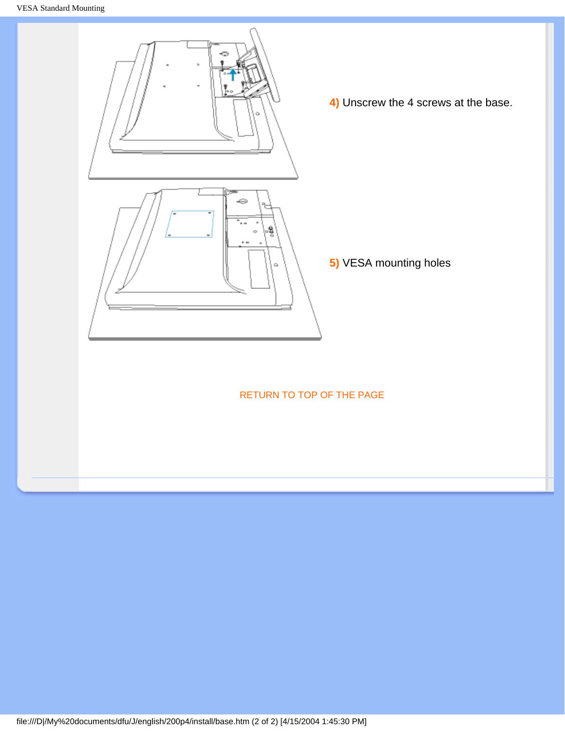**4)** Unscrew the 4 screws at the base.

**5)** VESA mounting holes

RETURN TO TOP OF THE PAGE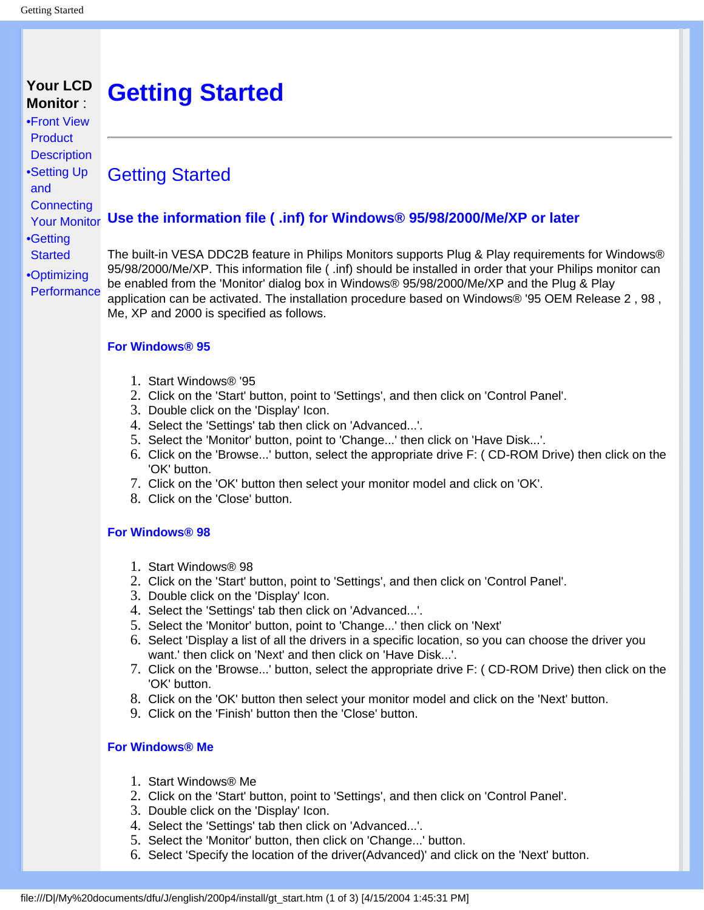**Your LCD Monitor** :

- Front View Product Description
- Setting Up and Connecting Your Monitor
- Getting Started
- Optimizing Performance

# Getting Started

## Getting Started

### Use the information file ( .inf) for Windows® 95/98/2000/Me/XP or later

The built-in VESA DDC2B feature in Philips Monitors supports Plug & Play requirements for Windows® 95/98/2000/Me/XP. This information file ( .inf) should be installed in order that your Philips monitor can be enabled from the 'Monitor' dialog box in Windows® 95/98/2000/Me/XP and the Plug & Play application can be activated. The installation procedure based on Windows® '95 OEM Release 2 , 98 , Me, XP and 2000 is specified as follows.

#### For Windows® 95

1. Start Windows® '95
2. Click on the 'Start' button, point to 'Settings', and then click on 'Control Panel'.
3. Double click on the 'Display' Icon.
4. Select the 'Settings' tab then click on 'Advanced...'.
5. Select the 'Monitor' button, point to 'Change...' then click on 'Have Disk...'.
6. Click on the 'Browse...' button, select the appropriate drive F: ( CD-ROM Drive) then click on the 'OK' button.
7. Click on the 'OK' button then select your monitor model and click on 'OK'.
8. Click on the 'Close' button.

#### For Windows® 98

1. Start Windows® 98
2. Click on the 'Start' button, point to 'Settings', and then click on 'Control Panel'.
3. Double click on the 'Display' Icon.
4. Select the 'Settings' tab then click on 'Advanced...'.
5. Select the 'Monitor' button, point to 'Change...' then click on 'Next'
6. Select 'Display a list of all the drivers in a specific location, so you can choose the driver you want.' then click on 'Next' and then click on 'Have Disk...'.
7. Click on the 'Browse...' button, select the appropriate drive F: ( CD-ROM Drive) then click on the 'OK' button.
8. Click on the 'OK' button then select your monitor model and click on the 'Next' button.
9. Click on the 'Finish' button then the 'Close' button.

#### For Windows® Me

1. Start Windows® Me
2. Click on the 'Start' button, point to 'Settings', and then click on 'Control Panel'.
3. Double click on the 'Display' Icon.
4. Select the 'Settings' tab then click on 'Advanced...'.
5. Select the 'Monitor' button, then click on 'Change...' button.
6. Select 'Specify the location of the driver(Advanced)' and click on the 'Next' button.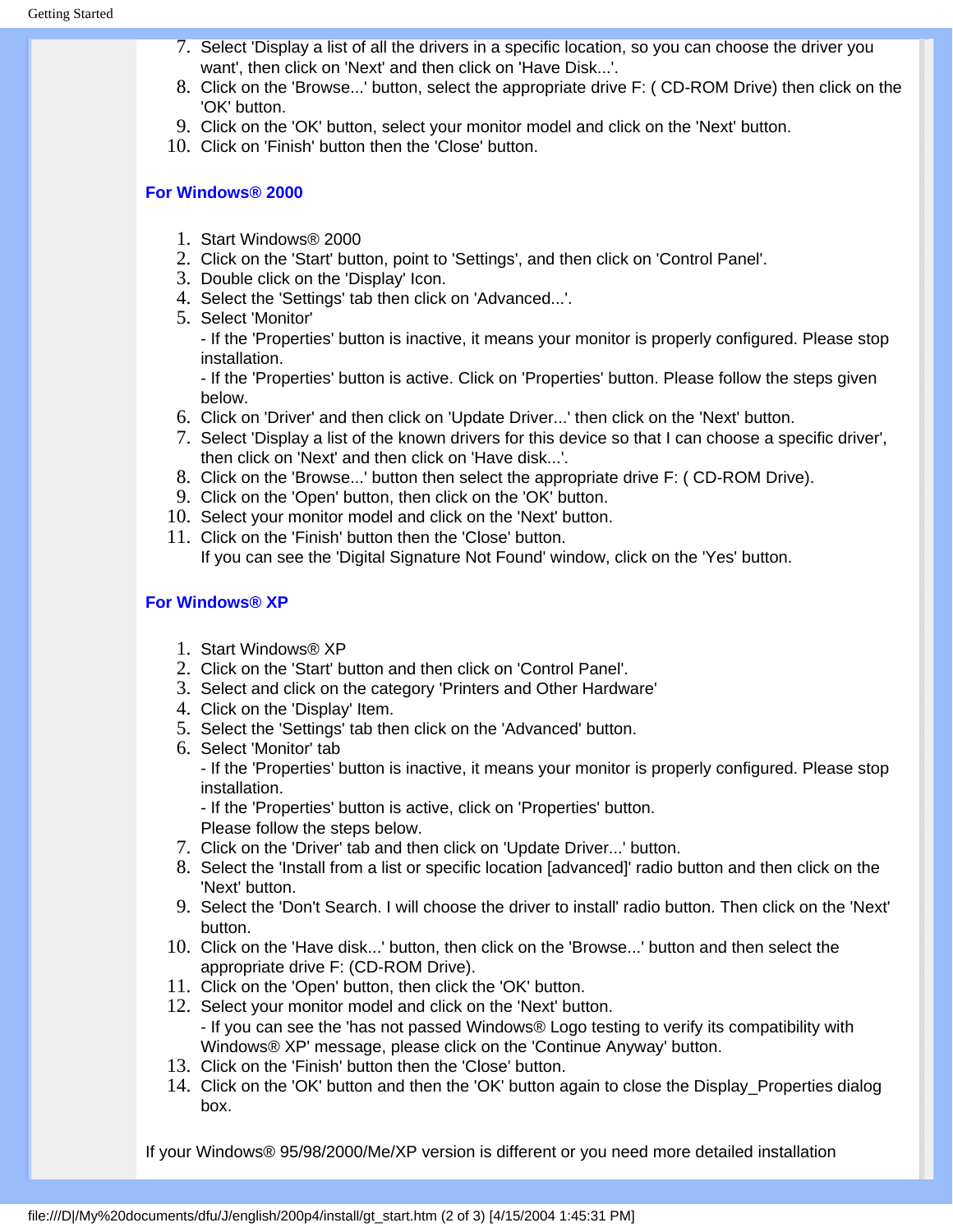7. Select 'Display a list of all the drivers in a specific location, so you can choose the driver you want', then click on 'Next' and then click on 'Have Disk...'.
8. Click on the 'Browse...' button, select the appropriate drive F: ( CD-ROM Drive) then click on the 'OK' button.
9. Click on the 'OK' button, select your monitor model and click on the 'Next' button.
10. Click on 'Finish' button then the 'Close' button.

### For Windows® 2000

1. Start Windows® 2000
2. Click on the 'Start' button, point to 'Settings', and then click on 'Control Panel'.
3. Double click on the 'Display' Icon.
4. Select the 'Settings' tab then click on 'Advanced...'.
5. Select 'Monitor'
   - If the 'Properties' button is inactive, it means your monitor is properly configured. Please stop installation.
   - If the 'Properties' button is active. Click on 'Properties' button. Please follow the steps given below.
6. Click on 'Driver' and then click on 'Update Driver...' then click on the 'Next' button.
7. Select 'Display a list of the known drivers for this device so that I can choose a specific driver', then click on 'Next' and then click on 'Have disk...'.
8. Click on the 'Browse...' button then select the appropriate drive F: ( CD-ROM Drive).
9. Click on the 'Open' button, then click on the 'OK' button.
10. Select your monitor model and click on the 'Next' button.
11. Click on the 'Finish' button then the 'Close' button.
    If you can see the 'Digital Signature Not Found' window, click on the 'Yes' button.

### For Windows® XP

1. Start Windows® XP
2. Click on the 'Start' button and then click on 'Control Panel'.
3. Select and click on the category 'Printers and Other Hardware'
4. Click on the 'Display' Item.
5. Select the 'Settings' tab then click on the 'Advanced' button.
6. Select 'Monitor' tab
   - If the 'Properties' button is inactive, it means your monitor is properly configured. Please stop installation.
   - If the 'Properties' button is active, click on 'Properties' button.
   Please follow the steps below.
7. Click on the 'Driver' tab and then click on 'Update Driver...' button.
8. Select the 'Install from a list or specific location [advanced]' radio button and then click on the 'Next' button.
9. Select the 'Don't Search. I will choose the driver to install' radio button. Then click on the 'Next' button.
10. Click on the 'Have disk...' button, then click on the 'Browse...' button and then select the appropriate drive F: (CD-ROM Drive).
11. Click on the 'Open' button, then click the 'OK' button.
12. Select your monitor model and click on the 'Next' button.
    - If you can see the 'has not passed Windows® Logo testing to verify its compatibility with Windows® XP' message, please click on the 'Continue Anyway' button.
13. Click on the 'Finish' button then the 'Close' button.
14. Click on the 'OK' button and then the 'OK' button again to close the Display_Properties dialog box.

If your Windows® 95/98/2000/Me/XP version is different or you need more detailed installation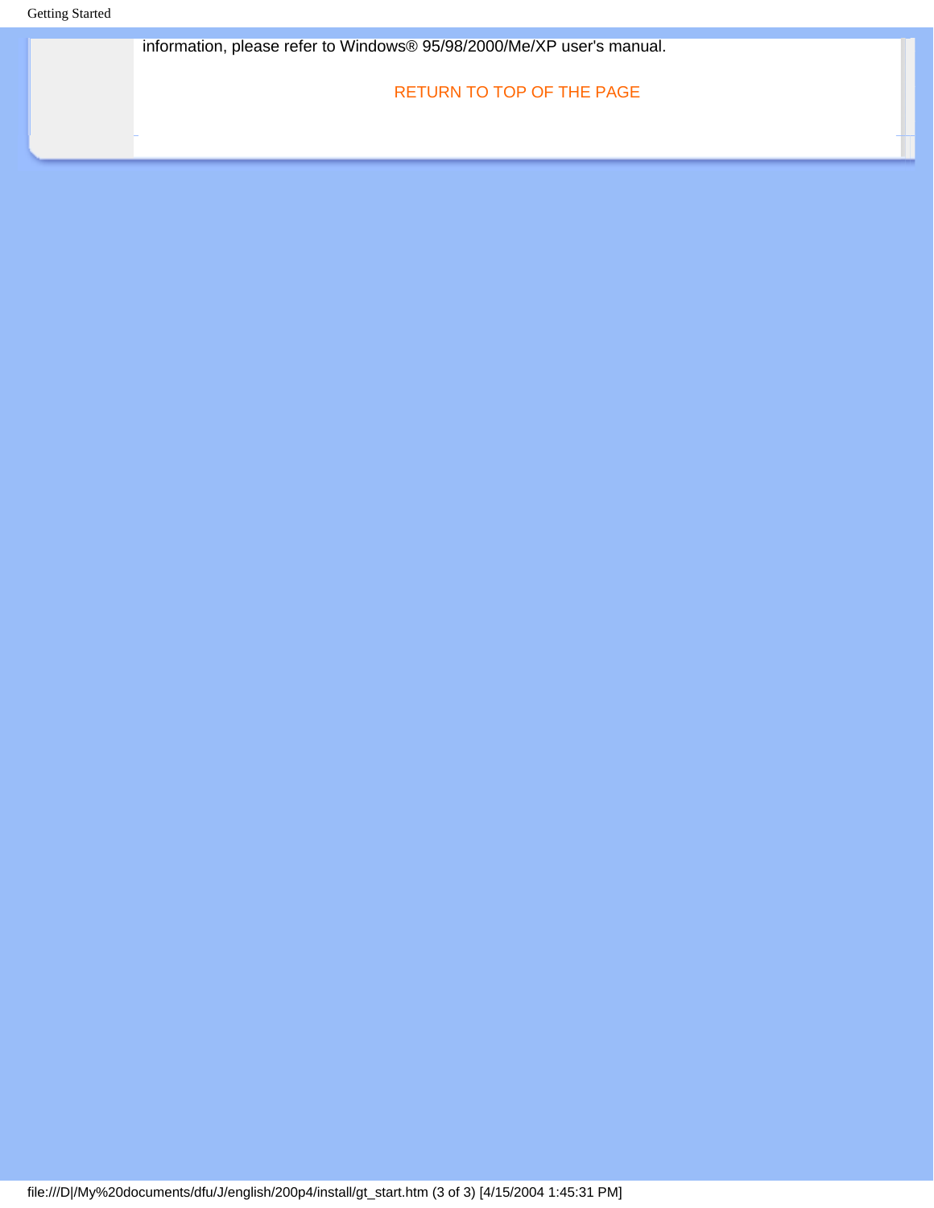information, please refer to Windows® 95/98/2000/Me/XP user's manual.

RETURN TO TOP OF THE PAGE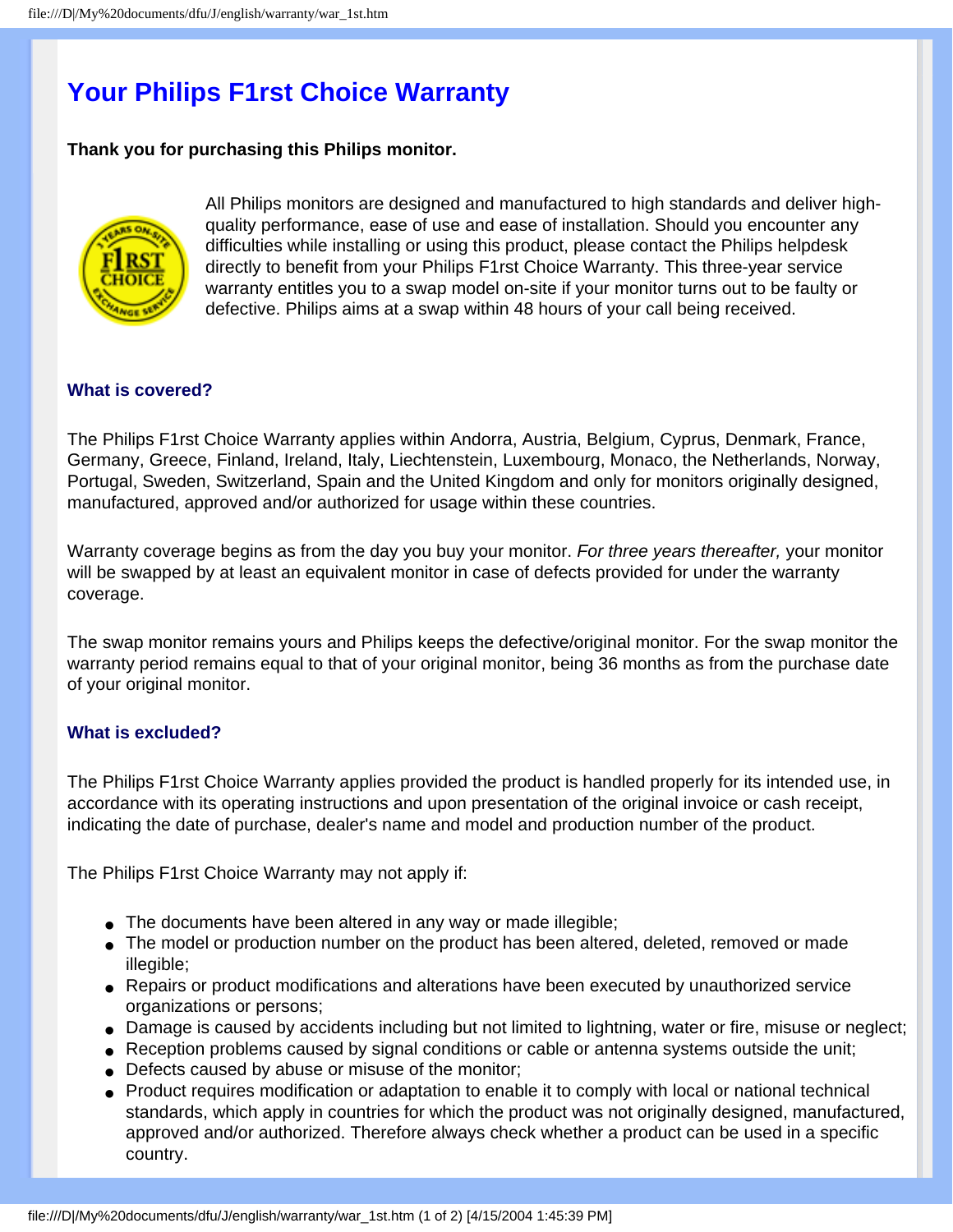# Your Philips F1rst Choice Warranty

**Thank you for purchasing this Philips monitor.**

All Philips monitors are designed and manufactured to high standards and deliver high-quality performance, ease of use and ease of installation. Should you encounter any difficulties while installing or using this product, please contact the Philips helpdesk directly to benefit from your Philips F1rst Choice Warranty. This three-year service warranty entitles you to a swap model on-site if your monitor turns out to be faulty or defective. Philips aims at a swap within 48 hours of your call being received.

### What is covered?

The Philips F1rst Choice Warranty applies within Andorra, Austria, Belgium, Cyprus, Denmark, France, Germany, Greece, Finland, Ireland, Italy, Liechtenstein, Luxembourg, Monaco, the Netherlands, Norway, Portugal, Sweden, Switzerland, Spain and the United Kingdom and only for monitors originally designed, manufactured, approved and/or authorized for usage within these countries.

Warranty coverage begins as from the day you buy your monitor. *For three years thereafter,* your monitor will be swapped by at least an equivalent monitor in case of defects provided for under the warranty coverage.

The swap monitor remains yours and Philips keeps the defective/original monitor. For the swap monitor the warranty period remains equal to that of your original monitor, being 36 months as from the purchase date of your original monitor.

### What is excluded?

The Philips F1rst Choice Warranty applies provided the product is handled properly for its intended use, in accordance with its operating instructions and upon presentation of the original invoice or cash receipt, indicating the date of purchase, dealer's name and model and production number of the product.

The Philips F1rst Choice Warranty may not apply if:

- The documents have been altered in any way or made illegible;
- The model or production number on the product has been altered, deleted, removed or made illegible;
- Repairs or product modifications and alterations have been executed by unauthorized service organizations or persons;
- Damage is caused by accidents including but not limited to lightning, water or fire, misuse or neglect;
- Reception problems caused by signal conditions or cable or antenna systems outside the unit;
- Defects caused by abuse or misuse of the monitor;
- Product requires modification or adaptation to enable it to comply with local or national technical standards, which apply in countries for which the product was not originally designed, manufactured, approved and/or authorized. Therefore always check whether a product can be used in a specific country.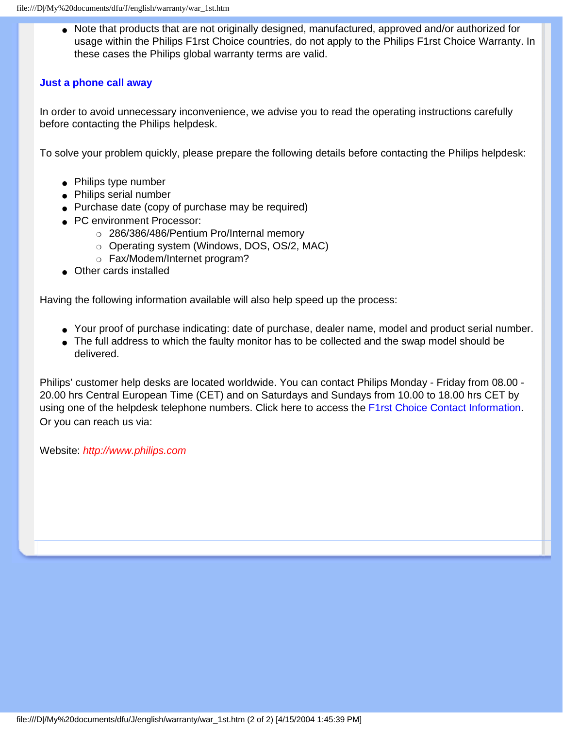- Note that products that are not originally designed, manufactured, approved and/or authorized for usage within the Philips F1rst Choice countries, do not apply to the Philips F1rst Choice Warranty. In these cases the Philips global warranty terms are valid.

### Just a phone call away

In order to avoid unnecessary inconvenience, we advise you to read the operating instructions carefully before contacting the Philips helpdesk.

To solve your problem quickly, please prepare the following details before contacting the Philips helpdesk:

- Philips type number
- Philips serial number
- Purchase date (copy of purchase may be required)
- PC environment Processor:
  - 286/386/486/Pentium Pro/Internal memory
  - Operating system (Windows, DOS, OS/2, MAC)
  - Fax/Modem/Internet program?
- Other cards installed

Having the following information available will also help speed up the process:

- Your proof of purchase indicating: date of purchase, dealer name, model and product serial number.
- The full address to which the faulty monitor has to be collected and the swap model should be delivered.

Philips' customer help desks are located worldwide. You can contact Philips Monday - Friday from 08.00 - 20.00 hrs Central European Time (CET) and on Saturdays and Sundays from 10.00 to 18.00 hrs CET by using one of the helpdesk telephone numbers. Click here to access the F1rst Choice Contact Information. Or you can reach us via:

Website: *http://www.philips.com*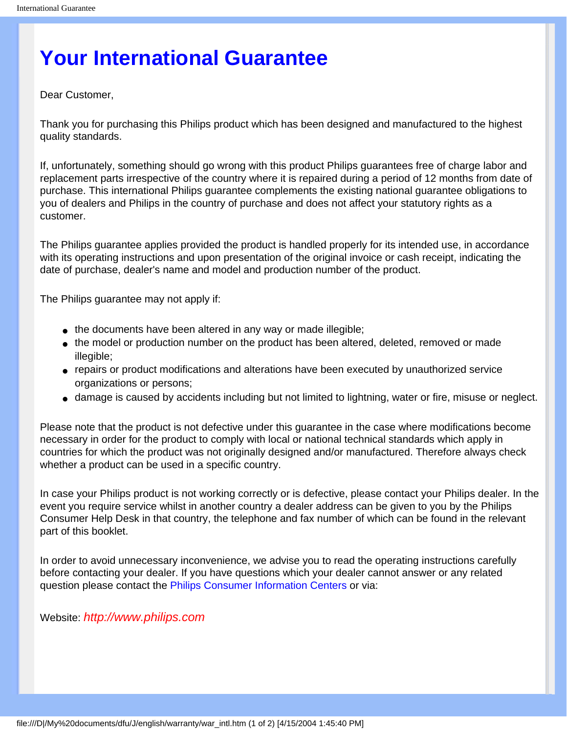# Your International Guarantee

Dear Customer,

Thank you for purchasing this Philips product which has been designed and manufactured to the highest quality standards.

If, unfortunately, something should go wrong with this product Philips guarantees free of charge labor and replacement parts irrespective of the country where it is repaired during a period of 12 months from date of purchase. This international Philips guarantee complements the existing national guarantee obligations to you of dealers and Philips in the country of purchase and does not affect your statutory rights as a customer.

The Philips guarantee applies provided the product is handled properly for its intended use, in accordance with its operating instructions and upon presentation of the original invoice or cash receipt, indicating the date of purchase, dealer's name and model and production number of the product.

The Philips guarantee may not apply if:

- the documents have been altered in any way or made illegible;
- the model or production number on the product has been altered, deleted, removed or made illegible;
- repairs or product modifications and alterations have been executed by unauthorized service organizations or persons;
- damage is caused by accidents including but not limited to lightning, water or fire, misuse or neglect.

Please note that the product is not defective under this guarantee in the case where modifications become necessary in order for the product to comply with local or national technical standards which apply in countries for which the product was not originally designed and/or manufactured. Therefore always check whether a product can be used in a specific country.

In case your Philips product is not working correctly or is defective, please contact your Philips dealer. In the event you require service whilst in another country a dealer address can be given to you by the Philips Consumer Help Desk in that country, the telephone and fax number of which can be found in the relevant part of this booklet.

In order to avoid unnecessary inconvenience, we advise you to read the operating instructions carefully before contacting your dealer. If you have questions which your dealer cannot answer or any related question please contact the Philips Consumer Information Centers or via:

Website: *http://www.philips.com*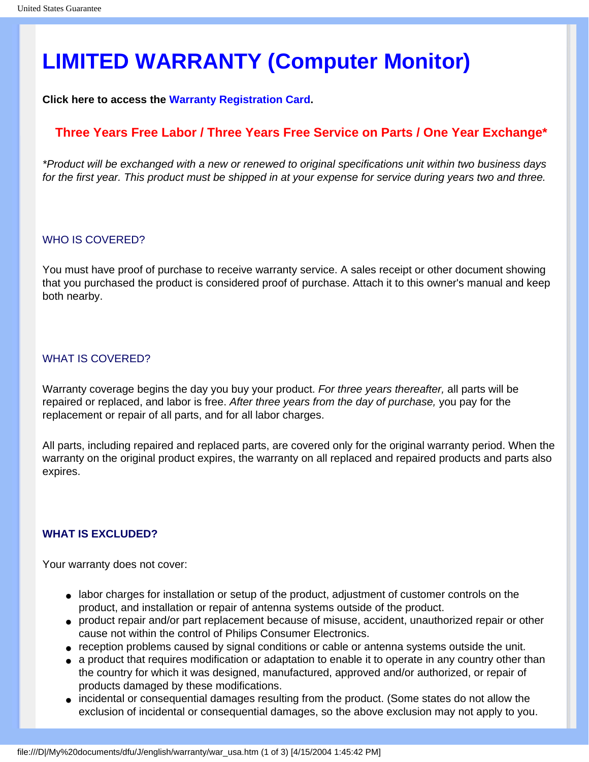# LIMITED WARRANTY (Computer Monitor)

**Click here to access the Warranty Registration Card.**

**Three Years Free Labor / Three Years Free Service on Parts / One Year Exchange***

*\*Product will be exchanged with a new or renewed to original specifications unit within two business days for the first year. This product must be shipped in at your expense for service during years two and three.*

### WHO IS COVERED?

You must have proof of purchase to receive warranty service. A sales receipt or other document showing that you purchased the product is considered proof of purchase. Attach it to this owner's manual and keep both nearby.

### WHAT IS COVERED?

Warranty coverage begins the day you buy your product. *For three years thereafter,* all parts will be repaired or replaced, and labor is free. *After three years from the day of purchase,* you pay for the replacement or repair of all parts, and for all labor charges.

All parts, including repaired and replaced parts, are covered only for the original warranty period. When the warranty on the original product expires, the warranty on all replaced and repaired products and parts also expires.

### WHAT IS EXCLUDED?

Your warranty does not cover:

- labor charges for installation or setup of the product, adjustment of customer controls on the product, and installation or repair of antenna systems outside of the product.
- product repair and/or part replacement because of misuse, accident, unauthorized repair or other cause not within the control of Philips Consumer Electronics.
- reception problems caused by signal conditions or cable or antenna systems outside the unit.
- a product that requires modification or adaptation to enable it to operate in any country other than the country for which it was designed, manufactured, approved and/or authorized, or repair of products damaged by these modifications.
- incidental or consequential damages resulting from the product. (Some states do not allow the exclusion of incidental or consequential damages, so the above exclusion may not apply to you.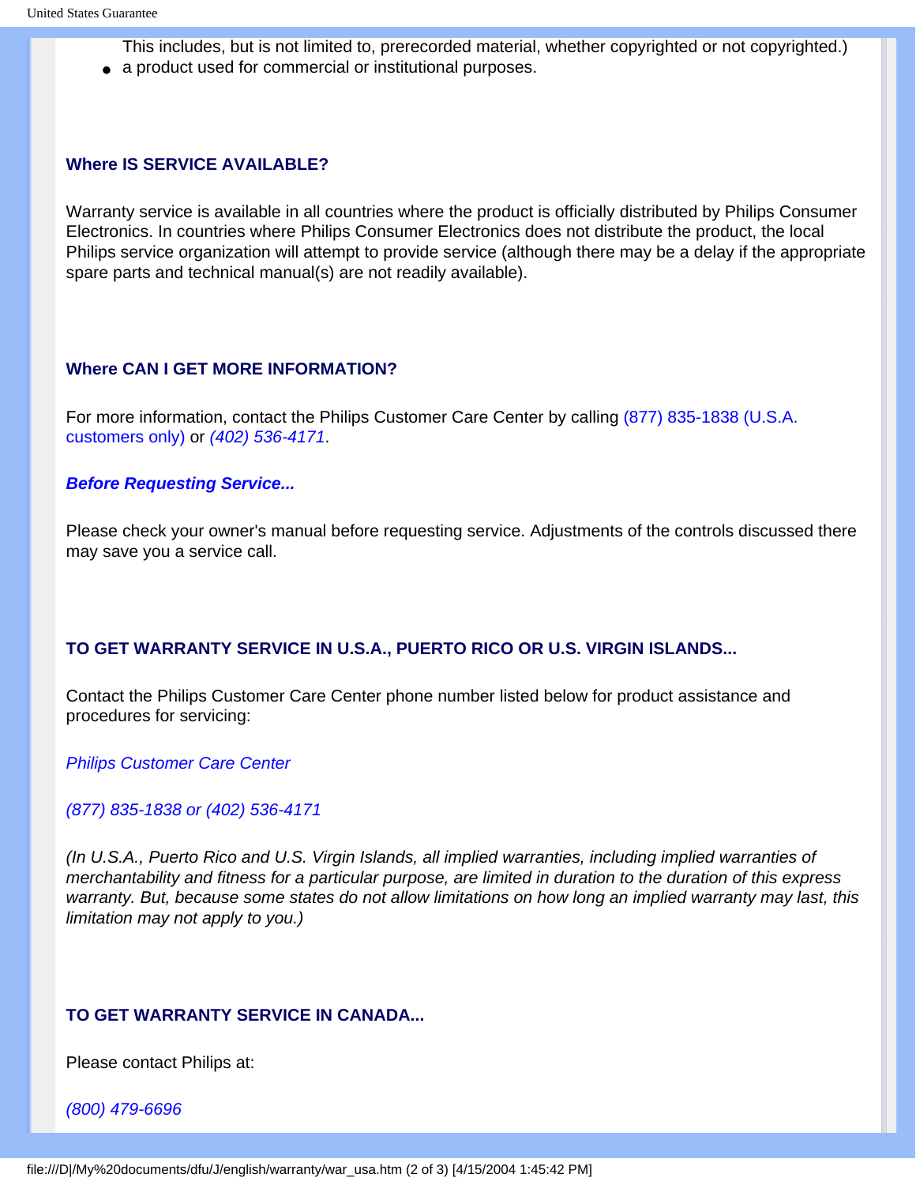This includes, but is not limited to, prerecorded material, whether copyrighted or not copyrighted.)

- a product used for commercial or institutional purposes.

### Where IS SERVICE AVAILABLE?

Warranty service is available in all countries where the product is officially distributed by Philips Consumer Electronics. In countries where Philips Consumer Electronics does not distribute the product, the local Philips service organization will attempt to provide service (although there may be a delay if the appropriate spare parts and technical manual(s) are not readily available).

### Where CAN I GET MORE INFORMATION?

For more information, contact the Philips Customer Care Center by calling (877) 835-1838 (U.S.A. customers only) or *(402) 536-4171*.

***Before Requesting Service...***

Please check your owner's manual before requesting service. Adjustments of the controls discussed there may save you a service call.

### TO GET WARRANTY SERVICE IN U.S.A., PUERTO RICO OR U.S. VIRGIN ISLANDS...

Contact the Philips Customer Care Center phone number listed below for product assistance and procedures for servicing:

*Philips Customer Care Center*

*(877) 835-1838 or (402) 536-4171*

*(In U.S.A., Puerto Rico and U.S. Virgin Islands, all implied warranties, including implied warranties of merchantability and fitness for a particular purpose, are limited in duration to the duration of this express warranty. But, because some states do not allow limitations on how long an implied warranty may last, this limitation may not apply to you.)*

### TO GET WARRANTY SERVICE IN CANADA...

Please contact Philips at:

*(800) 479-6696*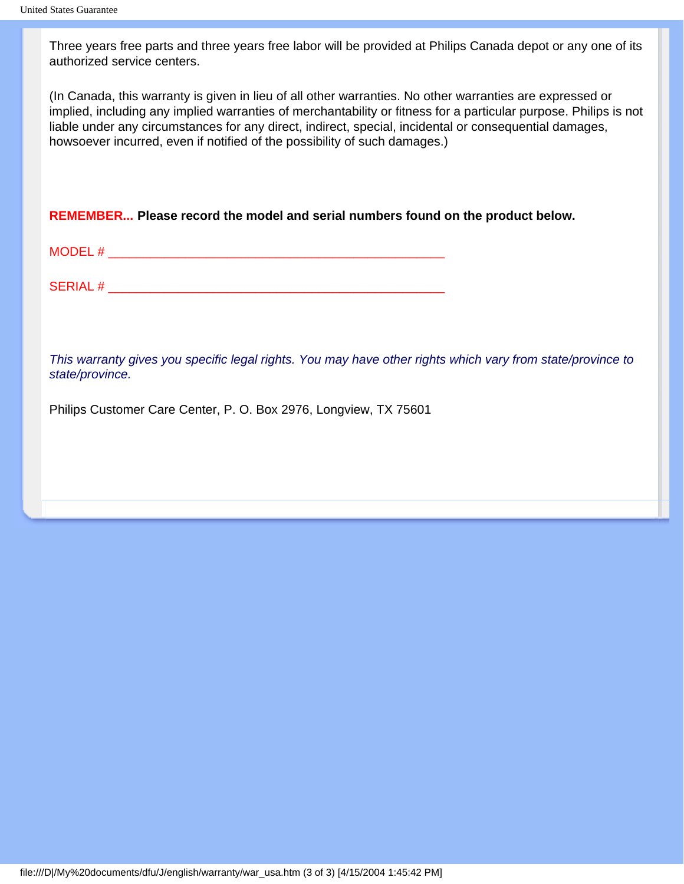Three years free parts and three years free labor will be provided at Philips Canada depot or any one of its authorized service centers.

(In Canada, this warranty is given in lieu of all other warranties. No other warranties are expressed or implied, including any implied warranties of merchantability or fitness for a particular purpose. Philips is not liable under any circumstances for any direct, indirect, special, incidental or consequential damages, howsoever incurred, even if notified of the possibility of such damages.)

**REMEMBER... Please record the model and serial numbers found on the product below.**

MODEL # ________________________________________________

SERIAL # ________________________________________________

*This warranty gives you specific legal rights. You may have other rights which vary from state/province to state/province.*

Philips Customer Care Center, P. O. Box 2976, Longview, TX 75601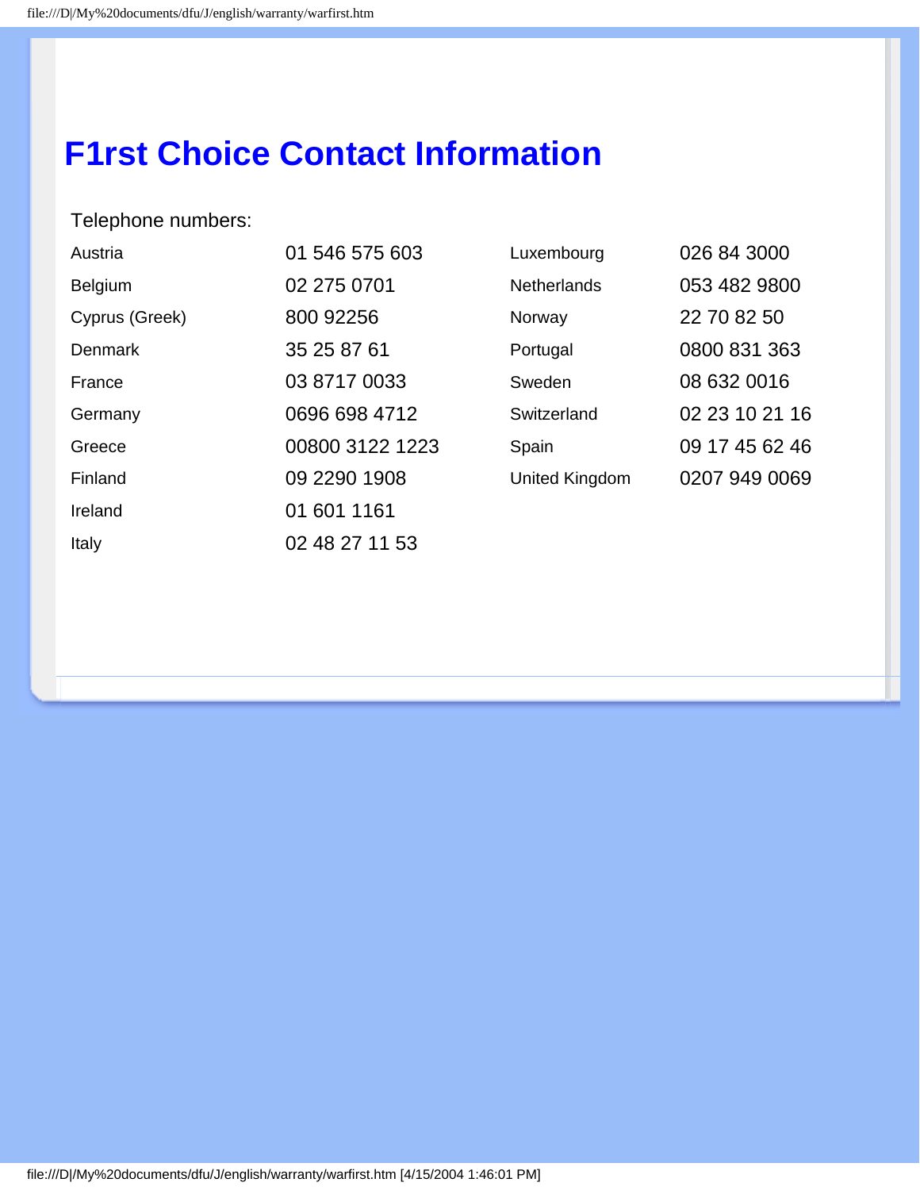# F1rst Choice Contact Information

Telephone numbers:

| | | | |
|---|---|---|---|
| Austria | 01 546 575 603 | Luxembourg | 026 84 3000 |
| Belgium | 02 275 0701 | Netherlands | 053 482 9800 |
| Cyprus (Greek) | 800 92256 | Norway | 22 70 82 50 |
| Denmark | 35 25 87 61 | Portugal | 0800 831 363 |
| France | 03 8717 0033 | Sweden | 08 632 0016 |
| Germany | 0696 698 4712 | Switzerland | 02 23 10 21 16 |
| Greece | 00800 3122 1223 | Spain | 09 17 45 62 46 |
| Finland | 09 2290 1908 | United Kingdom | 0207 949 0069 |
| Ireland | 01 601 1161 | | |
| Italy | 02 48 27 11 53 | | |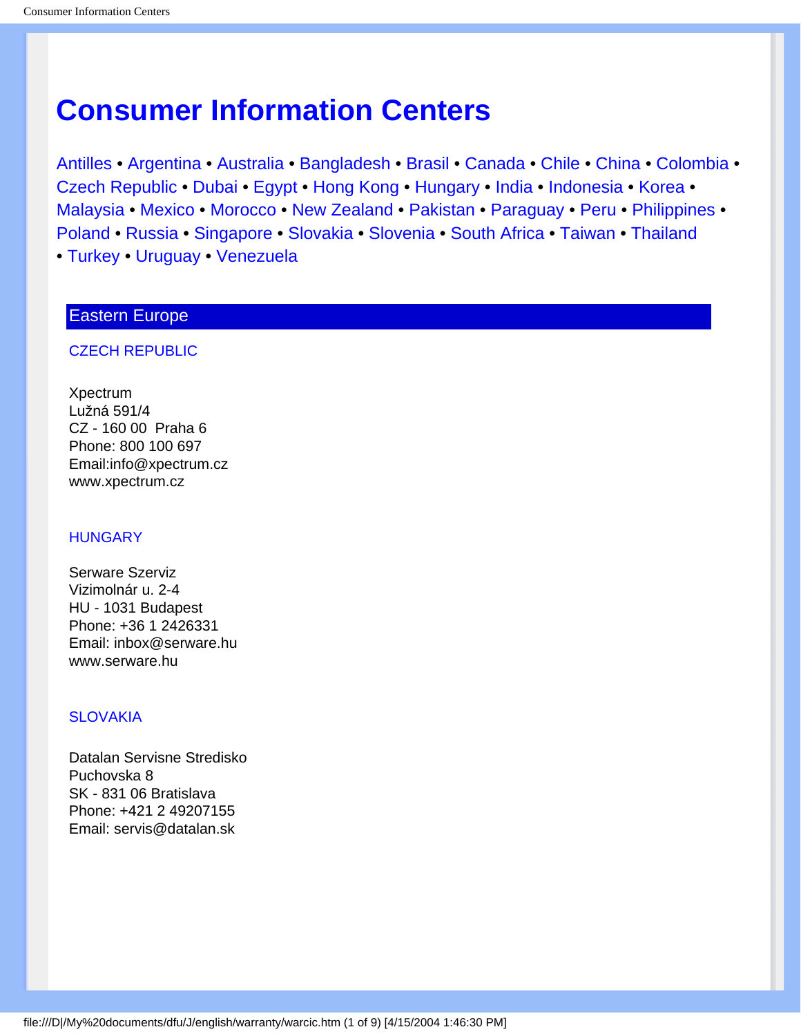# Consumer Information Centers

Antilles • Argentina • Australia • Bangladesh • Brasil • Canada • Chile • China • Colombia • Czech Republic • Dubai • Egypt • Hong Kong • Hungary • India • Indonesia • Korea • Malaysia • Mexico • Morocco • New Zealand • Pakistan • Paraguay • Peru • Philippines • Poland • Russia • Singapore • Slovakia • Slovenia • South Africa • Taiwan • Thailand • Turkey • Uruguay • Venezuela

## Eastern Europe

### CZECH REPUBLIC

Xpectrum
Lužná 591/4
CZ - 160 00 Praha 6
Phone: 800 100 697
Email:info@xpectrum.cz
www.xpectrum.cz

### HUNGARY

Serware Szerviz
Vizimolnár u. 2-4
HU - 1031 Budapest
Phone: +36 1 2426331
Email: inbox@serware.hu
www.serware.hu

### SLOVAKIA

Datalan Servisne Stredisko
Puchovska 8
SK - 831 06 Bratislava
Phone: +421 2 49207155
Email: servis@datalan.sk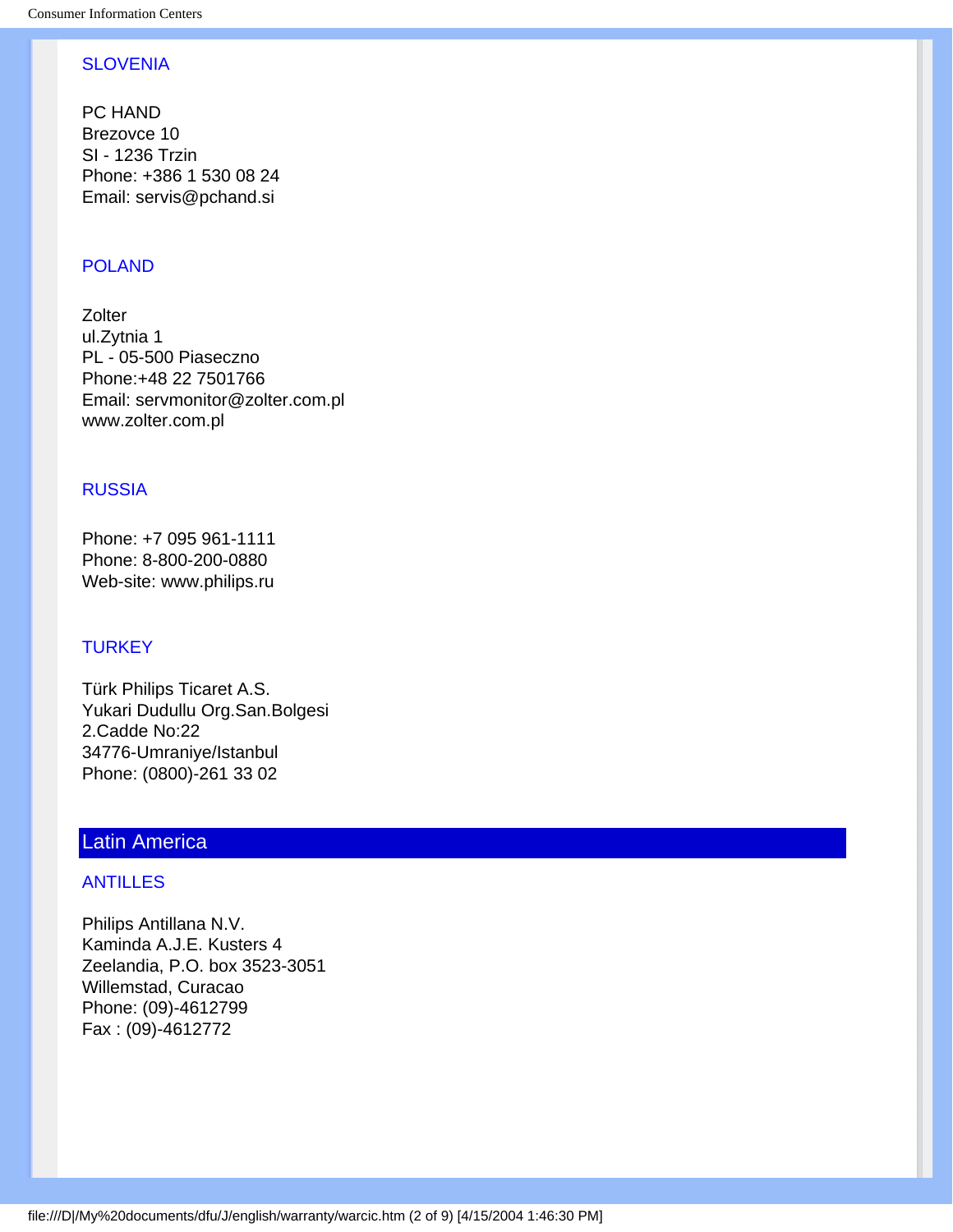### SLOVENIA

PC HAND
Brezovce 10
SI - 1236 Trzin
Phone: +386 1 530 08 24
Email: servis@pchand.si

### POLAND

Zolter
ul.Zytnia 1
PL - 05-500 Piaseczno
Phone:+48 22 7501766
Email: servmonitor@zolter.com.pl
www.zolter.com.pl

### RUSSIA

Phone: +7 095 961-1111
Phone: 8-800-200-0880
Web-site: www.philips.ru

### TURKEY

Türk Philips Ticaret A.S.
Yukari Dudullu Org.San.Bolgesi
2.Cadde No:22
34776-Umraniye/Istanbul
Phone: (0800)-261 33 02

## Latin America

### ANTILLES

Philips Antillana N.V.
Kaminda A.J.E. Kusters 4
Zeelandia, P.O. box 3523-3051
Willemstad, Curacao
Phone: (09)-4612799
Fax : (09)-4612772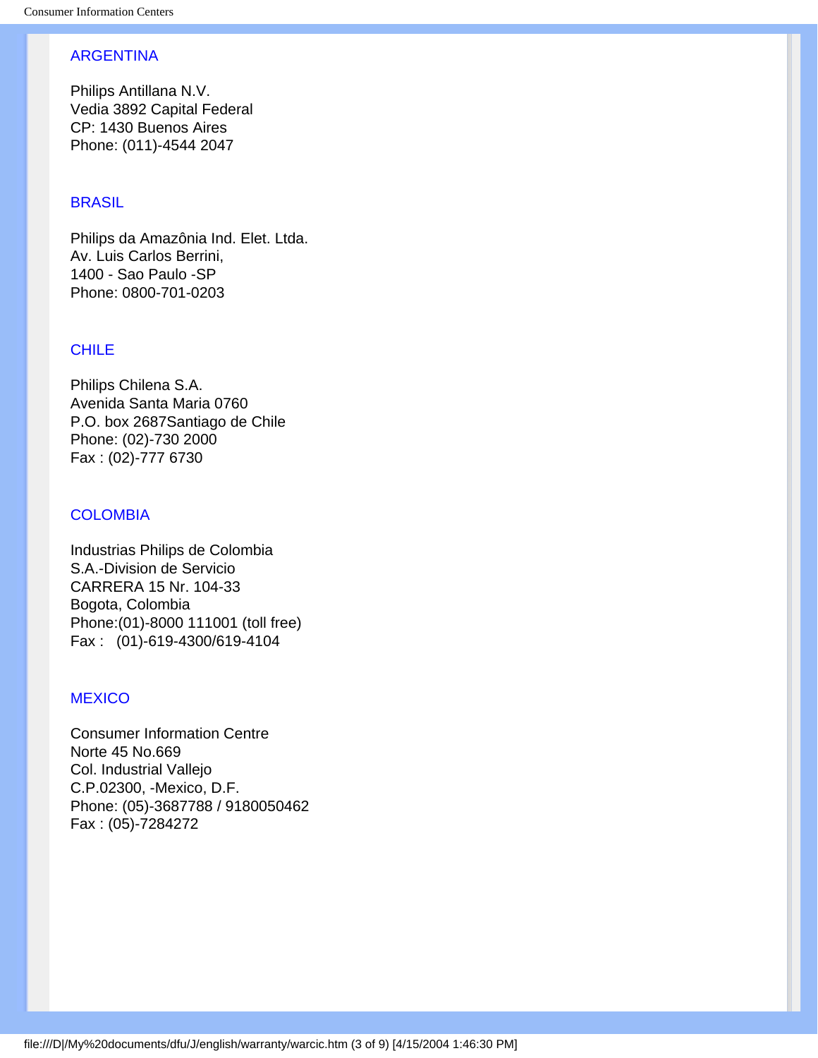## ARGENTINA

Philips Antillana N.V.
Vedia 3892 Capital Federal
CP: 1430 Buenos Aires
Phone: (011)-4544 2047

## BRASIL

Philips da Amazônia Ind. Elet. Ltda.
Av. Luis Carlos Berrini,
1400 - Sao Paulo -SP
Phone: 0800-701-0203

## CHILE

Philips Chilena S.A.
Avenida Santa Maria 0760
P.O. box 2687Santiago de Chile
Phone: (02)-730 2000
Fax : (02)-777 6730

## COLOMBIA

Industrias Philips de Colombia
S.A.-Division de Servicio
CARRERA 15 Nr. 104-33
Bogota, Colombia
Phone:(01)-8000 111001 (toll free)
Fax : (01)-619-4300/619-4104

## MEXICO

Consumer Information Centre
Norte 45 No.669
Col. Industrial Vallejo
C.P.02300, -Mexico, D.F.
Phone: (05)-3687788 / 9180050462
Fax : (05)-7284272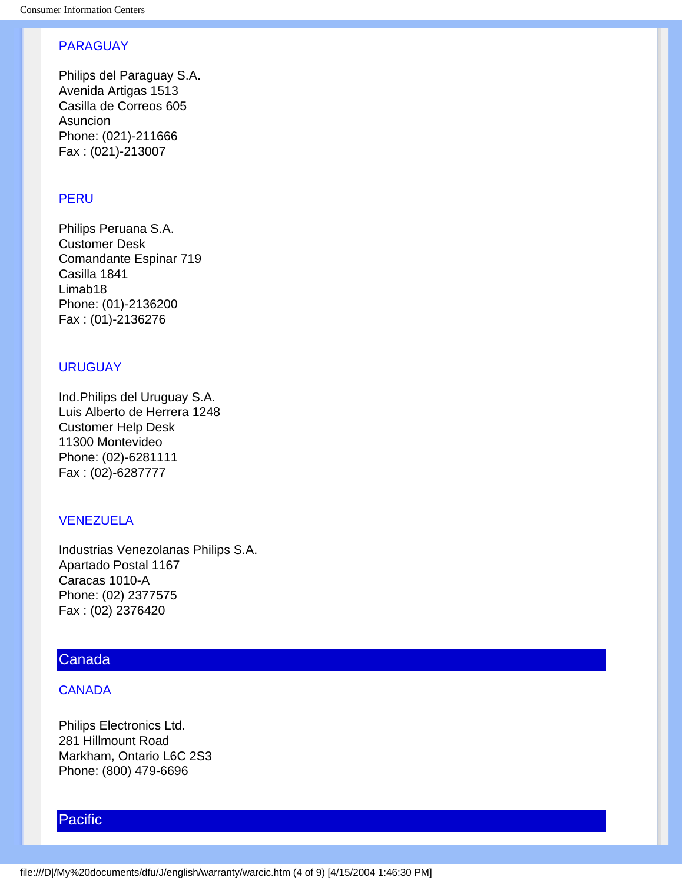### PARAGUAY

Philips del Paraguay S.A.
Avenida Artigas 1513
Casilla de Correos 605
Asuncion
Phone: (021)-211666
Fax : (021)-213007

### PERU

Philips Peruana S.A.
Customer Desk
Comandante Espinar 719
Casilla 1841
Limab18
Phone: (01)-2136200
Fax : (01)-2136276

### URUGUAY

Ind.Philips del Uruguay S.A.
Luis Alberto de Herrera 1248
Customer Help Desk
11300 Montevideo
Phone: (02)-6281111
Fax : (02)-6287777

### VENEZUELA

Industrias Venezolanas Philips S.A.
Apartado Postal 1167
Caracas 1010-A
Phone: (02) 2377575
Fax : (02) 2376420

## Canada

### CANADA

Philips Electronics Ltd.
281 Hillmount Road
Markham, Ontario L6C 2S3
Phone: (800) 479-6696

## Pacific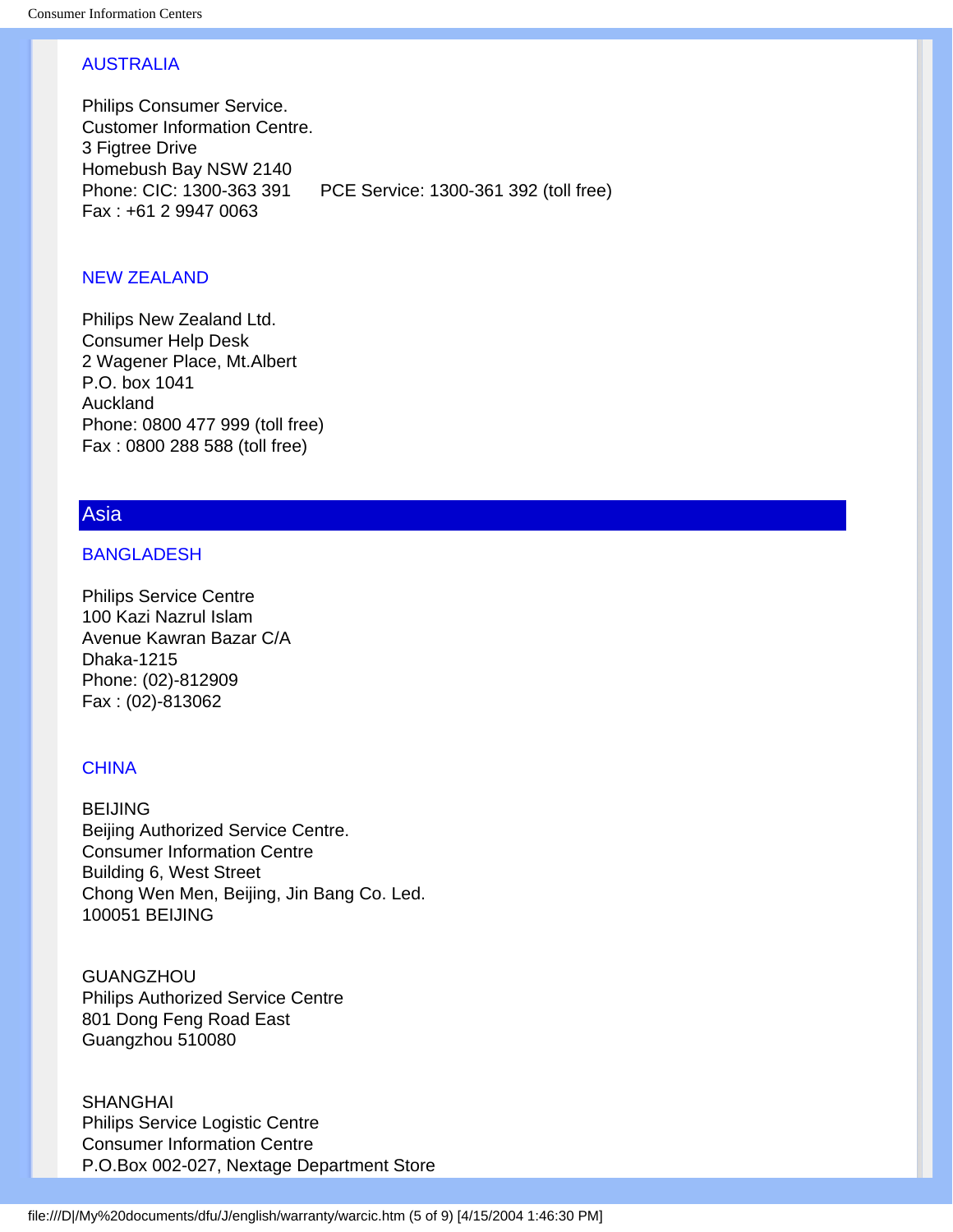### AUSTRALIA

Philips Consumer Service.
Customer Information Centre.
3 Figtree Drive
Homebush Bay NSW 2140
Phone: CIC: 1300-363 391     PCE Service: 1300-361 392 (toll free)
Fax : +61 2 9947 0063

### NEW ZEALAND

Philips New Zealand Ltd.
Consumer Help Desk
2 Wagener Place, Mt.Albert
P.O. box 1041
Auckland
Phone: 0800 477 999 (toll free)
Fax : 0800 288 588 (toll free)

## Asia

### BANGLADESH

Philips Service Centre
100 Kazi Nazrul Islam
Avenue Kawran Bazar C/A
Dhaka-1215
Phone: (02)-812909
Fax : (02)-813062

### CHINA

BEIJING
Beijing Authorized Service Centre.
Consumer Information Centre
Building 6, West Street
Chong Wen Men, Beijing, Jin Bang Co. Led.
100051 BEIJING

GUANGZHOU
Philips Authorized Service Centre
801 Dong Feng Road East
Guangzhou 510080

SHANGHAI
Philips Service Logistic Centre
Consumer Information Centre
P.O.Box 002-027, Nextage Department Store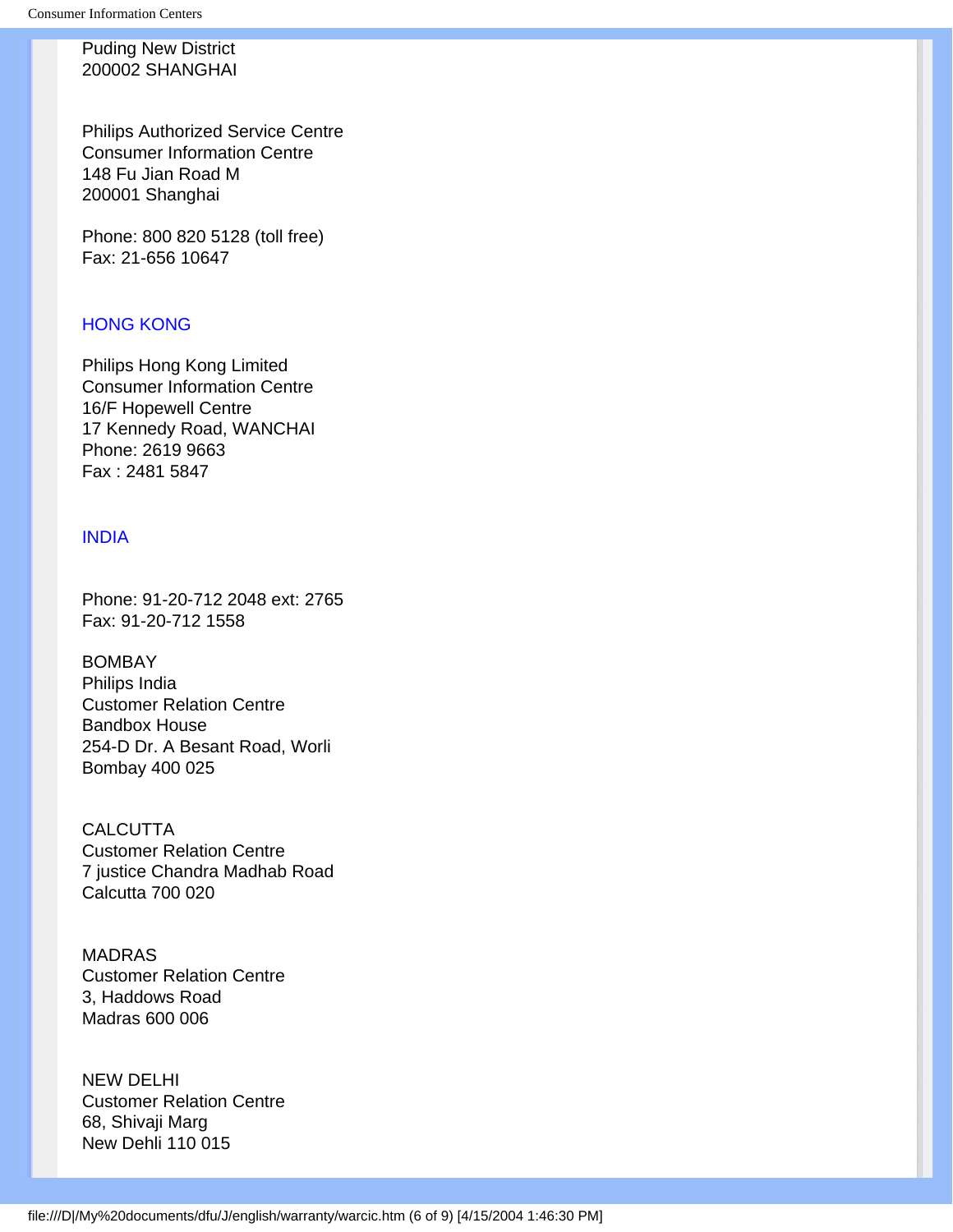Puding New District
200002 SHANGHAI

Philips Authorized Service Centre
Consumer Information Centre
148 Fu Jian Road M
200001 Shanghai

Phone: 800 820 5128 (toll free)
Fax: 21-656 10647

## HONG KONG

Philips Hong Kong Limited
Consumer Information Centre
16/F Hopewell Centre
17 Kennedy Road, WANCHAI
Phone: 2619 9663
Fax : 2481 5847

## INDIA

Phone: 91-20-712 2048 ext: 2765
Fax: 91-20-712 1558

BOMBAY
Philips India
Customer Relation Centre
Bandbox House
254-D Dr. A Besant Road, Worli
Bombay 400 025

CALCUTTA
Customer Relation Centre
7 justice Chandra Madhab Road
Calcutta 700 020

MADRAS
Customer Relation Centre
3, Haddows Road
Madras 600 006

NEW DELHI
Customer Relation Centre
68, Shivaji Marg
New Dehli 110 015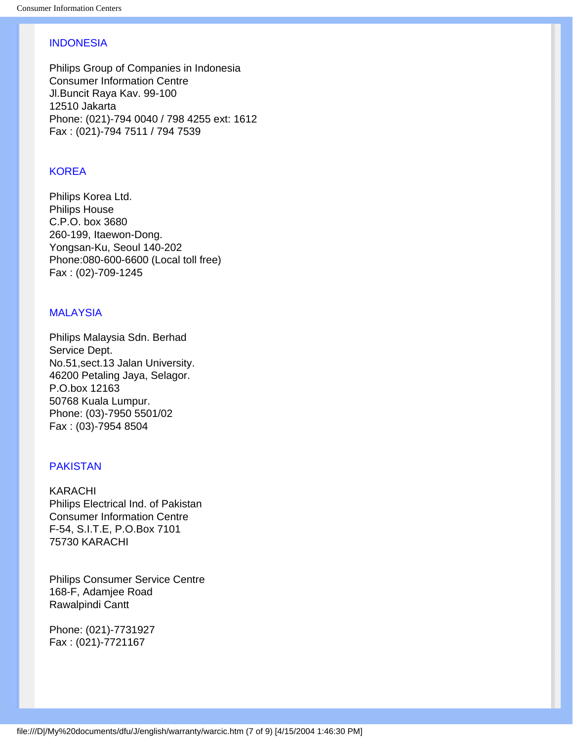## INDONESIA

Philips Group of Companies in Indonesia
Consumer Information Centre
Jl.Buncit Raya Kav. 99-100
12510 Jakarta
Phone: (021)-794 0040 / 798 4255 ext: 1612
Fax : (021)-794 7511 / 794 7539

## KOREA

Philips Korea Ltd.
Philips House
C.P.O. box 3680
260-199, Itaewon-Dong.
Yongsan-Ku, Seoul 140-202
Phone:080-600-6600 (Local toll free)
Fax : (02)-709-1245

## MALAYSIA

Philips Malaysia Sdn. Berhad
Service Dept.
No.51,sect.13 Jalan University.
46200 Petaling Jaya, Selagor.
P.O.box 12163
50768 Kuala Lumpur.
Phone: (03)-7950 5501/02
Fax : (03)-7954 8504

## PAKISTAN

KARACHI
Philips Electrical Ind. of Pakistan
Consumer Information Centre
F-54, S.I.T.E, P.O.Box 7101
75730 KARACHI

Philips Consumer Service Centre
168-F, Adamjee Road
Rawalpindi Cantt

Phone: (021)-7731927
Fax : (021)-7721167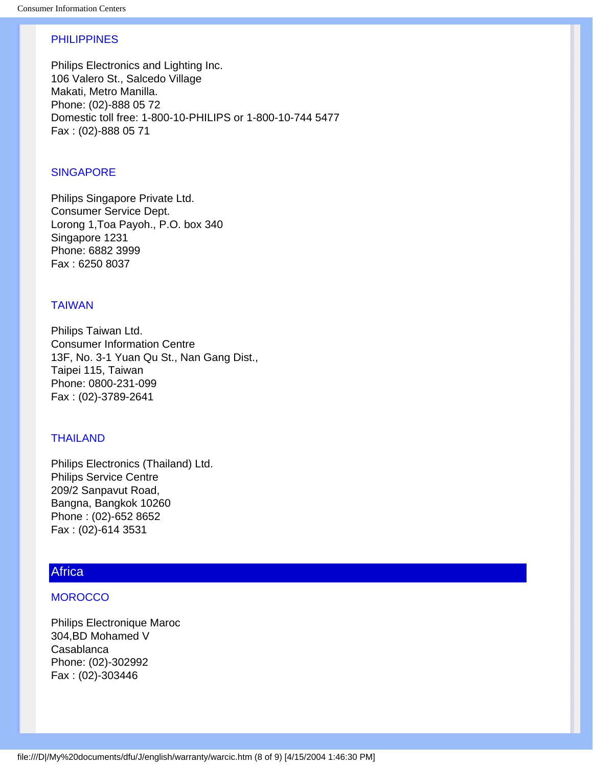### PHILIPPINES

Philips Electronics and Lighting Inc.
106 Valero St., Salcedo Village
Makati, Metro Manilla.
Phone: (02)-888 05 72
Domestic toll free: 1-800-10-PHILIPS or 1-800-10-744 5477
Fax : (02)-888 05 71

### SINGAPORE

Philips Singapore Private Ltd.
Consumer Service Dept.
Lorong 1,Toa Payoh., P.O. box 340
Singapore 1231
Phone: 6882 3999
Fax : 6250 8037

### TAIWAN

Philips Taiwan Ltd.
Consumer Information Centre
13F, No. 3-1 Yuan Qu St., Nan Gang Dist.,
Taipei 115, Taiwan
Phone: 0800-231-099
Fax : (02)-3789-2641

### THAILAND

Philips Electronics (Thailand) Ltd.
Philips Service Centre
209/2 Sanpavut Road,
Bangna, Bangkok 10260
Phone : (02)-652 8652
Fax : (02)-614 3531

## Africa

### MOROCCO

Philips Electronique Maroc
304,BD Mohamed V
Casablanca
Phone: (02)-302992
Fax : (02)-303446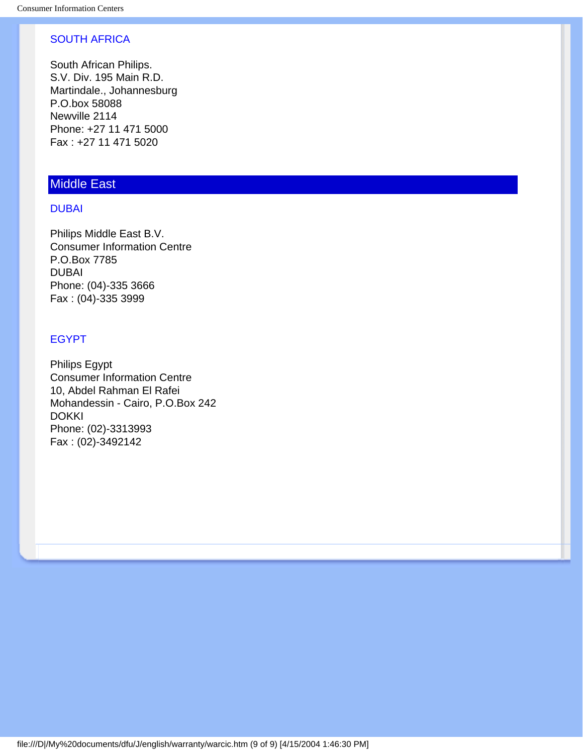### SOUTH AFRICA

South African Philips.
S.V. Div. 195 Main R.D.
Martindale., Johannesburg
P.O.box 58088
Newville 2114
Phone: +27 11 471 5000
Fax : +27 11 471 5020

## Middle East

### DUBAI

Philips Middle East B.V.
Consumer Information Centre
P.O.Box 7785
DUBAI
Phone: (04)-335 3666
Fax : (04)-335 3999

### EGYPT

Philips Egypt
Consumer Information Centre
10, Abdel Rahman El Rafei
Mohandessin - Cairo, P.O.Box 242
DOKKI
Phone: (02)-3313993
Fax : (02)-3492142